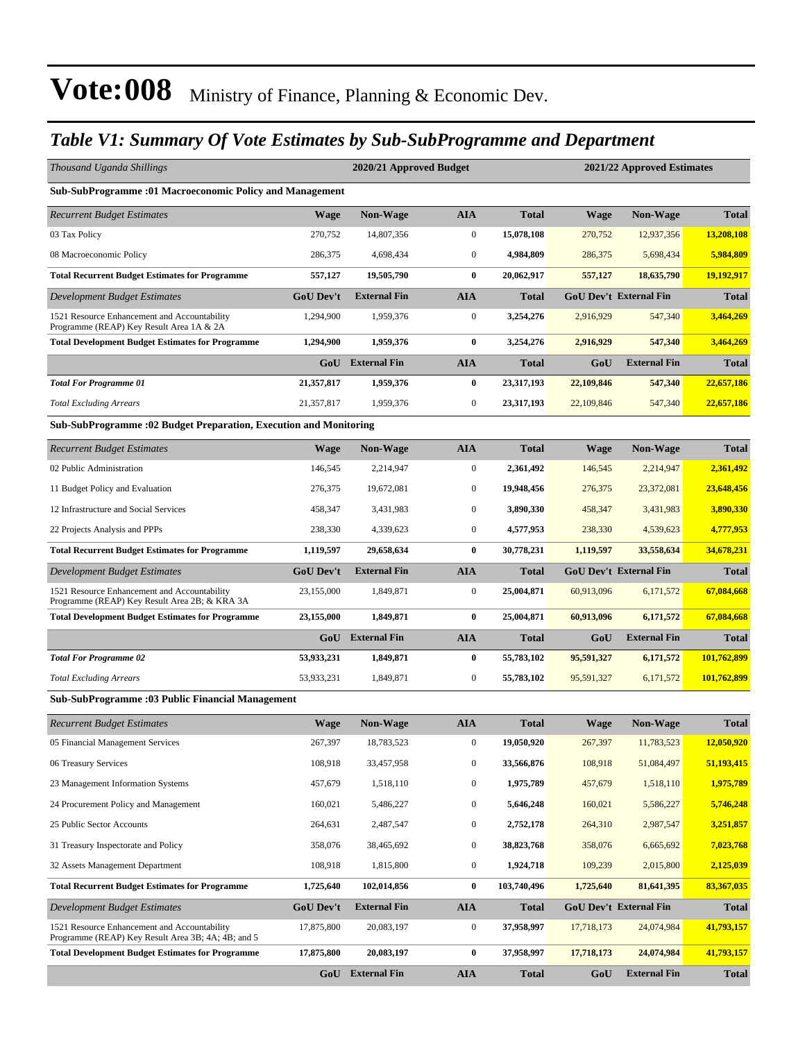# Vote:008 Ministry of Finance, Planning & Economic Dev.

## *Table V1: Summary Of Vote Estimates by Sub-SubProgramme and Department*

| *Thousand Uganda Shillings* | 2020/21 Approved Budget | | | | 2021/22 Approved Estimates | | |
|---|---|---|---|---|---|---|---|
| **Sub-SubProgramme :01 Macroeconomic Policy and Management** | | | | | | | |
| *Recurrent Budget Estimates* | **Wage** | **Non-Wage** | **AIA** | **Total** | **Wage** | **Non-Wage** | **Total** |
| 03 Tax Policy | 270,752 | 14,807,356 | 0 | **15,078,108** | 270,752 | 12,937,356 | **13,208,108** |
| 08 Macroeconomic Policy | 286,375 | 4,698,434 | 0 | **4,984,809** | 286,375 | 5,698,434 | **5,984,809** |
| **Total Recurrent Budget Estimates for Programme** | **557,127** | **19,505,790** | **0** | **20,062,917** | **557,127** | **18,635,790** | **19,192,917** |
| *Development Budget Estimates* | **GoU Dev't** | **External Fin** | **AIA** | **Total** | **GoU Dev't** | **External Fin** | **Total** |
| 1521 Resource Enhancement and Accountability Programme (REAP) Key Result Area 1A & 2A | 1,294,900 | 1,959,376 | 0 | **3,254,276** | 2,916,929 | 547,340 | **3,464,269** |
| **Total Development Budget Estimates for Programme** | **1,294,900** | **1,959,376** | **0** | **3,254,276** | **2,916,929** | **547,340** | **3,464,269** |
| | **GoU** | **External Fin** | **AIA** | **Total** | **GoU** | **External Fin** | **Total** |
| ***Total For Programme 01*** | **21,357,817** | **1,959,376** | **0** | **23,317,193** | **22,109,846** | **547,340** | **22,657,186** |
| *Total Excluding Arrears* | 21,357,817 | 1,959,376 | 0 | **23,317,193** | 22,109,846 | 547,340 | **22,657,186** |
| **Sub-SubProgramme :02 Budget Preparation, Execution and Monitoring** | | | | | | | |
| *Recurrent Budget Estimates* | **Wage** | **Non-Wage** | **AIA** | **Total** | **Wage** | **Non-Wage** | **Total** |
| 02 Public Administration | 146,545 | 2,214,947 | 0 | **2,361,492** | 146,545 | 2,214,947 | **2,361,492** |
| 11 Budget Policy and Evaluation | 276,375 | 19,672,081 | 0 | **19,948,456** | 276,375 | 23,372,081 | **23,648,456** |
| 12 Infrastructure and Social Services | 458,347 | 3,431,983 | 0 | **3,890,330** | 458,347 | 3,431,983 | **3,890,330** |
| 22 Projects Analysis and PPPs | 238,330 | 4,339,623 | 0 | **4,577,953** | 238,330 | 4,539,623 | **4,777,953** |
| **Total Recurrent Budget Estimates for Programme** | **1,119,597** | **29,658,634** | **0** | **30,778,231** | **1,119,597** | **33,558,634** | **34,678,231** |
| *Development Budget Estimates* | **GoU Dev't** | **External Fin** | **AIA** | **Total** | **GoU Dev't** | **External Fin** | **Total** |
| 1521 Resource Enhancement and Accountability Programme (REAP) Key Result Area 2B; & KRA 3A | 23,155,000 | 1,849,871 | 0 | **25,004,871** | 60,913,096 | 6,171,572 | **67,084,668** |
| **Total Development Budget Estimates for Programme** | **23,155,000** | **1,849,871** | **0** | **25,004,871** | **60,913,096** | **6,171,572** | **67,084,668** |
| | **GoU** | **External Fin** | **AIA** | **Total** | **GoU** | **External Fin** | **Total** |
| ***Total For Programme 02*** | **53,933,231** | **1,849,871** | **0** | **55,783,102** | **95,591,327** | **6,171,572** | **101,762,899** |
| *Total Excluding Arrears* | 53,933,231 | 1,849,871 | 0 | **55,783,102** | 95,591,327 | 6,171,572 | **101,762,899** |
| **Sub-SubProgramme :03 Public Financial Management** | | | | | | | |
| *Recurrent Budget Estimates* | **Wage** | **Non-Wage** | **AIA** | **Total** | **Wage** | **Non-Wage** | **Total** |
| 05 Financial Management Services | 267,397 | 18,783,523 | 0 | **19,050,920** | 267,397 | 11,783,523 | **12,050,920** |
| 06 Treasury Services | 108,918 | 33,457,958 | 0 | **33,566,876** | 108,918 | 51,084,497 | **51,193,415** |
| 23 Management Information Systems | 457,679 | 1,518,110 | 0 | **1,975,789** | 457,679 | 1,518,110 | **1,975,789** |
| 24 Procurement Policy and Management | 160,021 | 5,486,227 | 0 | **5,646,248** | 160,021 | 5,586,227 | **5,746,248** |
| 25 Public Sector Accounts | 264,631 | 2,487,547 | 0 | **2,752,178** | 264,310 | 2,987,547 | **3,251,857** |
| 31 Treasury Inspectorate and Policy | 358,076 | 38,465,692 | 0 | **38,823,768** | 358,076 | 6,665,692 | **7,023,768** |
| 32 Assets Management Department | 108,918 | 1,815,800 | 0 | **1,924,718** | 109,239 | 2,015,800 | **2,125,039** |
| **Total Recurrent Budget Estimates for Programme** | **1,725,640** | **102,014,856** | **0** | **103,740,496** | **1,725,640** | **81,641,395** | **83,367,035** |
| *Development Budget Estimates* | **GoU Dev't** | **External Fin** | **AIA** | **Total** | **GoU Dev't** | **External Fin** | **Total** |
| 1521 Resource Enhancement and Accountability Programme (REAP) Key Result Area 3B; 4A; 4B; and 5 | 17,875,800 | 20,083,197 | 0 | **37,958,997** | 17,718,173 | 24,074,984 | **41,793,157** |
| **Total Development Budget Estimates for Programme** | **17,875,800** | **20,083,197** | **0** | **37,958,997** | **17,718,173** | **24,074,984** | **41,793,157** |
| | **GoU** | **External Fin** | **AIA** | **Total** | **GoU** | **External Fin** | **Total** |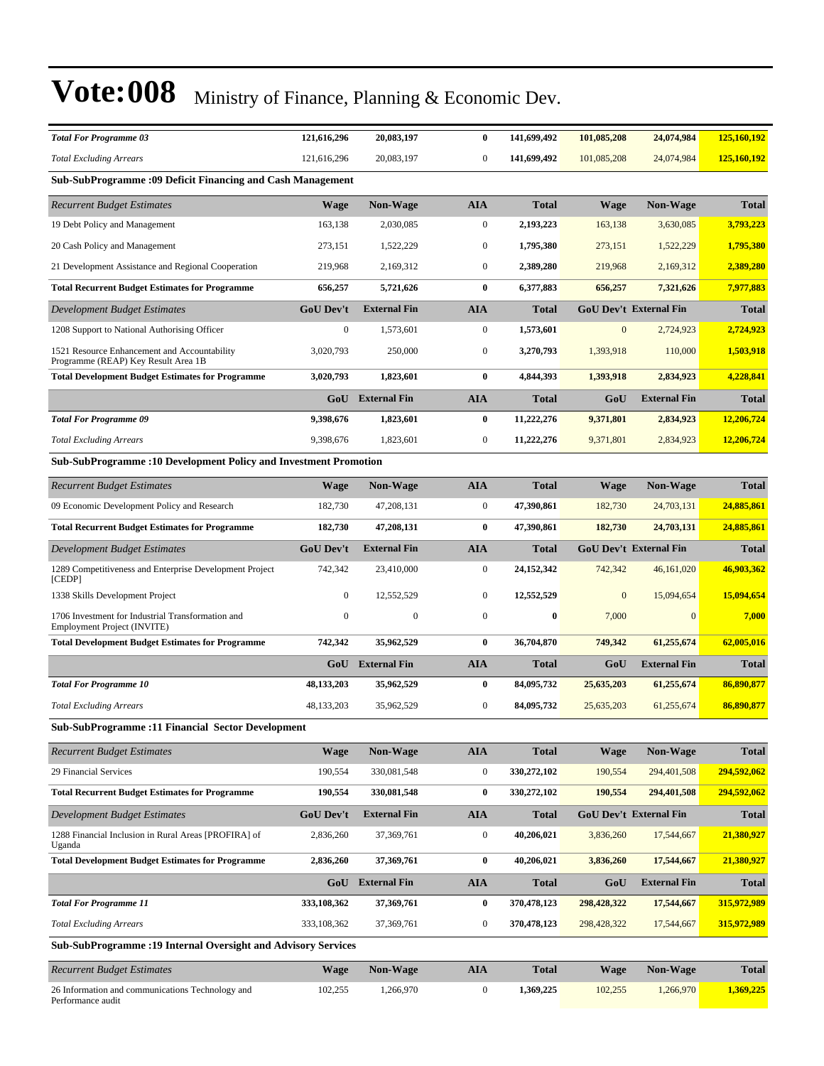# Vote:008 Ministry of Finance, Planning & Economic Dev.

| | | | | | | | |
|---|---|---|---|---|---|---|---|
| ***Total For Programme 03*** | **121,616,296** | **20,083,197** | **0** | **141,699,492** | **101,085,208** | **24,074,984** | **125,160,192** |
| *Total Excluding Arrears* | 121,616,296 | 20,083,197 | 0 | **141,699,492** | 101,085,208 | 24,074,984 | **125,160,192** |

**Sub-SubProgramme :09 Deficit Financing and Cash Management**

| *Recurrent Budget Estimates* | Wage | Non-Wage | AIA | Total | Wage | Non-Wage | Total |
|---|---|---|---|---|---|---|---|
| 19 Debt Policy and Management | 163,138 | 2,030,085 | 0 | **2,193,223** | 163,138 | 3,630,085 | **3,793,223** |
| 20 Cash Policy and Management | 273,151 | 1,522,229 | 0 | **1,795,380** | 273,151 | 1,522,229 | **1,795,380** |
| 21 Development Assistance and Regional Cooperation | 219,968 | 2,169,312 | 0 | **2,389,280** | 219,968 | 2,169,312 | **2,389,280** |
| **Total Recurrent Budget Estimates for Programme** | **656,257** | **5,721,626** | **0** | **6,377,883** | **656,257** | **7,321,626** | **7,977,883** |
| *Development Budget Estimates* | **GoU Dev't** | **External Fin** | **AIA** | **Total** | **GoU Dev't** | **External Fin** | **Total** |
| 1208 Support to National Authorising Officer | 0 | 1,573,601 | 0 | **1,573,601** | 0 | 2,724,923 | **2,724,923** |
| 1521 Resource Enhancement and Accountability Programme (REAP) Key Result Area 1B | 3,020,793 | 250,000 | 0 | **3,270,793** | 1,393,918 | 110,000 | **1,503,918** |
| **Total Development Budget Estimates for Programme** | **3,020,793** | **1,823,601** | **0** | **4,844,393** | **1,393,918** | **2,834,923** | **4,228,841** |
| | **GoU** | **External Fin** | **AIA** | **Total** | **GoU** | **External Fin** | **Total** |
| ***Total For Programme 09*** | **9,398,676** | **1,823,601** | **0** | **11,222,276** | **9,371,801** | **2,834,923** | **12,206,724** |
| *Total Excluding Arrears* | 9,398,676 | 1,823,601 | 0 | **11,222,276** | 9,371,801 | 2,834,923 | **12,206,724** |

**Sub-SubProgramme :10 Development Policy and Investment Promotion**

| *Recurrent Budget Estimates* | Wage | Non-Wage | AIA | Total | Wage | Non-Wage | Total |
|---|---|---|---|---|---|---|---|
| 09 Economic Development Policy and Research | 182,730 | 47,208,131 | 0 | **47,390,861** | 182,730 | 24,703,131 | **24,885,861** |
| **Total Recurrent Budget Estimates for Programme** | **182,730** | **47,208,131** | **0** | **47,390,861** | **182,730** | **24,703,131** | **24,885,861** |
| *Development Budget Estimates* | **GoU Dev't** | **External Fin** | **AIA** | **Total** | **GoU Dev't** | **External Fin** | **Total** |
| 1289 Competitiveness and Enterprise Development Project [CEDP] | 742,342 | 23,410,000 | 0 | **24,152,342** | 742,342 | 46,161,020 | **46,903,362** |
| 1338 Skills Development Project | 0 | 12,552,529 | 0 | **12,552,529** | 0 | 15,094,654 | **15,094,654** |
| 1706 Investment for Industrial Transformation and Employment Project (INVITE) | 0 | 0 | 0 | **0** | 7,000 | 0 | **7,000** |
| **Total Development Budget Estimates for Programme** | **742,342** | **35,962,529** | **0** | **36,704,870** | **749,342** | **61,255,674** | **62,005,016** |
| | **GoU** | **External Fin** | **AIA** | **Total** | **GoU** | **External Fin** | **Total** |
| ***Total For Programme 10*** | **48,133,203** | **35,962,529** | **0** | **84,095,732** | **25,635,203** | **61,255,674** | **86,890,877** |
| *Total Excluding Arrears* | 48,133,203 | 35,962,529 | 0 | **84,095,732** | 25,635,203 | 61,255,674 | **86,890,877** |

**Sub-SubProgramme :11 Financial Sector Development**

| *Recurrent Budget Estimates* | Wage | Non-Wage | AIA | Total | Wage | Non-Wage | Total |
|---|---|---|---|---|---|---|---|
| 29 Financial Services | 190,554 | 330,081,548 | 0 | **330,272,102** | 190,554 | 294,401,508 | **294,592,062** |
| **Total Recurrent Budget Estimates for Programme** | **190,554** | **330,081,548** | **0** | **330,272,102** | **190,554** | **294,401,508** | **294,592,062** |
| *Development Budget Estimates* | **GoU Dev't** | **External Fin** | **AIA** | **Total** | **GoU Dev't** | **External Fin** | **Total** |
| 1288 Financial Inclusion in Rural Areas [PROFIRA] of Uganda | 2,836,260 | 37,369,761 | 0 | **40,206,021** | 3,836,260 | 17,544,667 | **21,380,927** |
| **Total Development Budget Estimates for Programme** | **2,836,260** | **37,369,761** | **0** | **40,206,021** | **3,836,260** | **17,544,667** | **21,380,927** |
| | **GoU** | **External Fin** | **AIA** | **Total** | **GoU** | **External Fin** | **Total** |
| ***Total For Programme 11*** | **333,108,362** | **37,369,761** | **0** | **370,478,123** | **298,428,322** | **17,544,667** | **315,972,989** |
| *Total Excluding Arrears* | 333,108,362 | 37,369,761 | 0 | **370,478,123** | 298,428,322 | 17,544,667 | **315,972,989** |

**Sub-SubProgramme :19 Internal Oversight and Advisory Services**

| *Recurrent Budget Estimates* | Wage | Non-Wage | AIA | Total | Wage | Non-Wage | Total |
|---|---|---|---|---|---|---|---|
| 26 Information and communications Technology and Performance audit | 102,255 | 1,266,970 | 0 | **1,369,225** | 102,255 | 1,266,970 | **1,369,225** |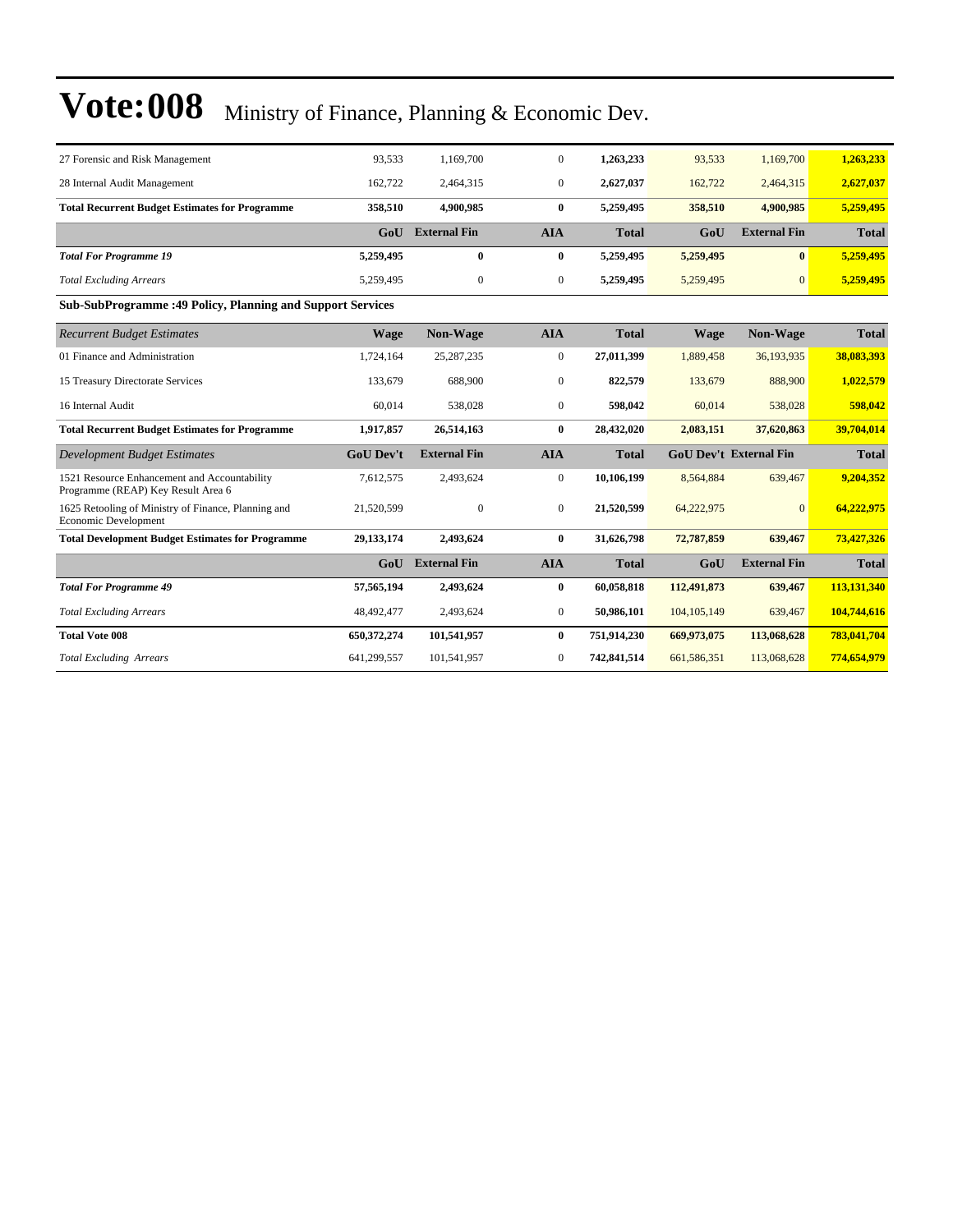# Vote:008 Ministry of Finance, Planning & Economic Dev.

| | | | | | | | |
|---|---|---|---|---|---|---|---|
| 27 Forensic and Risk Management | 93,533 | 1,169,700 | 0 | **1,263,233** | 93,533 | 1,169,700 | **1,263,233** |
| 28 Internal Audit Management | 162,722 | 2,464,315 | 0 | **2,627,037** | 162,722 | 2,464,315 | **2,627,037** |
| **Total Recurrent Budget Estimates for Programme** | **358,510** | **4,900,985** | **0** | **5,259,495** | **358,510** | **4,900,985** | **5,259,495** |
| | **GoU** | **External Fin** | **AIA** | **Total** | **GoU** | **External Fin** | **Total** |
| ***Total For Programme 19*** | **5,259,495** | **0** | **0** | **5,259,495** | **5,259,495** | **0** | **5,259,495** |
| *Total Excluding Arrears* | 5,259,495 | 0 | 0 | **5,259,495** | 5,259,495 | 0 | **5,259,495** |

**Sub-SubProgramme :49 Policy, Planning and Support Services**

| *Recurrent Budget Estimates* | **Wage** | **Non-Wage** | **AIA** | **Total** | **Wage** | **Non-Wage** | **Total** |
|---|---|---|---|---|---|---|---|
| 01 Finance and Administration | 1,724,164 | 25,287,235 | 0 | **27,011,399** | 1,889,458 | 36,193,935 | **38,083,393** |
| 15 Treasury Directorate Services | 133,679 | 688,900 | 0 | **822,579** | 133,679 | 888,900 | **1,022,579** |
| 16 Internal Audit | 60,014 | 538,028 | 0 | **598,042** | 60,014 | 538,028 | **598,042** |
| **Total Recurrent Budget Estimates for Programme** | **1,917,857** | **26,514,163** | **0** | **28,432,020** | **2,083,151** | **37,620,863** | **39,704,014** |
| *Development Budget Estimates* | **GoU Dev't** | **External Fin** | **AIA** | **Total** | **GoU Dev't** | **External Fin** | **Total** |
| 1521 Resource Enhancement and Accountability Programme (REAP) Key Result Area 6 | 7,612,575 | 2,493,624 | 0 | **10,106,199** | 8,564,884 | 639,467 | **9,204,352** |
| 1625 Retooling of Ministry of Finance, Planning and Economic Development | 21,520,599 | 0 | 0 | **21,520,599** | 64,222,975 | 0 | **64,222,975** |
| **Total Development Budget Estimates for Programme** | **29,133,174** | **2,493,624** | **0** | **31,626,798** | **72,787,859** | **639,467** | **73,427,326** |
| | **GoU** | **External Fin** | **AIA** | **Total** | **GoU** | **External Fin** | **Total** |
| ***Total For Programme 49*** | **57,565,194** | **2,493,624** | **0** | **60,058,818** | **112,491,873** | **639,467** | **113,131,340** |
| *Total Excluding Arrears* | 48,492,477 | 2,493,624 | 0 | **50,986,101** | 104,105,149 | 639,467 | **104,744,616** |
| **Total Vote 008** | **650,372,274** | **101,541,957** | **0** | **751,914,230** | **669,973,075** | **113,068,628** | **783,041,704** |
| *Total Excluding Arrears* | 641,299,557 | 101,541,957 | 0 | **742,841,514** | 661,586,351 | 113,068,628 | **774,654,979** |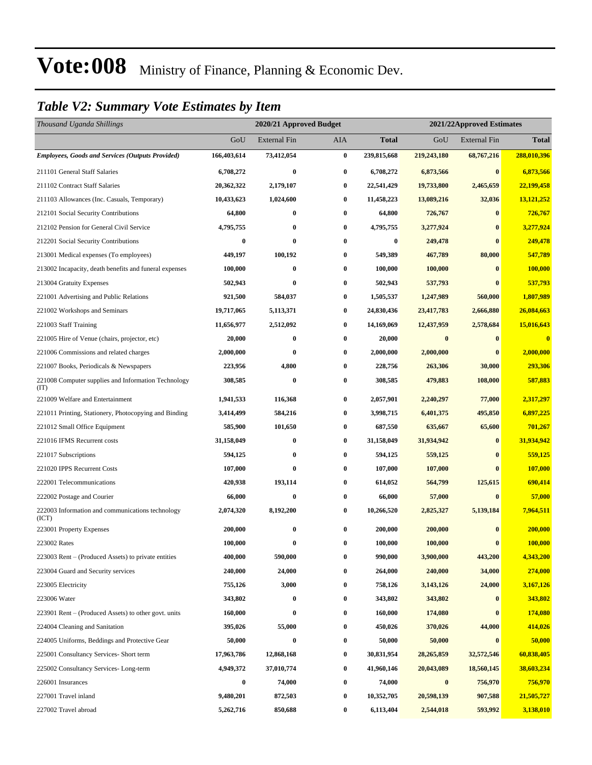# Vote:008 Ministry of Finance, Planning & Economic Dev.

## *Table V2: Summary Vote Estimates by Item*

| *Thousand Uganda Shillings* | 2020/21 Approved Budget | | | | 2021/22Approved Estimates | | |
|---|---|---|---|---|---|---|---|
| | GoU | External Fin | AIA | **Total** | GoU | External Fin | **Total** |
| ***Employees, Goods and Services (Outputs Provided)*** | **166,403,614** | **73,412,054** | **0** | **239,815,668** | **219,243,180** | **68,767,216** | **288,010,396** |
| 211101 General Staff Salaries | **6,708,272** | **0** | **0** | **6,708,272** | **6,873,566** | **0** | **6,873,566** |
| 211102 Contract Staff Salaries | **20,362,322** | **2,179,107** | **0** | **22,541,429** | **19,733,800** | **2,465,659** | **22,199,458** |
| 211103 Allowances (Inc. Casuals, Temporary) | **10,433,623** | **1,024,600** | **0** | **11,458,223** | **13,089,216** | **32,036** | **13,121,252** |
| 212101 Social Security Contributions | **64,800** | **0** | **0** | **64,800** | **726,767** | **0** | **726,767** |
| 212102 Pension for General Civil Service | **4,795,755** | **0** | **0** | **4,795,755** | **3,277,924** | **0** | **3,277,924** |
| 212201 Social Security Contributions | **0** | **0** | **0** | **0** | **249,478** | **0** | **249,478** |
| 213001 Medical expenses (To employees) | **449,197** | **100,192** | **0** | **549,389** | **467,789** | **80,000** | **547,789** |
| 213002 Incapacity, death benefits and funeral expenses | **100,000** | **0** | **0** | **100,000** | **100,000** | **0** | **100,000** |
| 213004 Gratuity Expenses | **502,943** | **0** | **0** | **502,943** | **537,793** | **0** | **537,793** |
| 221001 Advertising and Public Relations | **921,500** | **584,037** | **0** | **1,505,537** | **1,247,989** | **560,000** | **1,807,989** |
| 221002 Workshops and Seminars | **19,717,065** | **5,113,371** | **0** | **24,830,436** | **23,417,783** | **2,666,880** | **26,084,663** |
| 221003 Staff Training | **11,656,977** | **2,512,092** | **0** | **14,169,069** | **12,437,959** | **2,578,684** | **15,016,643** |
| 221005 Hire of Venue (chairs, projector, etc) | **20,000** | **0** | **0** | **20,000** | **0** | **0** | **0** |
| 221006 Commissions and related charges | **2,000,000** | **0** | **0** | **2,000,000** | **2,000,000** | **0** | **2,000,000** |
| 221007 Books, Periodicals & Newspapers | **223,956** | **4,800** | **0** | **228,756** | **263,306** | **30,000** | **293,306** |
| 221008 Computer supplies and Information Technology (IT) | **308,585** | **0** | **0** | **308,585** | **479,883** | **108,000** | **587,883** |
| 221009 Welfare and Entertainment | **1,941,533** | **116,368** | **0** | **2,057,901** | **2,240,297** | **77,000** | **2,317,297** |
| 221011 Printing, Stationery, Photocopying and Binding | **3,414,499** | **584,216** | **0** | **3,998,715** | **6,401,375** | **495,850** | **6,897,225** |
| 221012 Small Office Equipment | **585,900** | **101,650** | **0** | **687,550** | **635,667** | **65,600** | **701,267** |
| 221016 IFMS Recurrent costs | **31,158,049** | **0** | **0** | **31,158,049** | **31,934,942** | **0** | **31,934,942** |
| 221017 Subscriptions | **594,125** | **0** | **0** | **594,125** | **559,125** | **0** | **559,125** |
| 221020 IPPS Recurrent Costs | **107,000** | **0** | **0** | **107,000** | **107,000** | **0** | **107,000** |
| 222001 Telecommunications | **420,938** | **193,114** | **0** | **614,052** | **564,799** | **125,615** | **690,414** |
| 222002 Postage and Courier | **66,000** | **0** | **0** | **66,000** | **57,000** | **0** | **57,000** |
| 222003 Information and communications technology (ICT) | **2,074,320** | **8,192,200** | **0** | **10,266,520** | **2,825,327** | **5,139,184** | **7,964,511** |
| 223001 Property Expenses | **200,000** | **0** | **0** | **200,000** | **200,000** | **0** | **200,000** |
| 223002 Rates | **100,000** | **0** | **0** | **100,000** | **100,000** | **0** | **100,000** |
| 223003 Rent – (Produced Assets) to private entities | **400,000** | **590,000** | **0** | **990,000** | **3,900,000** | **443,200** | **4,343,200** |
| 223004 Guard and Security services | **240,000** | **24,000** | **0** | **264,000** | **240,000** | **34,000** | **274,000** |
| 223005 Electricity | **755,126** | **3,000** | **0** | **758,126** | **3,143,126** | **24,000** | **3,167,126** |
| 223006 Water | **343,802** | **0** | **0** | **343,802** | **343,802** | **0** | **343,802** |
| 223901 Rent – (Produced Assets) to other govt. units | **160,000** | **0** | **0** | **160,000** | **174,080** | **0** | **174,080** |
| 224004 Cleaning and Sanitation | **395,026** | **55,000** | **0** | **450,026** | **370,026** | **44,000** | **414,026** |
| 224005 Uniforms, Beddings and Protective Gear | **50,000** | **0** | **0** | **50,000** | **50,000** | **0** | **50,000** |
| 225001 Consultancy Services- Short term | **17,963,786** | **12,868,168** | **0** | **30,831,954** | **28,265,859** | **32,572,546** | **60,838,405** |
| 225002 Consultancy Services- Long-term | **4,949,372** | **37,010,774** | **0** | **41,960,146** | **20,043,089** | **18,560,145** | **38,603,234** |
| 226001 Insurances | **0** | **74,000** | **0** | **74,000** | **0** | **756,970** | **756,970** |
| 227001 Travel inland | **9,480,201** | **872,503** | **0** | **10,352,705** | **20,598,139** | **907,588** | **21,505,727** |
| 227002 Travel abroad | **5,262,716** | **850,688** | **0** | **6,113,404** | **2,544,018** | **593,992** | **3,138,010** |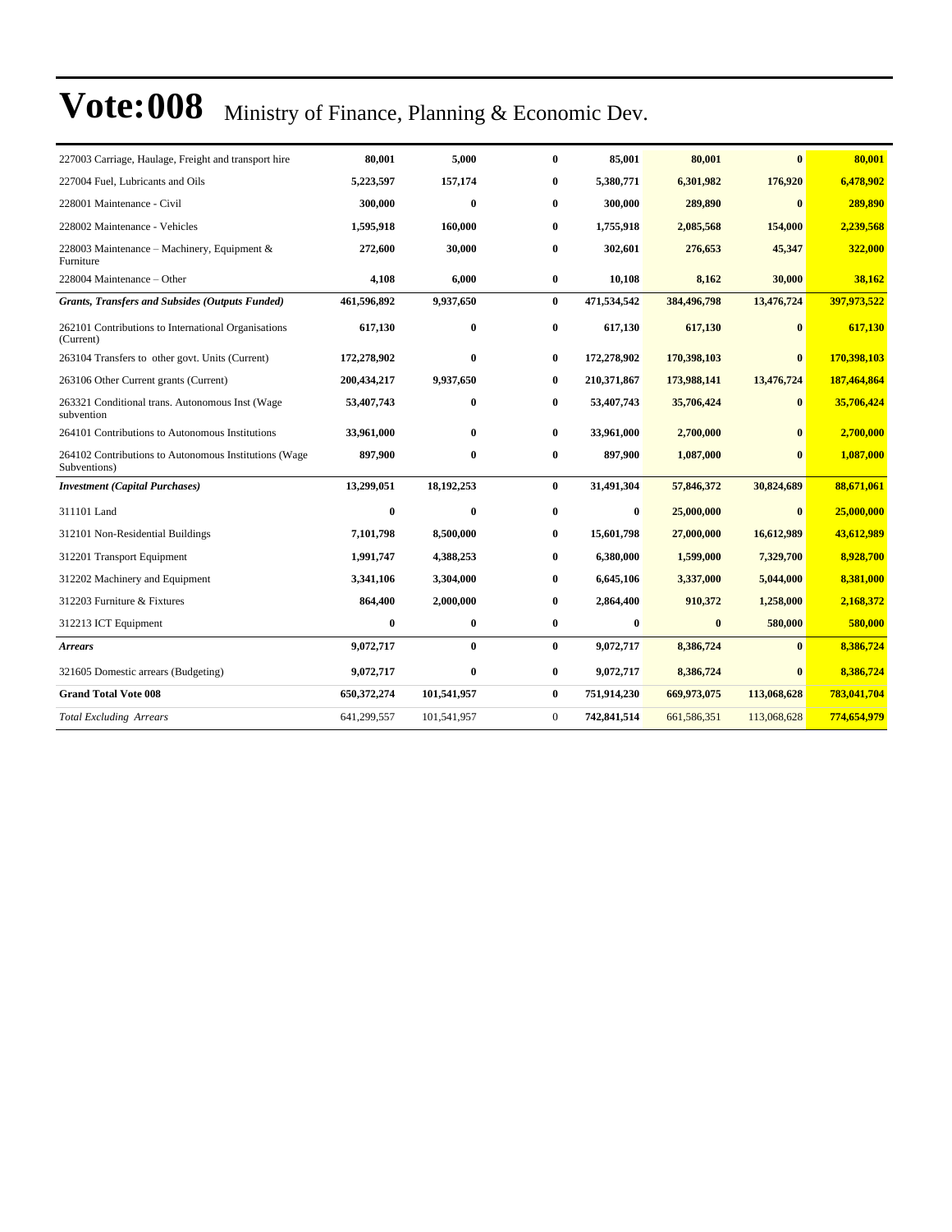# Vote:008 Ministry of Finance, Planning & Economic Dev.

| | | | | | | | |
|---|---|---|---|---|---|---|---|
| 227003 Carriage, Haulage, Freight and transport hire | 80,001 | 5,000 | 0 | 85,001 | 80,001 | 0 | 80,001 |
| 227004 Fuel, Lubricants and Oils | 5,223,597 | 157,174 | 0 | 5,380,771 | 6,301,982 | 176,920 | 6,478,902 |
| 228001 Maintenance - Civil | 300,000 | 0 | 0 | 300,000 | 289,890 | 0 | 289,890 |
| 228002 Maintenance - Vehicles | 1,595,918 | 160,000 | 0 | 1,755,918 | 2,085,568 | 154,000 | 2,239,568 |
| 228003 Maintenance – Machinery, Equipment & Furniture | 272,600 | 30,000 | 0 | 302,601 | 276,653 | 45,347 | 322,000 |
| 228004 Maintenance – Other | 4,108 | 6,000 | 0 | 10,108 | 8,162 | 30,000 | 38,162 |
| ***Grants, Transfers and Subsides (Outputs Funded)*** | **461,596,892** | **9,937,650** | **0** | **471,534,542** | **384,496,798** | **13,476,724** | **397,973,522** |
| 262101 Contributions to International Organisations (Current) | 617,130 | 0 | 0 | 617,130 | 617,130 | 0 | 617,130 |
| 263104 Transfers to other govt. Units (Current) | 172,278,902 | 0 | 0 | 172,278,902 | 170,398,103 | 0 | 170,398,103 |
| 263106 Other Current grants (Current) | 200,434,217 | 9,937,650 | 0 | 210,371,867 | 173,988,141 | 13,476,724 | 187,464,864 |
| 263321 Conditional trans. Autonomous Inst (Wage subvention | 53,407,743 | 0 | 0 | 53,407,743 | 35,706,424 | 0 | 35,706,424 |
| 264101 Contributions to Autonomous Institutions | 33,961,000 | 0 | 0 | 33,961,000 | 2,700,000 | 0 | 2,700,000 |
| 264102 Contributions to Autonomous Institutions (Wage Subventions) | 897,900 | 0 | 0 | 897,900 | 1,087,000 | 0 | 1,087,000 |
| ***Investment (Capital Purchases)*** | **13,299,051** | **18,192,253** | **0** | **31,491,304** | **57,846,372** | **30,824,689** | **88,671,061** |
| 311101 Land | 0 | 0 | 0 | 0 | 25,000,000 | 0 | 25,000,000 |
| 312101 Non-Residential Buildings | 7,101,798 | 8,500,000 | 0 | 15,601,798 | 27,000,000 | 16,612,989 | 43,612,989 |
| 312201 Transport Equipment | 1,991,747 | 4,388,253 | 0 | 6,380,000 | 1,599,000 | 7,329,700 | 8,928,700 |
| 312202 Machinery and Equipment | 3,341,106 | 3,304,000 | 0 | 6,645,106 | 3,337,000 | 5,044,000 | 8,381,000 |
| 312203 Furniture & Fixtures | 864,400 | 2,000,000 | 0 | 2,864,400 | 910,372 | 1,258,000 | 2,168,372 |
| 312213 ICT Equipment | 0 | 0 | 0 | 0 | 0 | 580,000 | 580,000 |
| ***Arrears*** | **9,072,717** | **0** | **0** | **9,072,717** | **8,386,724** | **0** | **8,386,724** |
| 321605 Domestic arrears (Budgeting) | 9,072,717 | 0 | 0 | 9,072,717 | 8,386,724 | 0 | 8,386,724 |
| **Grand Total Vote 008** | **650,372,274** | **101,541,957** | **0** | **751,914,230** | **669,973,075** | **113,068,628** | **783,041,704** |
| *Total Excluding Arrears* | 641,299,557 | 101,541,957 | 0 | 742,841,514 | 661,586,351 | 113,068,628 | 774,654,979 |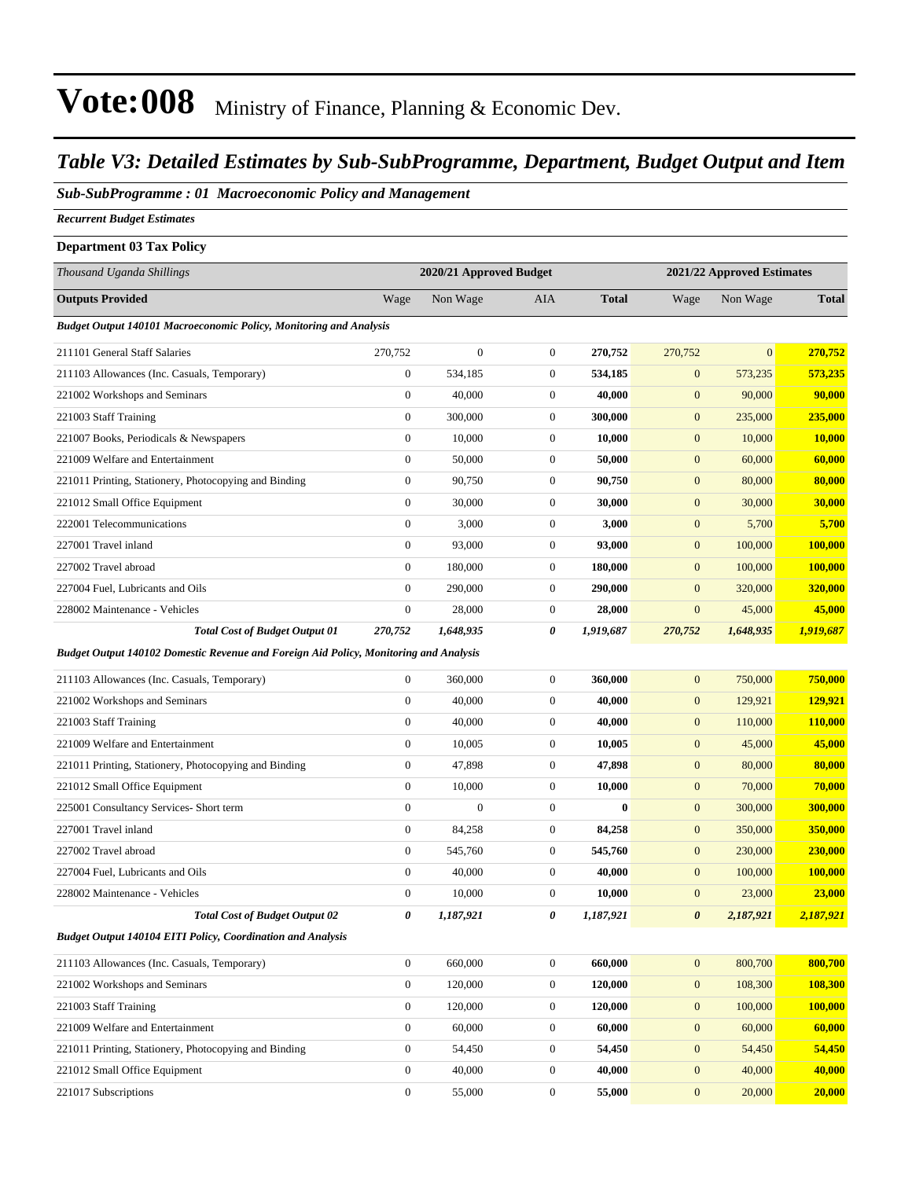# Vote:008 Ministry of Finance, Planning & Economic Dev.

## *Table V3: Detailed Estimates by Sub-SubProgramme, Department, Budget Output and Item*

### *Sub-SubProgramme : 01 Macroeconomic Policy and Management*

*Recurrent Budget Estimates*

**Department 03 Tax Policy**

| *Thousand Uganda Shillings* | 2020/21 Approved Budget | | | | 2021/22 Approved Estimates | | |
|---|---|---|---|---|---|---|---|
| **Outputs Provided** | Wage | Non Wage | AIA | **Total** | Wage | Non Wage | **Total** |
| ***Budget Output 140101 Macroeconomic Policy, Monitoring and Analysis*** | | | | | | | |
| 211101 General Staff Salaries | 270,752 | 0 | 0 | **270,752** | 270,752 | 0 | **270,752** |
| 211103 Allowances (Inc. Casuals, Temporary) | 0 | 534,185 | 0 | **534,185** | 0 | 573,235 | **573,235** |
| 221002 Workshops and Seminars | 0 | 40,000 | 0 | **40,000** | 0 | 90,000 | **90,000** |
| 221003 Staff Training | 0 | 300,000 | 0 | **300,000** | 0 | 235,000 | **235,000** |
| 221007 Books, Periodicals & Newspapers | 0 | 10,000 | 0 | **10,000** | 0 | 10,000 | **10,000** |
| 221009 Welfare and Entertainment | 0 | 50,000 | 0 | **50,000** | 0 | 60,000 | **60,000** |
| 221011 Printing, Stationery, Photocopying and Binding | 0 | 90,750 | 0 | **90,750** | 0 | 80,000 | **80,000** |
| 221012 Small Office Equipment | 0 | 30,000 | 0 | **30,000** | 0 | 30,000 | **30,000** |
| 222001 Telecommunications | 0 | 3,000 | 0 | **3,000** | 0 | 5,700 | **5,700** |
| 227001 Travel inland | 0 | 93,000 | 0 | **93,000** | 0 | 100,000 | **100,000** |
| 227002 Travel abroad | 0 | 180,000 | 0 | **180,000** | 0 | 100,000 | **100,000** |
| 227004 Fuel, Lubricants and Oils | 0 | 290,000 | 0 | **290,000** | 0 | 320,000 | **320,000** |
| 228002 Maintenance - Vehicles | 0 | 28,000 | 0 | **28,000** | 0 | 45,000 | **45,000** |
| ***Total Cost of Budget Output 01*** | ***270,752*** | ***1,648,935*** | ***0*** | ***1,919,687*** | ***270,752*** | ***1,648,935*** | ***1,919,687*** |
| ***Budget Output 140102 Domestic Revenue and Foreign Aid Policy, Monitoring and Analysis*** | | | | | | | |
| 211103 Allowances (Inc. Casuals, Temporary) | 0 | 360,000 | 0 | **360,000** | 0 | 750,000 | **750,000** |
| 221002 Workshops and Seminars | 0 | 40,000 | 0 | **40,000** | 0 | 129,921 | **129,921** |
| 221003 Staff Training | 0 | 40,000 | 0 | **40,000** | 0 | 110,000 | **110,000** |
| 221009 Welfare and Entertainment | 0 | 10,005 | 0 | **10,005** | 0 | 45,000 | **45,000** |
| 221011 Printing, Stationery, Photocopying and Binding | 0 | 47,898 | 0 | **47,898** | 0 | 80,000 | **80,000** |
| 221012 Small Office Equipment | 0 | 10,000 | 0 | **10,000** | 0 | 70,000 | **70,000** |
| 225001 Consultancy Services- Short term | 0 | 0 | 0 | **0** | 0 | 300,000 | **300,000** |
| 227001 Travel inland | 0 | 84,258 | 0 | **84,258** | 0 | 350,000 | **350,000** |
| 227002 Travel abroad | 0 | 545,760 | 0 | **545,760** | 0 | 230,000 | **230,000** |
| 227004 Fuel, Lubricants and Oils | 0 | 40,000 | 0 | **40,000** | 0 | 100,000 | **100,000** |
| 228002 Maintenance - Vehicles | 0 | 10,000 | 0 | **10,000** | 0 | 23,000 | **23,000** |
| ***Total Cost of Budget Output 02*** | ***0*** | ***1,187,921*** | ***0*** | ***1,187,921*** | ***0*** | ***2,187,921*** | ***2,187,921*** |
| ***Budget Output 140104 EITI Policy, Coordination and Analysis*** | | | | | | | |
| 211103 Allowances (Inc. Casuals, Temporary) | 0 | 660,000 | 0 | **660,000** | 0 | 800,700 | **800,700** |
| 221002 Workshops and Seminars | 0 | 120,000 | 0 | **120,000** | 0 | 108,300 | **108,300** |
| 221003 Staff Training | 0 | 120,000 | 0 | **120,000** | 0 | 100,000 | **100,000** |
| 221009 Welfare and Entertainment | 0 | 60,000 | 0 | **60,000** | 0 | 60,000 | **60,000** |
| 221011 Printing, Stationery, Photocopying and Binding | 0 | 54,450 | 0 | **54,450** | 0 | 54,450 | **54,450** |
| 221012 Small Office Equipment | 0 | 40,000 | 0 | **40,000** | 0 | 40,000 | **40,000** |
| 221017 Subscriptions | 0 | 55,000 | 0 | **55,000** | 0 | 20,000 | **20,000** |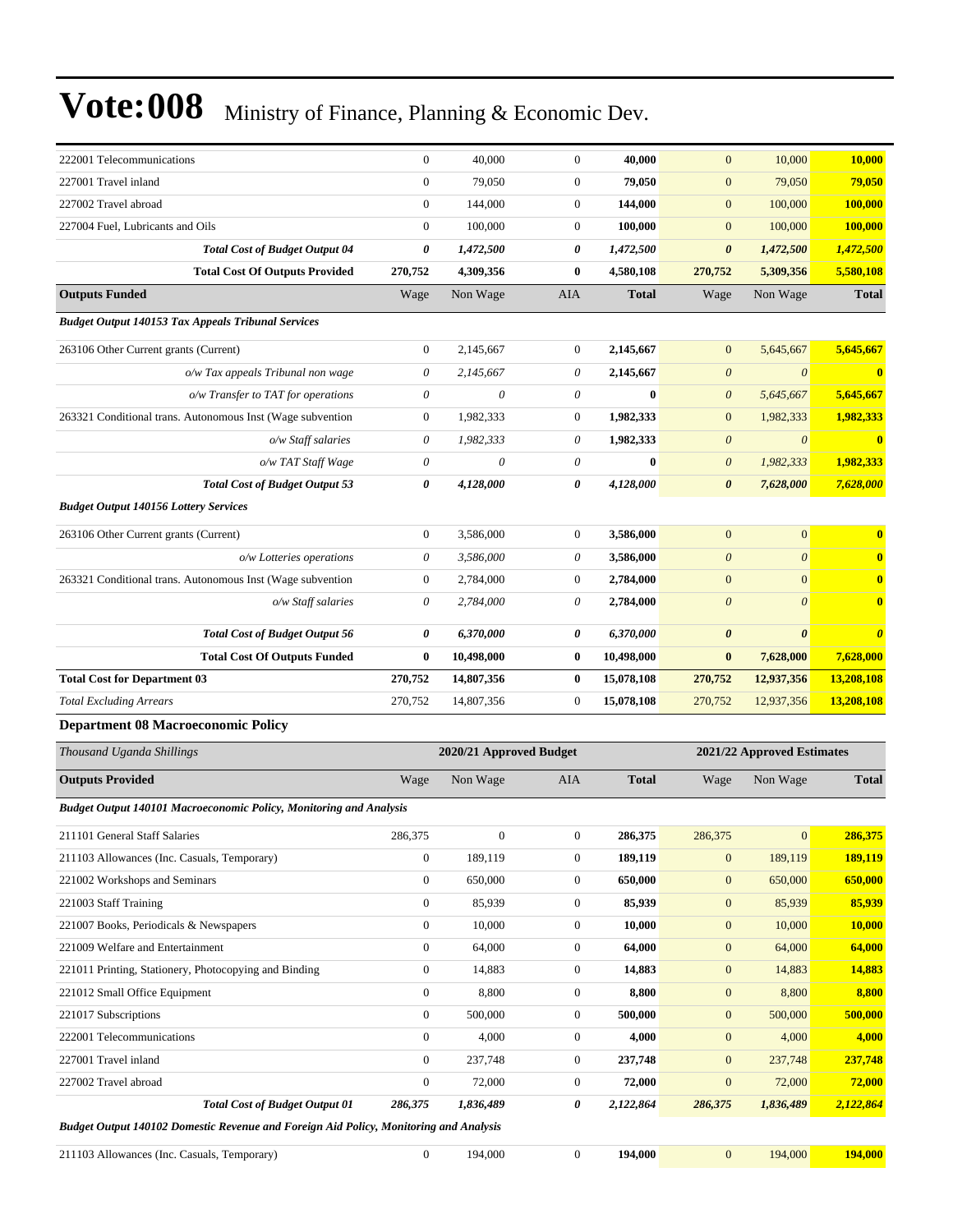# Vote:008 Ministry of Finance, Planning & Economic Dev.

| | | | | | | | |
|---|---|---|---|---|---|---|---|
| 222001 Telecommunications | 0 | 40,000 | 0 | **40,000** | 0 | 10,000 | **10,000** |
| 227001 Travel inland | 0 | 79,050 | 0 | **79,050** | 0 | 79,050 | **79,050** |
| 227002 Travel abroad | 0 | 144,000 | 0 | **144,000** | 0 | 100,000 | **100,000** |
| 227004 Fuel, Lubricants and Oils | 0 | 100,000 | 0 | **100,000** | 0 | 100,000 | **100,000** |
| ***Total Cost of Budget Output 04*** | ***0*** | ***1,472,500*** | ***0*** | ***1,472,500*** | ***0*** | ***1,472,500*** | ***1,472,500*** |
| **Total Cost Of Outputs Provided** | **270,752** | **4,309,356** | **0** | **4,580,108** | **270,752** | **5,309,356** | **5,580,108** |
| **Outputs Funded** | Wage | Non Wage | AIA | **Total** | Wage | Non Wage | **Total** |
| ***Budget Output 140153 Tax Appeals Tribunal Services*** | | | | | | | |
| 263106 Other Current grants (Current) | 0 | 2,145,667 | 0 | **2,145,667** | 0 | 5,645,667 | **5,645,667** |
| *o/w Tax appeals Tribunal non wage* | *0* | *2,145,667* | *0* | **2,145,667** | *0* | *0* | **0** |
| *o/w Transfer to TAT for operations* | *0* | *0* | *0* | **0** | *0* | *5,645,667* | **5,645,667** |
| 263321 Conditional trans. Autonomous Inst (Wage subvention | 0 | 1,982,333 | 0 | **1,982,333** | 0 | 1,982,333 | **1,982,333** |
| *o/w Staff salaries* | *0* | *1,982,333* | *0* | **1,982,333** | *0* | *0* | **0** |
| *o/w TAT Staff Wage* | *0* | *0* | *0* | **0** | *0* | *1,982,333* | **1,982,333** |
| ***Total Cost of Budget Output 53*** | ***0*** | ***4,128,000*** | ***0*** | ***4,128,000*** | ***0*** | ***7,628,000*** | ***7,628,000*** |
| ***Budget Output 140156 Lottery Services*** | | | | | | | |
| 263106 Other Current grants (Current) | 0 | 3,586,000 | 0 | **3,586,000** | 0 | 0 | **0** |
| *o/w Lotteries operations* | *0* | *3,586,000* | *0* | **3,586,000** | *0* | *0* | **0** |
| 263321 Conditional trans. Autonomous Inst (Wage subvention | 0 | 2,784,000 | 0 | **2,784,000** | 0 | 0 | **0** |
| *o/w Staff salaries* | *0* | *2,784,000* | *0* | **2,784,000** | *0* | *0* | **0** |
| ***Total Cost of Budget Output 56*** | ***0*** | ***6,370,000*** | ***0*** | ***6,370,000*** | ***0*** | ***0*** | ***0*** |
| **Total Cost Of Outputs Funded** | **0** | **10,498,000** | **0** | **10,498,000** | **0** | **7,628,000** | **7,628,000** |
| **Total Cost for Department 03** | **270,752** | **14,807,356** | **0** | **15,078,108** | **270,752** | **12,937,356** | **13,208,108** |
| *Total Excluding Arrears* | 270,752 | 14,807,356 | 0 | **15,078,108** | 270,752 | 12,937,356 | **13,208,108** |

**Department 08 Macroeconomic Policy**

| *Thousand Uganda Shillings* | | 2020/21 Approved Budget | | | | 2021/22 Approved Estimates | |
|---|---|---|---|---|---|---|---|
| **Outputs Provided** | Wage | Non Wage | AIA | **Total** | Wage | Non Wage | **Total** |
| ***Budget Output 140101 Macroeconomic Policy, Monitoring and Analysis*** | | | | | | | |
| 211101 General Staff Salaries | 286,375 | 0 | 0 | **286,375** | 286,375 | 0 | **286,375** |
| 211103 Allowances (Inc. Casuals, Temporary) | 0 | 189,119 | 0 | **189,119** | 0 | 189,119 | **189,119** |
| 221002 Workshops and Seminars | 0 | 650,000 | 0 | **650,000** | 0 | 650,000 | **650,000** |
| 221003 Staff Training | 0 | 85,939 | 0 | **85,939** | 0 | 85,939 | **85,939** |
| 221007 Books, Periodicals & Newspapers | 0 | 10,000 | 0 | **10,000** | 0 | 10,000 | **10,000** |
| 221009 Welfare and Entertainment | 0 | 64,000 | 0 | **64,000** | 0 | 64,000 | **64,000** |
| 221011 Printing, Stationery, Photocopying and Binding | 0 | 14,883 | 0 | **14,883** | 0 | 14,883 | **14,883** |
| 221012 Small Office Equipment | 0 | 8,800 | 0 | **8,800** | 0 | 8,800 | **8,800** |
| 221017 Subscriptions | 0 | 500,000 | 0 | **500,000** | 0 | 500,000 | **500,000** |
| 222001 Telecommunications | 0 | 4,000 | 0 | **4,000** | 0 | 4,000 | **4,000** |
| 227001 Travel inland | 0 | 237,748 | 0 | **237,748** | 0 | 237,748 | **237,748** |
| 227002 Travel abroad | 0 | 72,000 | 0 | **72,000** | 0 | 72,000 | **72,000** |
| ***Total Cost of Budget Output 01*** | ***286,375*** | ***1,836,489*** | ***0*** | ***2,122,864*** | ***286,375*** | ***1,836,489*** | ***2,122,864*** |
| ***Budget Output 140102 Domestic Revenue and Foreign Aid Policy, Monitoring and Analysis*** | | | | | | | |
| 211103 Allowances (Inc. Casuals, Temporary) | 0 | 194,000 | 0 | **194,000** | 0 | 194,000 | **194,000** |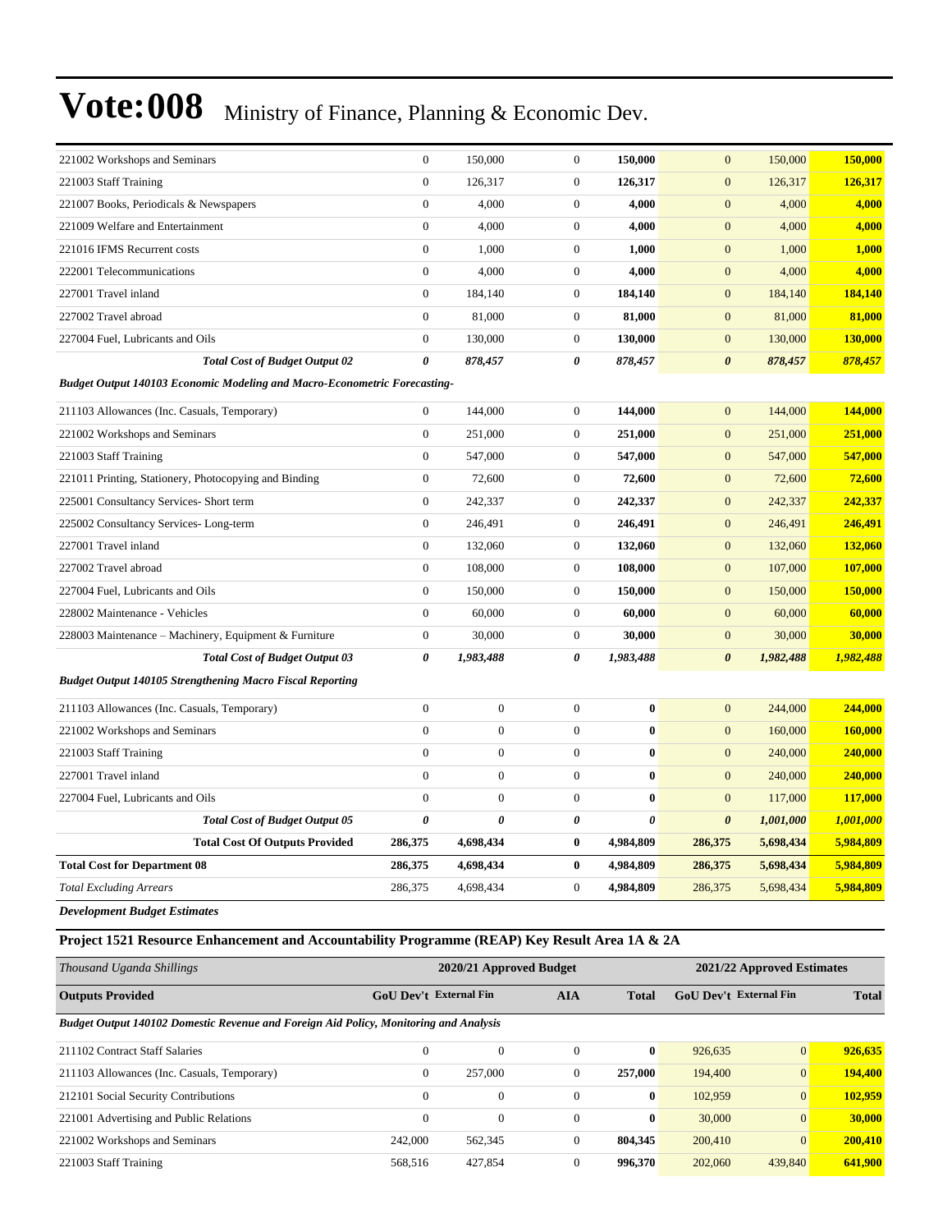# Vote:008 Ministry of Finance, Planning & Economic Dev.

| | | | | | | | |
|---|---|---|---|---|---|---|---|
| 221002 Workshops and Seminars | 0 | 150,000 | 0 | **150,000** | 0 | 150,000 | **150,000** |
| 221003 Staff Training | 0 | 126,317 | 0 | **126,317** | 0 | 126,317 | **126,317** |
| 221007 Books, Periodicals & Newspapers | 0 | 4,000 | 0 | **4,000** | 0 | 4,000 | **4,000** |
| 221009 Welfare and Entertainment | 0 | 4,000 | 0 | **4,000** | 0 | 4,000 | **4,000** |
| 221016 IFMS Recurrent costs | 0 | 1,000 | 0 | **1,000** | 0 | 1,000 | **1,000** |
| 222001 Telecommunications | 0 | 4,000 | 0 | **4,000** | 0 | 4,000 | **4,000** |
| 227001 Travel inland | 0 | 184,140 | 0 | **184,140** | 0 | 184,140 | **184,140** |
| 227002 Travel abroad | 0 | 81,000 | 0 | **81,000** | 0 | 81,000 | **81,000** |
| 227004 Fuel, Lubricants and Oils | 0 | 130,000 | 0 | **130,000** | 0 | 130,000 | **130,000** |
| ***Total Cost of Budget Output 02*** | ***0*** | ***878,457*** | ***0*** | ***878,457*** | ***0*** | ***878,457*** | ***878,457*** |
| ***Budget Output 140103 Economic Modeling and Macro-Econometric Forecasting-*** | | | | | | | |
| 211103 Allowances (Inc. Casuals, Temporary) | 0 | 144,000 | 0 | **144,000** | 0 | 144,000 | **144,000** |
| 221002 Workshops and Seminars | 0 | 251,000 | 0 | **251,000** | 0 | 251,000 | **251,000** |
| 221003 Staff Training | 0 | 547,000 | 0 | **547,000** | 0 | 547,000 | **547,000** |
| 221011 Printing, Stationery, Photocopying and Binding | 0 | 72,600 | 0 | **72,600** | 0 | 72,600 | **72,600** |
| 225001 Consultancy Services- Short term | 0 | 242,337 | 0 | **242,337** | 0 | 242,337 | **242,337** |
| 225002 Consultancy Services- Long-term | 0 | 246,491 | 0 | **246,491** | 0 | 246,491 | **246,491** |
| 227001 Travel inland | 0 | 132,060 | 0 | **132,060** | 0 | 132,060 | **132,060** |
| 227002 Travel abroad | 0 | 108,000 | 0 | **108,000** | 0 | 107,000 | **107,000** |
| 227004 Fuel, Lubricants and Oils | 0 | 150,000 | 0 | **150,000** | 0 | 150,000 | **150,000** |
| 228002 Maintenance - Vehicles | 0 | 60,000 | 0 | **60,000** | 0 | 60,000 | **60,000** |
| 228003 Maintenance – Machinery, Equipment & Furniture | 0 | 30,000 | 0 | **30,000** | 0 | 30,000 | **30,000** |
| ***Total Cost of Budget Output 03*** | ***0*** | ***1,983,488*** | ***0*** | ***1,983,488*** | ***0*** | ***1,982,488*** | ***1,982,488*** |
| ***Budget Output 140105 Strengthening Macro Fiscal Reporting*** | | | | | | | |
| 211103 Allowances (Inc. Casuals, Temporary) | 0 | 0 | 0 | **0** | 0 | 244,000 | **244,000** |
| 221002 Workshops and Seminars | 0 | 0 | 0 | **0** | 0 | 160,000 | **160,000** |
| 221003 Staff Training | 0 | 0 | 0 | **0** | 0 | 240,000 | **240,000** |
| 227001 Travel inland | 0 | 0 | 0 | **0** | 0 | 240,000 | **240,000** |
| 227004 Fuel, Lubricants and Oils | 0 | 0 | 0 | **0** | 0 | 117,000 | **117,000** |
| ***Total Cost of Budget Output 05*** | ***0*** | ***0*** | ***0*** | ***0*** | ***0*** | ***1,001,000*** | ***1,001,000*** |
| **Total Cost Of Outputs Provided** | **286,375** | **4,698,434** | **0** | **4,984,809** | **286,375** | **5,698,434** | **5,984,809** |
| **Total Cost for Department 08** | **286,375** | **4,698,434** | **0** | **4,984,809** | **286,375** | **5,698,434** | **5,984,809** |
| *Total Excluding Arrears* | 286,375 | 4,698,434 | 0 | **4,984,809** | 286,375 | 5,698,434 | **5,984,809** |

***Development Budget Estimates***

**Project 1521 Resource Enhancement and Accountability Programme (REAP) Key Result Area 1A & 2A**

| *Thousand Uganda Shillings* | 2020/21 Approved Budget | | | | 2021/22 Approved Estimates | | |
|---|---|---|---|---|---|---|---|
| **Outputs Provided** | **GoU Dev't** | **External Fin** | **AIA** | **Total** | **GoU Dev't** | **External Fin** | **Total** |
| ***Budget Output 140102 Domestic Revenue and Foreign Aid Policy, Monitoring and Analysis*** | | | | | | | |
| 211102 Contract Staff Salaries | 0 | 0 | 0 | **0** | 926,635 | 0 | **926,635** |
| 211103 Allowances (Inc. Casuals, Temporary) | 0 | 257,000 | 0 | **257,000** | 194,400 | 0 | **194,400** |
| 212101 Social Security Contributions | 0 | 0 | 0 | **0** | 102,959 | 0 | **102,959** |
| 221001 Advertising and Public Relations | 0 | 0 | 0 | **0** | 30,000 | 0 | **30,000** |
| 221002 Workshops and Seminars | 242,000 | 562,345 | 0 | **804,345** | 200,410 | 0 | **200,410** |
| 221003 Staff Training | 568,516 | 427,854 | 0 | **996,370** | 202,060 | 439,840 | **641,900** |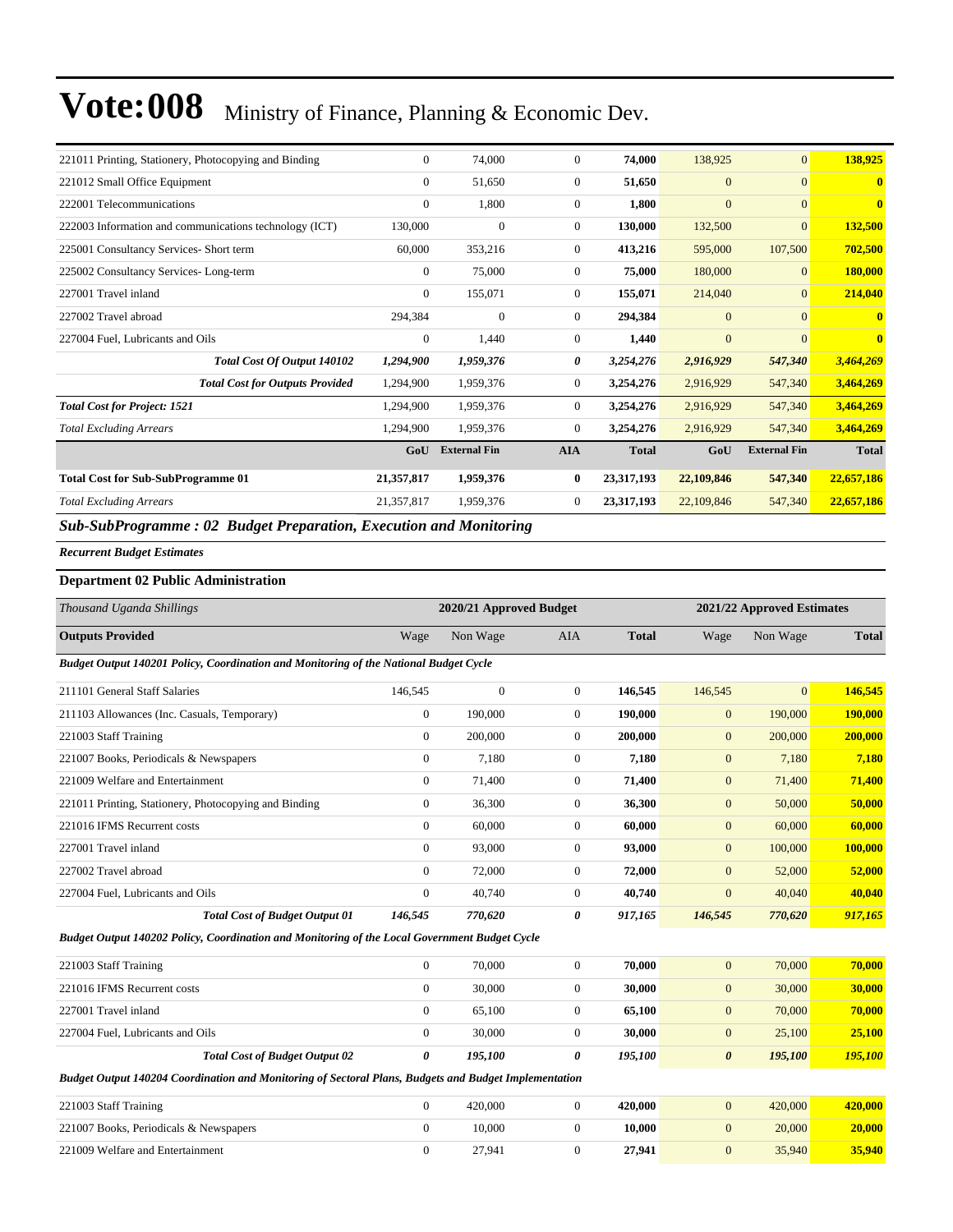# Vote:008 Ministry of Finance, Planning & Economic Dev.

| | | | | | | | |
|---|---|---|---|---|---|---|---|
| 221011 Printing, Stationery, Photocopying and Binding | 0 | 74,000 | 0 | **74,000** | 138,925 | 0 | **138,925** |
| 221012 Small Office Equipment | 0 | 51,650 | 0 | **51,650** | 0 | 0 | **0** |
| 222001 Telecommunications | 0 | 1,800 | 0 | **1,800** | 0 | 0 | **0** |
| 222003 Information and communications technology (ICT) | 130,000 | 0 | 0 | **130,000** | 132,500 | 0 | **132,500** |
| 225001 Consultancy Services- Short term | 60,000 | 353,216 | 0 | **413,216** | 595,000 | 107,500 | **702,500** |
| 225002 Consultancy Services- Long-term | 0 | 75,000 | 0 | **75,000** | 180,000 | 0 | **180,000** |
| 227001 Travel inland | 0 | 155,071 | 0 | **155,071** | 214,040 | 0 | **214,040** |
| 227002 Travel abroad | 294,384 | 0 | 0 | **294,384** | 0 | 0 | **0** |
| 227004 Fuel, Lubricants and Oils | 0 | 1,440 | 0 | **1,440** | 0 | 0 | **0** |
| ***Total Cost Of Output 140102*** | ***1,294,900*** | ***1,959,376*** | ***0*** | ***3,254,276*** | ***2,916,929*** | ***547,340*** | ***3,464,269*** |
| ***Total Cost for Outputs Provided*** | 1,294,900 | 1,959,376 | 0 | **3,254,276** | 2,916,929 | 547,340 | **3,464,269** |
| ***Total Cost for Project: 1521*** | 1,294,900 | 1,959,376 | 0 | **3,254,276** | 2,916,929 | 547,340 | **3,464,269** |
| *Total Excluding Arrears* | 1,294,900 | 1,959,376 | 0 | **3,254,276** | 2,916,929 | 547,340 | **3,464,269** |
| | **GoU** | **External Fin** | **AIA** | **Total** | **GoU** | **External Fin** | **Total** |
| **Total Cost for Sub-SubProgramme 01** | **21,357,817** | **1,959,376** | **0** | **23,317,193** | **22,109,846** | **547,340** | **22,657,186** |
| *Total Excluding Arrears* | 21,357,817 | 1,959,376 | 0 | **23,317,193** | 22,109,846 | 547,340 | **22,657,186** |

## *Sub-SubProgramme : 02 Budget Preparation, Execution and Monitoring*

***Recurrent Budget Estimates***

### Department 02 Public Administration

| *Thousand Uganda Shillings* | 2020/21 Approved Budget | | | | 2021/22 Approved Estimates | | |
|---|---|---|---|---|---|---|---|
| **Outputs Provided** | Wage | Non Wage | AIA | **Total** | Wage | Non Wage | **Total** |
| ***Budget Output 140201 Policy, Coordination and Monitoring of the National Budget Cycle*** | | | | | | | |
| 211101 General Staff Salaries | 146,545 | 0 | 0 | **146,545** | 146,545 | 0 | **146,545** |
| 211103 Allowances (Inc. Casuals, Temporary) | 0 | 190,000 | 0 | **190,000** | 0 | 190,000 | **190,000** |
| 221003 Staff Training | 0 | 200,000 | 0 | **200,000** | 0 | 200,000 | **200,000** |
| 221007 Books, Periodicals & Newspapers | 0 | 7,180 | 0 | **7,180** | 0 | 7,180 | **7,180** |
| 221009 Welfare and Entertainment | 0 | 71,400 | 0 | **71,400** | 0 | 71,400 | **71,400** |
| 221011 Printing, Stationery, Photocopying and Binding | 0 | 36,300 | 0 | **36,300** | 0 | 50,000 | **50,000** |
| 221016 IFMS Recurrent costs | 0 | 60,000 | 0 | **60,000** | 0 | 60,000 | **60,000** |
| 227001 Travel inland | 0 | 93,000 | 0 | **93,000** | 0 | 100,000 | **100,000** |
| 227002 Travel abroad | 0 | 72,000 | 0 | **72,000** | 0 | 52,000 | **52,000** |
| 227004 Fuel, Lubricants and Oils | 0 | 40,740 | 0 | **40,740** | 0 | 40,040 | **40,040** |
| ***Total Cost of Budget Output 01*** | ***146,545*** | ***770,620*** | ***0*** | ***917,165*** | ***146,545*** | ***770,620*** | ***917,165*** |
| ***Budget Output 140202 Policy, Coordination and Monitoring of the Local Government Budget Cycle*** | | | | | | | |
| 221003 Staff Training | 0 | 70,000 | 0 | **70,000** | 0 | 70,000 | **70,000** |
| 221016 IFMS Recurrent costs | 0 | 30,000 | 0 | **30,000** | 0 | 30,000 | **30,000** |
| 227001 Travel inland | 0 | 65,100 | 0 | **65,100** | 0 | 70,000 | **70,000** |
| 227004 Fuel, Lubricants and Oils | 0 | 30,000 | 0 | **30,000** | 0 | 25,100 | **25,100** |
| ***Total Cost of Budget Output 02*** | ***0*** | ***195,100*** | ***0*** | ***195,100*** | ***0*** | ***195,100*** | ***195,100*** |
| ***Budget Output 140204 Coordination and Monitoring of Sectoral Plans, Budgets and Budget Implementation*** | | | | | | | |
| 221003 Staff Training | 0 | 420,000 | 0 | **420,000** | 0 | 420,000 | **420,000** |
| 221007 Books, Periodicals & Newspapers | 0 | 10,000 | 0 | **10,000** | 0 | 20,000 | **20,000** |
| 221009 Welfare and Entertainment | 0 | 27,941 | 0 | **27,941** | 0 | 35,940 | **35,940** |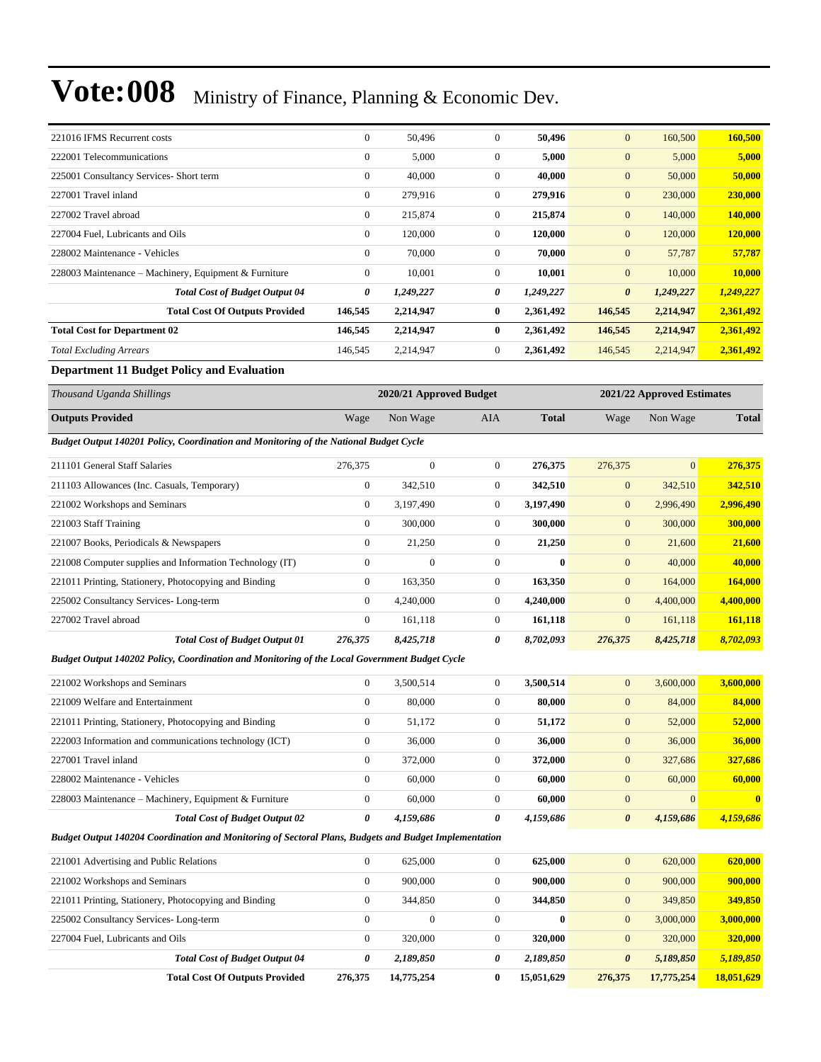| | | | | | | | |
|---|---|---|---|---|---|---|---|
| 221016 IFMS Recurrent costs | 0 | 50,496 | 0 | **50,496** | 0 | 160,500 | **160,500** |
| 222001 Telecommunications | 0 | 5,000 | 0 | **5,000** | 0 | 5,000 | **5,000** |
| 225001 Consultancy Services- Short term | 0 | 40,000 | 0 | **40,000** | 0 | 50,000 | **50,000** |
| 227001 Travel inland | 0 | 279,916 | 0 | **279,916** | 0 | 230,000 | **230,000** |
| 227002 Travel abroad | 0 | 215,874 | 0 | **215,874** | 0 | 140,000 | **140,000** |
| 227004 Fuel, Lubricants and Oils | 0 | 120,000 | 0 | **120,000** | 0 | 120,000 | **120,000** |
| 228002 Maintenance - Vehicles | 0 | 70,000 | 0 | **70,000** | 0 | 57,787 | **57,787** |
| 228003 Maintenance – Machinery, Equipment & Furniture | 0 | 10,001 | 0 | **10,001** | 0 | 10,000 | **10,000** |
| ***Total Cost of Budget Output 04*** | ***0*** | ***1,249,227*** | ***0*** | ***1,249,227*** | ***0*** | ***1,249,227*** | ***1,249,227*** |
| **Total Cost Of Outputs Provided** | **146,545** | **2,214,947** | **0** | **2,361,492** | **146,545** | **2,214,947** | **2,361,492** |
| **Total Cost for Department 02** | **146,545** | **2,214,947** | **0** | **2,361,492** | **146,545** | **2,214,947** | **2,361,492** |
| *Total Excluding Arrears* | 146,545 | 2,214,947 | 0 | **2,361,492** | 146,545 | 2,214,947 | **2,361,492** |

**Department 11 Budget Policy and Evaluation**

| *Thousand Uganda Shillings* | 2020/21 Approved Budget | | | | 2021/22 Approved Estimates | | |
|---|---|---|---|---|---|---|---|
| **Outputs Provided** | Wage | Non Wage | AIA | **Total** | Wage | Non Wage | **Total** |
| ***Budget Output 140201 Policy, Coordination and Monitoring of the National Budget Cycle*** | | | | | | | |
| 211101 General Staff Salaries | 276,375 | 0 | 0 | **276,375** | 276,375 | 0 | **276,375** |
| 211103 Allowances (Inc. Casuals, Temporary) | 0 | 342,510 | 0 | **342,510** | 0 | 342,510 | **342,510** |
| 221002 Workshops and Seminars | 0 | 3,197,490 | 0 | **3,197,490** | 0 | 2,996,490 | **2,996,490** |
| 221003 Staff Training | 0 | 300,000 | 0 | **300,000** | 0 | 300,000 | **300,000** |
| 221007 Books, Periodicals & Newspapers | 0 | 21,250 | 0 | **21,250** | 0 | 21,600 | **21,600** |
| 221008 Computer supplies and Information Technology (IT) | 0 | 0 | 0 | **0** | 0 | 40,000 | **40,000** |
| 221011 Printing, Stationery, Photocopying and Binding | 0 | 163,350 | 0 | **163,350** | 0 | 164,000 | **164,000** |
| 225002 Consultancy Services- Long-term | 0 | 4,240,000 | 0 | **4,240,000** | 0 | 4,400,000 | **4,400,000** |
| 227002 Travel abroad | 0 | 161,118 | 0 | **161,118** | 0 | 161,118 | **161,118** |
| ***Total Cost of Budget Output 01*** | ***276,375*** | ***8,425,718*** | ***0*** | ***8,702,093*** | ***276,375*** | ***8,425,718*** | ***8,702,093*** |
| ***Budget Output 140202 Policy, Coordination and Monitoring of the Local Government Budget Cycle*** | | | | | | | |
| 221002 Workshops and Seminars | 0 | 3,500,514 | 0 | **3,500,514** | 0 | 3,600,000 | **3,600,000** |
| 221009 Welfare and Entertainment | 0 | 80,000 | 0 | **80,000** | 0 | 84,000 | **84,000** |
| 221011 Printing, Stationery, Photocopying and Binding | 0 | 51,172 | 0 | **51,172** | 0 | 52,000 | **52,000** |
| 222003 Information and communications technology (ICT) | 0 | 36,000 | 0 | **36,000** | 0 | 36,000 | **36,000** |
| 227001 Travel inland | 0 | 372,000 | 0 | **372,000** | 0 | 327,686 | **327,686** |
| 228002 Maintenance - Vehicles | 0 | 60,000 | 0 | **60,000** | 0 | 60,000 | **60,000** |
| 228003 Maintenance – Machinery, Equipment & Furniture | 0 | 60,000 | 0 | **60,000** | 0 | 0 | **0** |
| ***Total Cost of Budget Output 02*** | ***0*** | ***4,159,686*** | ***0*** | ***4,159,686*** | ***0*** | ***4,159,686*** | ***4,159,686*** |
| ***Budget Output 140204 Coordination and Monitoring of Sectoral Plans, Budgets and Budget Implementation*** | | | | | | | |
| 221001 Advertising and Public Relations | 0 | 625,000 | 0 | **625,000** | 0 | 620,000 | **620,000** |
| 221002 Workshops and Seminars | 0 | 900,000 | 0 | **900,000** | 0 | 900,000 | **900,000** |
| 221011 Printing, Stationery, Photocopying and Binding | 0 | 344,850 | 0 | **344,850** | 0 | 349,850 | **349,850** |
| 225002 Consultancy Services- Long-term | 0 | 0 | 0 | **0** | 0 | 3,000,000 | **3,000,000** |
| 227004 Fuel, Lubricants and Oils | 0 | 320,000 | 0 | **320,000** | 0 | 320,000 | **320,000** |
| ***Total Cost of Budget Output 04*** | ***0*** | ***2,189,850*** | ***0*** | ***2,189,850*** | ***0*** | ***5,189,850*** | ***5,189,850*** |
| **Total Cost Of Outputs Provided** | **276,375** | **14,775,254** | **0** | **15,051,629** | **276,375** | **17,775,254** | **18,051,629** |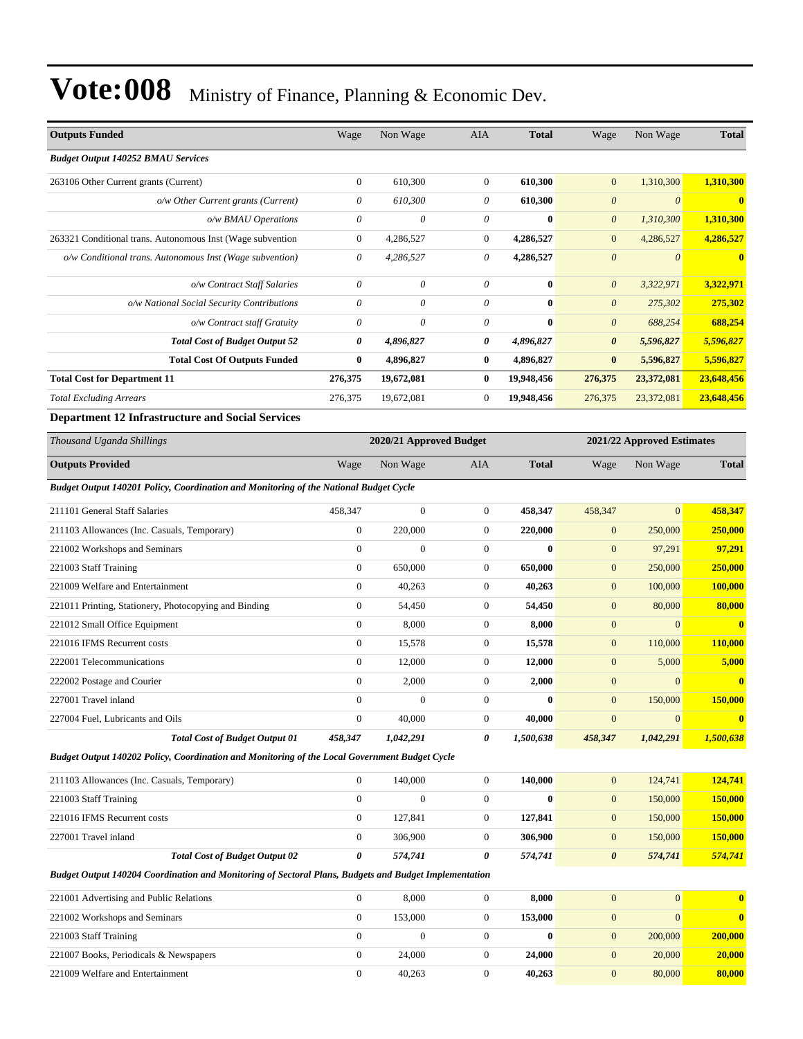# Vote:008 Ministry of Finance, Planning & Economic Dev.

| Outputs Funded | Wage | Non Wage | AIA | Total | Wage | Non Wage | Total |
|---|---|---|---|---|---|---|---|
| ***Budget Output 140252 BMAU Services*** | | | | | | | |
| 263106 Other Current grants (Current) | 0 | 610,300 | 0 | **610,300** | 0 | 1,310,300 | **1,310,300** |
| *o/w Other Current grants (Current)* | *0* | *610,300* | *0* | **0** | *0* | *0* | **0** |
| *o/w BMAU Operations* | *0* | *0* | *0* | **0** | *0* | *1,310,300* | **1,310,300** |
| 263321 Conditional trans. Autonomous Inst (Wage subvention | 0 | 4,286,527 | 0 | **4,286,527** | 0 | 4,286,527 | **4,286,527** |
| *o/w Conditional trans. Autonomous Inst (Wage subvention)* | *0* | *4,286,527* | *0* | **4,286,527** | *0* | *0* | **0** |
| *o/w Contract Staff Salaries* | *0* | *0* | *0* | **0** | *0* | *3,322,971* | **3,322,971** |
| *o/w National Social Security Contributions* | *0* | *0* | *0* | **0** | *0* | *275,302* | **275,302** |
| *o/w Contract staff Gratuity* | *0* | *0* | *0* | **0** | *0* | *688,254* | **688,254** |
| ***Total Cost of Budget Output 52*** | ***0*** | ***4,896,827*** | ***0*** | ***4,896,827*** | ***0*** | ***5,596,827*** | ***5,596,827*** |
| **Total Cost Of Outputs Funded** | **0** | **4,896,827** | **0** | **4,896,827** | **0** | **5,596,827** | **5,596,827** |
| **Total Cost for Department 11** | **276,375** | **19,672,081** | **0** | **19,948,456** | **276,375** | **23,372,081** | **23,648,456** |
| *Total Excluding Arrears* | 276,375 | 19,672,081 | 0 | **19,948,456** | 276,375 | 23,372,081 | **23,648,456** |

### Department 12 Infrastructure and Social Services

| *Thousand Uganda Shillings* | 2020/21 Approved Budget | | | | 2021/22 Approved Estimates | | |
|---|---|---|---|---|---|---|---|
| **Outputs Provided** | Wage | Non Wage | AIA | Total | Wage | Non Wage | Total |
| ***Budget Output 140201 Policy, Coordination and Monitoring of the National Budget Cycle*** | | | | | | | |
| 211101 General Staff Salaries | 458,347 | 0 | 0 | **458,347** | 458,347 | 0 | **458,347** |
| 211103 Allowances (Inc. Casuals, Temporary) | 0 | 220,000 | 0 | **220,000** | 0 | 250,000 | **250,000** |
| 221002 Workshops and Seminars | 0 | 0 | 0 | **0** | 0 | 97,291 | **97,291** |
| 221003 Staff Training | 0 | 650,000 | 0 | **650,000** | 0 | 250,000 | **250,000** |
| 221009 Welfare and Entertainment | 0 | 40,263 | 0 | **40,263** | 0 | 100,000 | **100,000** |
| 221011 Printing, Stationery, Photocopying and Binding | 0 | 54,450 | 0 | **54,450** | 0 | 80,000 | **80,000** |
| 221012 Small Office Equipment | 0 | 8,000 | 0 | **8,000** | 0 | 0 | **0** |
| 221016 IFMS Recurrent costs | 0 | 15,578 | 0 | **15,578** | 0 | 110,000 | **110,000** |
| 222001 Telecommunications | 0 | 12,000 | 0 | **12,000** | 0 | 5,000 | **5,000** |
| 222002 Postage and Courier | 0 | 2,000 | 0 | **2,000** | 0 | 0 | **0** |
| 227001 Travel inland | 0 | 0 | 0 | **0** | 0 | 150,000 | **150,000** |
| 227004 Fuel, Lubricants and Oils | 0 | 40,000 | 0 | **40,000** | 0 | 0 | **0** |
| ***Total Cost of Budget Output 01*** | ***458,347*** | ***1,042,291*** | ***0*** | ***1,500,638*** | ***458,347*** | ***1,042,291*** | ***1,500,638*** |
| ***Budget Output 140202 Policy, Coordination and Monitoring of the Local Government Budget Cycle*** | | | | | | | |
| 211103 Allowances (Inc. Casuals, Temporary) | 0 | 140,000 | 0 | **140,000** | 0 | 124,741 | **124,741** |
| 221003 Staff Training | 0 | 0 | 0 | **0** | 0 | 150,000 | **150,000** |
| 221016 IFMS Recurrent costs | 0 | 127,841 | 0 | **127,841** | 0 | 150,000 | **150,000** |
| 227001 Travel inland | 0 | 306,900 | 0 | **306,900** | 0 | 150,000 | **150,000** |
| ***Total Cost of Budget Output 02*** | ***0*** | ***574,741*** | ***0*** | ***574,741*** | ***0*** | ***574,741*** | ***574,741*** |
| ***Budget Output 140204 Coordination and Monitoring of Sectoral Plans, Budgets and Budget Implementation*** | | | | | | | |
| 221001 Advertising and Public Relations | 0 | 8,000 | 0 | **8,000** | 0 | 0 | **0** |
| 221002 Workshops and Seminars | 0 | 153,000 | 0 | **153,000** | 0 | 0 | **0** |
| 221003 Staff Training | 0 | 0 | 0 | **0** | 0 | 200,000 | **200,000** |
| 221007 Books, Periodicals & Newspapers | 0 | 24,000 | 0 | **24,000** | 0 | 20,000 | **20,000** |
| 221009 Welfare and Entertainment | 0 | 40,263 | 0 | **40,263** | 0 | 80,000 | **80,000** |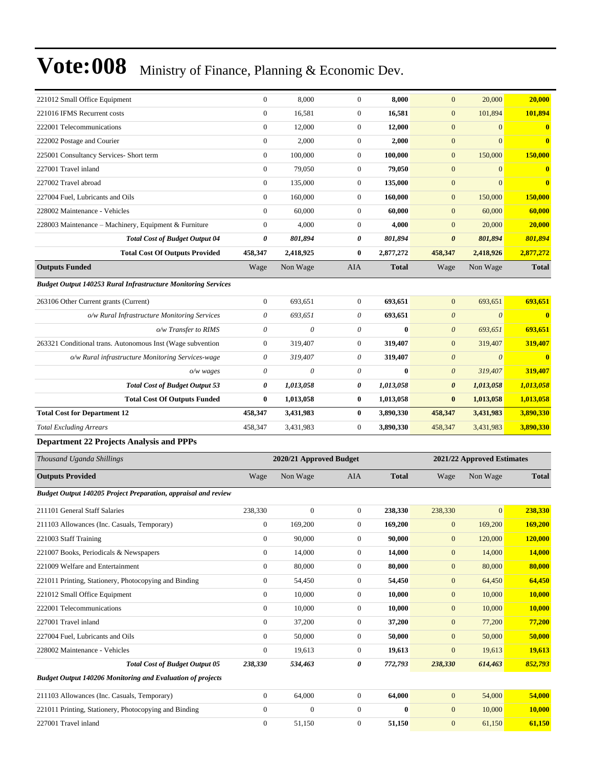| | | | | | | | |
|---|---|---|---|---|---|---|---|
| 221012 Small Office Equipment | 0 | 8,000 | 0 | **8,000** | 0 | 20,000 | **20,000** |
| 221016 IFMS Recurrent costs | 0 | 16,581 | 0 | **16,581** | 0 | 101,894 | **101,894** |
| 222001 Telecommunications | 0 | 12,000 | 0 | **12,000** | 0 | 0 | **0** |
| 222002 Postage and Courier | 0 | 2,000 | 0 | **2,000** | 0 | 0 | **0** |
| 225001 Consultancy Services- Short term | 0 | 100,000 | 0 | **100,000** | 0 | 150,000 | **150,000** |
| 227001 Travel inland | 0 | 79,050 | 0 | **79,050** | 0 | 0 | **0** |
| 227002 Travel abroad | 0 | 135,000 | 0 | **135,000** | 0 | 0 | **0** |
| 227004 Fuel, Lubricants and Oils | 0 | 160,000 | 0 | **160,000** | 0 | 150,000 | **150,000** |
| 228002 Maintenance - Vehicles | 0 | 60,000 | 0 | **60,000** | 0 | 60,000 | **60,000** |
| 228003 Maintenance – Machinery, Equipment & Furniture | 0 | 4,000 | 0 | **4,000** | 0 | 20,000 | **20,000** |
| ***Total Cost of Budget Output 04*** | ***0*** | ***801,894*** | ***0*** | ***801,894*** | ***0*** | ***801,894*** | ***801,894*** |
| **Total Cost Of Outputs Provided** | **458,347** | **2,418,925** | **0** | **2,877,272** | **458,347** | **2,418,926** | **2,877,272** |
| **Outputs Funded** | Wage | Non Wage | AIA | **Total** | Wage | Non Wage | **Total** |
| ***Budget Output 140253 Rural Infrastructure Monitoring Services*** | | | | | | | |
| 263106 Other Current grants (Current) | 0 | 693,651 | 0 | **693,651** | 0 | 693,651 | **693,651** |
| *o/w Rural Infrastructure Monitoring Services* | *0* | *693,651* | *0* | **693,651** | *0* | *0* | **0** |
| *o/w Transfer to RIMS* | *0* | *0* | *0* | **0** | *0* | *693,651* | **693,651** |
| 263321 Conditional trans. Autonomous Inst (Wage subvention | 0 | 319,407 | 0 | **319,407** | 0 | 319,407 | **319,407** |
| *o/w Rural infrastructure Monitoring Services-wage* | *0* | *319,407* | *0* | **319,407** | *0* | *0* | **0** |
| *o/w wages* | *0* | *0* | *0* | **0** | *0* | *319,407* | **319,407** |
| ***Total Cost of Budget Output 53*** | ***0*** | ***1,013,058*** | ***0*** | ***1,013,058*** | ***0*** | ***1,013,058*** | ***1,013,058*** |
| **Total Cost Of Outputs Funded** | **0** | **1,013,058** | **0** | **1,013,058** | **0** | **1,013,058** | **1,013,058** |
| **Total Cost for Department 12** | **458,347** | **3,431,983** | **0** | **3,890,330** | **458,347** | **3,431,983** | **3,890,330** |
| *Total Excluding Arrears* | 458,347 | 3,431,983 | 0 | **3,890,330** | 458,347 | 3,431,983 | **3,890,330** |

### Department 22 Projects Analysis and PPPs

| *Thousand Uganda Shillings* | **2020/21 Approved Budget** | | | | **2021/22 Approved Estimates** | | |
|---|---|---|---|---|---|---|---|
| **Outputs Provided** | Wage | Non Wage | AIA | **Total** | Wage | Non Wage | **Total** |
| ***Budget Output 140205 Project Preparation, appraisal and review*** | | | | | | | |
| 211101 General Staff Salaries | 238,330 | 0 | 0 | **238,330** | 238,330 | 0 | **238,330** |
| 211103 Allowances (Inc. Casuals, Temporary) | 0 | 169,200 | 0 | **169,200** | 0 | 169,200 | **169,200** |
| 221003 Staff Training | 0 | 90,000 | 0 | **90,000** | 0 | 120,000 | **120,000** |
| 221007 Books, Periodicals & Newspapers | 0 | 14,000 | 0 | **14,000** | 0 | 14,000 | **14,000** |
| 221009 Welfare and Entertainment | 0 | 80,000 | 0 | **80,000** | 0 | 80,000 | **80,000** |
| 221011 Printing, Stationery, Photocopying and Binding | 0 | 54,450 | 0 | **54,450** | 0 | 64,450 | **64,450** |
| 221012 Small Office Equipment | 0 | 10,000 | 0 | **10,000** | 0 | 10,000 | **10,000** |
| 222001 Telecommunications | 0 | 10,000 | 0 | **10,000** | 0 | 10,000 | **10,000** |
| 227001 Travel inland | 0 | 37,200 | 0 | **37,200** | 0 | 77,200 | **77,200** |
| 227004 Fuel, Lubricants and Oils | 0 | 50,000 | 0 | **50,000** | 0 | 50,000 | **50,000** |
| 228002 Maintenance - Vehicles | 0 | 19,613 | 0 | **19,613** | 0 | 19,613 | **19,613** |
| ***Total Cost of Budget Output 05*** | ***238,330*** | ***534,463*** | ***0*** | ***772,793*** | ***238,330*** | ***614,463*** | ***852,793*** |
| ***Budget Output 140206 Monitoring and Evaluation of projects*** | | | | | | | |
| 211103 Allowances (Inc. Casuals, Temporary) | 0 | 64,000 | 0 | **64,000** | 0 | 54,000 | **54,000** |
| 221011 Printing, Stationery, Photocopying and Binding | 0 | 0 | 0 | **0** | 0 | 10,000 | **10,000** |
| 227001 Travel inland | 0 | 51,150 | 0 | **51,150** | 0 | 61,150 | **61,150** |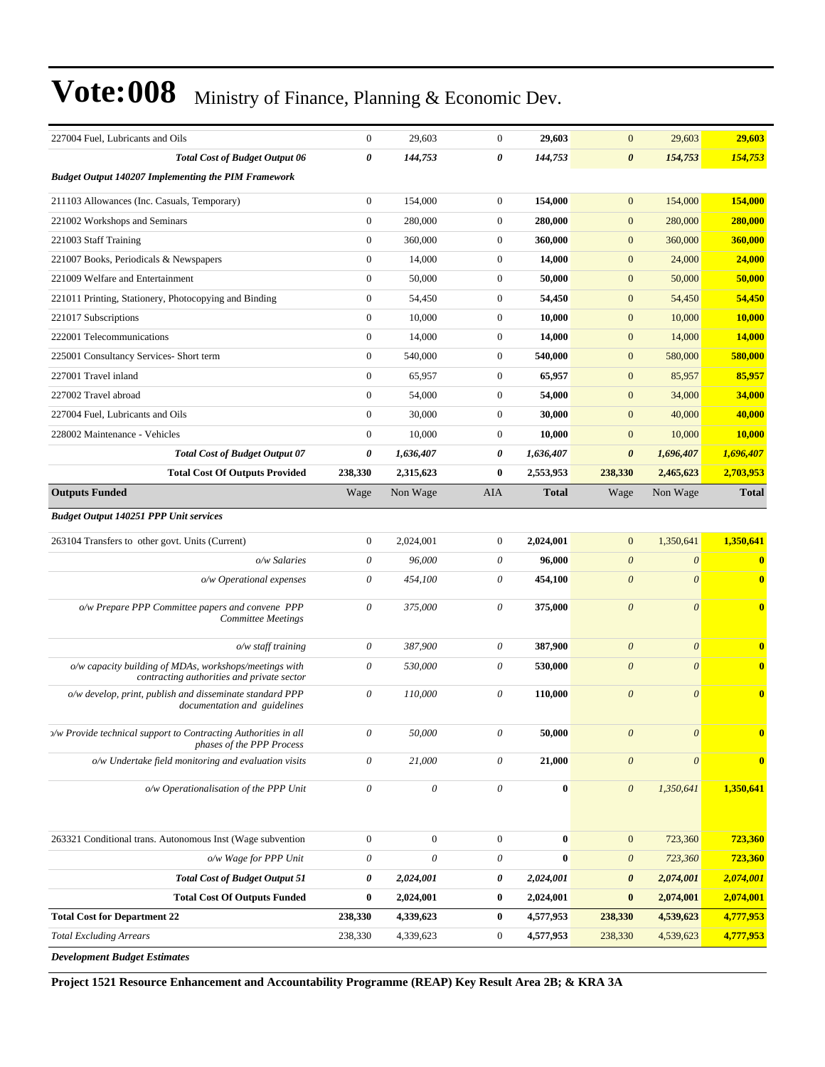# Vote:008 Ministry of Finance, Planning & Economic Dev.

| | | | | | | | |
|---|---|---|---|---|---|---|---|
| 227004 Fuel, Lubricants and Oils | 0 | 29,603 | 0 | **29,603** | 0 | 29,603 | **29,603** |
| ***Total Cost of Budget Output 06*** | ***0*** | ***144,753*** | ***0*** | ***144,753*** | ***0*** | ***154,753*** | ***154,753*** |
| ***Budget Output 140207 Implementing the PIM Framework*** | | | | | | | |
| 211103 Allowances (Inc. Casuals, Temporary) | 0 | 154,000 | 0 | **154,000** | 0 | 154,000 | **154,000** |
| 221002 Workshops and Seminars | 0 | 280,000 | 0 | **280,000** | 0 | 280,000 | **280,000** |
| 221003 Staff Training | 0 | 360,000 | 0 | **360,000** | 0 | 360,000 | **360,000** |
| 221007 Books, Periodicals & Newspapers | 0 | 14,000 | 0 | **14,000** | 0 | 24,000 | **24,000** |
| 221009 Welfare and Entertainment | 0 | 50,000 | 0 | **50,000** | 0 | 50,000 | **50,000** |
| 221011 Printing, Stationery, Photocopying and Binding | 0 | 54,450 | 0 | **54,450** | 0 | 54,450 | **54,450** |
| 221017 Subscriptions | 0 | 10,000 | 0 | **10,000** | 0 | 10,000 | **10,000** |
| 222001 Telecommunications | 0 | 14,000 | 0 | **14,000** | 0 | 14,000 | **14,000** |
| 225001 Consultancy Services- Short term | 0 | 540,000 | 0 | **540,000** | 0 | 580,000 | **580,000** |
| 227001 Travel inland | 0 | 65,957 | 0 | **65,957** | 0 | 85,957 | **85,957** |
| 227002 Travel abroad | 0 | 54,000 | 0 | **54,000** | 0 | 34,000 | **34,000** |
| 227004 Fuel, Lubricants and Oils | 0 | 30,000 | 0 | **30,000** | 0 | 40,000 | **40,000** |
| 228002 Maintenance - Vehicles | 0 | 10,000 | 0 | **10,000** | 0 | 10,000 | **10,000** |
| ***Total Cost of Budget Output 07*** | ***0*** | ***1,636,407*** | ***0*** | ***1,636,407*** | ***0*** | ***1,696,407*** | ***1,696,407*** |
| **Total Cost Of Outputs Provided** | **238,330** | **2,315,623** | **0** | **2,553,953** | **238,330** | **2,465,623** | **2,703,953** |
| **Outputs Funded** | Wage | Non Wage | AIA | **Total** | Wage | Non Wage | **Total** |
| ***Budget Output 140251 PPP Unit services*** | | | | | | | |
| 263104 Transfers to other govt. Units (Current) | 0 | 2,024,001 | 0 | **2,024,001** | 0 | 1,350,641 | **1,350,641** |
| *o/w Salaries* | *0* | *96,000* | *0* | **96,000** | *0* | *0* | **0** |
| *o/w Operational expenses* | *0* | *454,100* | *0* | **454,100** | *0* | *0* | **0** |
| *o/w Prepare PPP Committee papers and convene PPP Committee Meetings* | *0* | *375,000* | *0* | **375,000** | *0* | *0* | **0** |
| *o/w staff training* | *0* | *387,900* | *0* | **387,900** | *0* | *0* | **0** |
| *o/w capacity building of MDAs, workshops/meetings with contracting authorities and private sector* | *0* | *530,000* | *0* | **530,000** | *0* | *0* | **0** |
| *o/w develop, print, publish and disseminate standard PPP documentation and guidelines* | *0* | *110,000* | *0* | **110,000** | *0* | *0* | **0** |
| *o/w Provide technical support to Contracting Authorities in all phases of the PPP Process* | *0* | *50,000* | *0* | **50,000** | *0* | *0* | **0** |
| *o/w Undertake field monitoring and evaluation visits* | *0* | *21,000* | *0* | **21,000** | *0* | *0* | **0** |
| *o/w Operationalisation of the PPP Unit* | *0* | *0* | *0* | **0** | *0* | *1,350,641* | **1,350,641** |
| 263321 Conditional trans. Autonomous Inst (Wage subvention | 0 | 0 | 0 | **0** | 0 | 723,360 | **723,360** |
| *o/w Wage for PPP Unit* | *0* | *0* | *0* | **0** | *0* | *723,360* | **723,360** |
| ***Total Cost of Budget Output 51*** | ***0*** | ***2,024,001*** | ***0*** | ***2,024,001*** | ***0*** | ***2,074,001*** | ***2,074,001*** |
| **Total Cost Of Outputs Funded** | **0** | **2,024,001** | **0** | **2,024,001** | **0** | **2,074,001** | **2,074,001** |
| **Total Cost for Department 22** | **238,330** | **4,339,623** | **0** | **4,577,953** | **238,330** | **4,539,623** | **4,777,953** |
| *Total Excluding Arrears* | 238,330 | 4,339,623 | 0 | **4,577,953** | 238,330 | 4,539,623 | **4,777,953** |

***Development Budget Estimates***

**Project 1521 Resource Enhancement and Accountability Programme (REAP) Key Result Area 2B; & KRA 3A**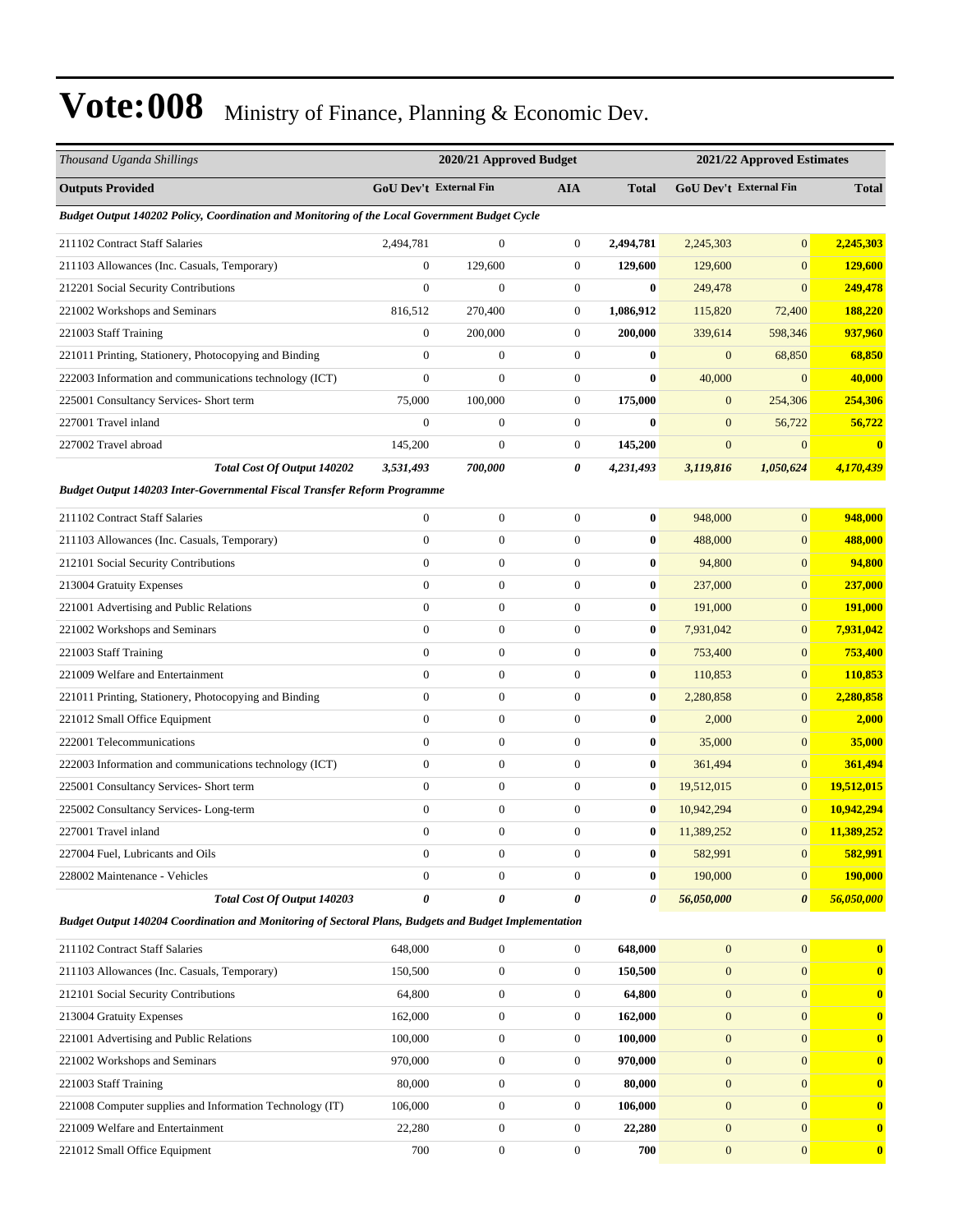# Vote:008 Ministry of Finance, Planning & Economic Dev.

| Thousand Uganda Shillings | 2020/21 Approved Budget | | | | 2021/22 Approved Estimates | | |
|---|---|---|---|---|---|---|---|
| **Outputs Provided** | **GoU Dev't** | **External Fin** | **AIA** | **Total** | **GoU Dev't** | **External Fin** | **Total** |
| ***Budget Output 140202 Policy, Coordination and Monitoring of the Local Government Budget Cycle*** | | | | | | | |
| 211102 Contract Staff Salaries | 2,494,781 | 0 | 0 | **2,494,781** | 2,245,303 | 0 | **2,245,303** |
| 211103 Allowances (Inc. Casuals, Temporary) | 0 | 129,600 | 0 | **129,600** | 129,600 | 0 | **129,600** |
| 212201 Social Security Contributions | 0 | 0 | 0 | **0** | 249,478 | 0 | **249,478** |
| 221002 Workshops and Seminars | 816,512 | 270,400 | 0 | **1,086,912** | 115,820 | 72,400 | **188,220** |
| 221003 Staff Training | 0 | 200,000 | 0 | **200,000** | 339,614 | 598,346 | **937,960** |
| 221011 Printing, Stationery, Photocopying and Binding | 0 | 0 | 0 | **0** | 0 | 68,850 | **68,850** |
| 222003 Information and communications technology (ICT) | 0 | 0 | 0 | **0** | 40,000 | 0 | **40,000** |
| 225001 Consultancy Services- Short term | 75,000 | 100,000 | 0 | **175,000** | 0 | 254,306 | **254,306** |
| 227001 Travel inland | 0 | 0 | 0 | **0** | 0 | 56,722 | **56,722** |
| 227002 Travel abroad | 145,200 | 0 | 0 | **145,200** | 0 | 0 | **0** |
| ***Total Cost Of Output 140202*** | ***3,531,493*** | ***700,000*** | ***0*** | ***4,231,493*** | ***3,119,816*** | ***1,050,624*** | ***4,170,439*** |
| ***Budget Output 140203 Inter-Governmental Fiscal Transfer Reform Programme*** | | | | | | | |
| 211102 Contract Staff Salaries | 0 | 0 | 0 | **0** | 948,000 | 0 | **948,000** |
| 211103 Allowances (Inc. Casuals, Temporary) | 0 | 0 | 0 | **0** | 488,000 | 0 | **488,000** |
| 212101 Social Security Contributions | 0 | 0 | 0 | **0** | 94,800 | 0 | **94,800** |
| 213004 Gratuity Expenses | 0 | 0 | 0 | **0** | 237,000 | 0 | **237,000** |
| 221001 Advertising and Public Relations | 0 | 0 | 0 | **0** | 191,000 | 0 | **191,000** |
| 221002 Workshops and Seminars | 0 | 0 | 0 | **0** | 7,931,042 | 0 | **7,931,042** |
| 221003 Staff Training | 0 | 0 | 0 | **0** | 753,400 | 0 | **753,400** |
| 221009 Welfare and Entertainment | 0 | 0 | 0 | **0** | 110,853 | 0 | **110,853** |
| 221011 Printing, Stationery, Photocopying and Binding | 0 | 0 | 0 | **0** | 2,280,858 | 0 | **2,280,858** |
| 221012 Small Office Equipment | 0 | 0 | 0 | **0** | 2,000 | 0 | **2,000** |
| 222001 Telecommunications | 0 | 0 | 0 | **0** | 35,000 | 0 | **35,000** |
| 222003 Information and communications technology (ICT) | 0 | 0 | 0 | **0** | 361,494 | 0 | **361,494** |
| 225001 Consultancy Services- Short term | 0 | 0 | 0 | **0** | 19,512,015 | 0 | **19,512,015** |
| 225002 Consultancy Services- Long-term | 0 | 0 | 0 | **0** | 10,942,294 | 0 | **10,942,294** |
| 227001 Travel inland | 0 | 0 | 0 | **0** | 11,389,252 | 0 | **11,389,252** |
| 227004 Fuel, Lubricants and Oils | 0 | 0 | 0 | **0** | 582,991 | 0 | **582,991** |
| 228002 Maintenance - Vehicles | 0 | 0 | 0 | **0** | 190,000 | 0 | **190,000** |
| ***Total Cost Of Output 140203*** | ***0*** | ***0*** | ***0*** | ***0*** | ***56,050,000*** | ***0*** | ***56,050,000*** |
| ***Budget Output 140204 Coordination and Monitoring of Sectoral Plans, Budgets and Budget Implementation*** | | | | | | | |
| 211102 Contract Staff Salaries | 648,000 | 0 | 0 | **648,000** | 0 | 0 | **0** |
| 211103 Allowances (Inc. Casuals, Temporary) | 150,500 | 0 | 0 | **150,500** | 0 | 0 | **0** |
| 212101 Social Security Contributions | 64,800 | 0 | 0 | **64,800** | 0 | 0 | **0** |
| 213004 Gratuity Expenses | 162,000 | 0 | 0 | **162,000** | 0 | 0 | **0** |
| 221001 Advertising and Public Relations | 100,000 | 0 | 0 | **100,000** | 0 | 0 | **0** |
| 221002 Workshops and Seminars | 970,000 | 0 | 0 | **970,000** | 0 | 0 | **0** |
| 221003 Staff Training | 80,000 | 0 | 0 | **80,000** | 0 | 0 | **0** |
| 221008 Computer supplies and Information Technology (IT) | 106,000 | 0 | 0 | **106,000** | 0 | 0 | **0** |
| 221009 Welfare and Entertainment | 22,280 | 0 | 0 | **22,280** | 0 | 0 | **0** |
| 221012 Small Office Equipment | 700 | 0 | 0 | **700** | 0 | 0 | **0** |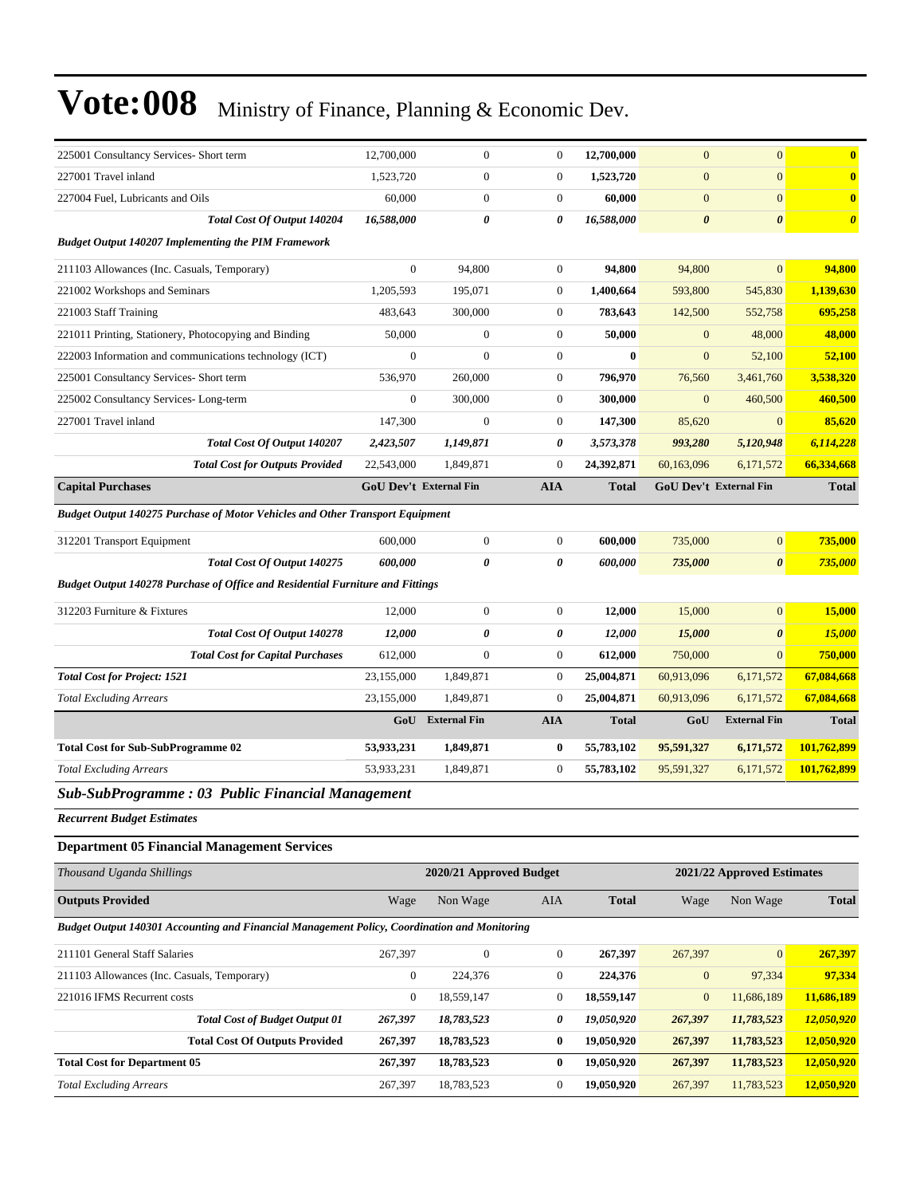| | | | | | | | |
|---|---|---|---|---|---|---|---|
| 225001 Consultancy Services- Short term | 12,700,000 | 0 | 0 | **12,700,000** | 0 | 0 | **0** |
| 227001 Travel inland | 1,523,720 | 0 | 0 | **1,523,720** | 0 | 0 | **0** |
| 227004 Fuel, Lubricants and Oils | 60,000 | 0 | 0 | **60,000** | 0 | 0 | **0** |
| ***Total Cost Of Output 140204*** | ***16,588,000*** | ***0*** | ***0*** | ***16,588,000*** | ***0*** | ***0*** | ***0*** |
| ***Budget Output 140207 Implementing the PIM Framework*** | | | | | | | |
| 211103 Allowances (Inc. Casuals, Temporary) | 0 | 94,800 | 0 | **94,800** | 94,800 | 0 | **94,800** |
| 221002 Workshops and Seminars | 1,205,593 | 195,071 | 0 | **1,400,664** | 593,800 | 545,830 | **1,139,630** |
| 221003 Staff Training | 483,643 | 300,000 | 0 | **783,643** | 142,500 | 552,758 | **695,258** |
| 221011 Printing, Stationery, Photocopying and Binding | 50,000 | 0 | 0 | **50,000** | 0 | 48,000 | **48,000** |
| 222003 Information and communications technology (ICT) | 0 | 0 | 0 | **0** | 0 | 52,100 | **52,100** |
| 225001 Consultancy Services- Short term | 536,970 | 260,000 | 0 | **796,970** | 76,560 | 3,461,760 | **3,538,320** |
| 225002 Consultancy Services- Long-term | 0 | 300,000 | 0 | **300,000** | 0 | 460,500 | **460,500** |
| 227001 Travel inland | 147,300 | 0 | 0 | **147,300** | 85,620 | 0 | **85,620** |
| ***Total Cost Of Output 140207*** | ***2,423,507*** | ***1,149,871*** | ***0*** | ***3,573,378*** | ***993,280*** | ***5,120,948*** | ***6,114,228*** |
| ***Total Cost for Outputs Provided*** | 22,543,000 | 1,849,871 | 0 | 24,392,871 | 60,163,096 | 6,171,572 | **66,334,668** |
| **Capital Purchases** | **GoU Dev't** | **External Fin** | **AIA** | **Total** | **GoU Dev't** | **External Fin** | **Total** |
| ***Budget Output 140275 Purchase of Motor Vehicles and Other Transport Equipment*** | | | | | | | |
| 312201 Transport Equipment | 600,000 | 0 | 0 | **600,000** | 735,000 | 0 | **735,000** |
| ***Total Cost Of Output 140275*** | ***600,000*** | ***0*** | ***0*** | ***600,000*** | ***735,000*** | ***0*** | ***735,000*** |
| ***Budget Output 140278 Purchase of Office and Residential Furniture and Fittings*** | | | | | | | |
| 312203 Furniture & Fixtures | 12,000 | 0 | 0 | **12,000** | 15,000 | 0 | **15,000** |
| ***Total Cost Of Output 140278*** | ***12,000*** | ***0*** | ***0*** | ***12,000*** | ***15,000*** | ***0*** | ***15,000*** |
| ***Total Cost for Capital Purchases*** | 612,000 | 0 | 0 | 612,000 | 750,000 | 0 | **750,000** |
| ***Total Cost for Project: 1521*** | 23,155,000 | 1,849,871 | 0 | 25,004,871 | 60,913,096 | 6,171,572 | **67,084,668** |
| *Total Excluding Arrears* | 23,155,000 | 1,849,871 | 0 | 25,004,871 | 60,913,096 | 6,171,572 | **67,084,668** |
| | **GoU** | **External Fin** | **AIA** | **Total** | **GoU** | **External Fin** | **Total** |
| **Total Cost for Sub-SubProgramme 02** | **53,933,231** | **1,849,871** | **0** | **55,783,102** | **95,591,327** | **6,171,572** | **101,762,899** |
| *Total Excluding Arrears* | 53,933,231 | 1,849,871 | 0 | 55,783,102 | 95,591,327 | 6,171,572 | **101,762,899** |

## *Sub-SubProgramme : 03 Public Financial Management*

***Recurrent Budget Estimates***

### Department 05 Financial Management Services

| *Thousand Uganda Shillings* | 2020/21 Approved Budget | | | | 2021/22 Approved Estimates | | |
|---|---|---|---|---|---|---|---|
| **Outputs Provided** | Wage | Non Wage | AIA | **Total** | Wage | Non Wage | **Total** |
| ***Budget Output 140301 Accounting and Financial Management Policy, Coordination and Monitoring*** | | | | | | | |
| 211101 General Staff Salaries | 267,397 | 0 | 0 | **267,397** | 267,397 | 0 | **267,397** |
| 211103 Allowances (Inc. Casuals, Temporary) | 0 | 224,376 | 0 | **224,376** | 0 | 97,334 | **97,334** |
| 221016 IFMS Recurrent costs | 0 | 18,559,147 | 0 | **18,559,147** | 0 | 11,686,189 | **11,686,189** |
| ***Total Cost of Budget Output 01*** | ***267,397*** | ***18,783,523*** | ***0*** | ***19,050,920*** | ***267,397*** | ***11,783,523*** | ***12,050,920*** |
| **Total Cost Of Outputs Provided** | **267,397** | **18,783,523** | **0** | **19,050,920** | **267,397** | **11,783,523** | **12,050,920** |
| **Total Cost for Department 05** | **267,397** | **18,783,523** | **0** | **19,050,920** | **267,397** | **11,783,523** | **12,050,920** |
| *Total Excluding Arrears* | 267,397 | 18,783,523 | 0 | 19,050,920 | 267,397 | 11,783,523 | **12,050,920** |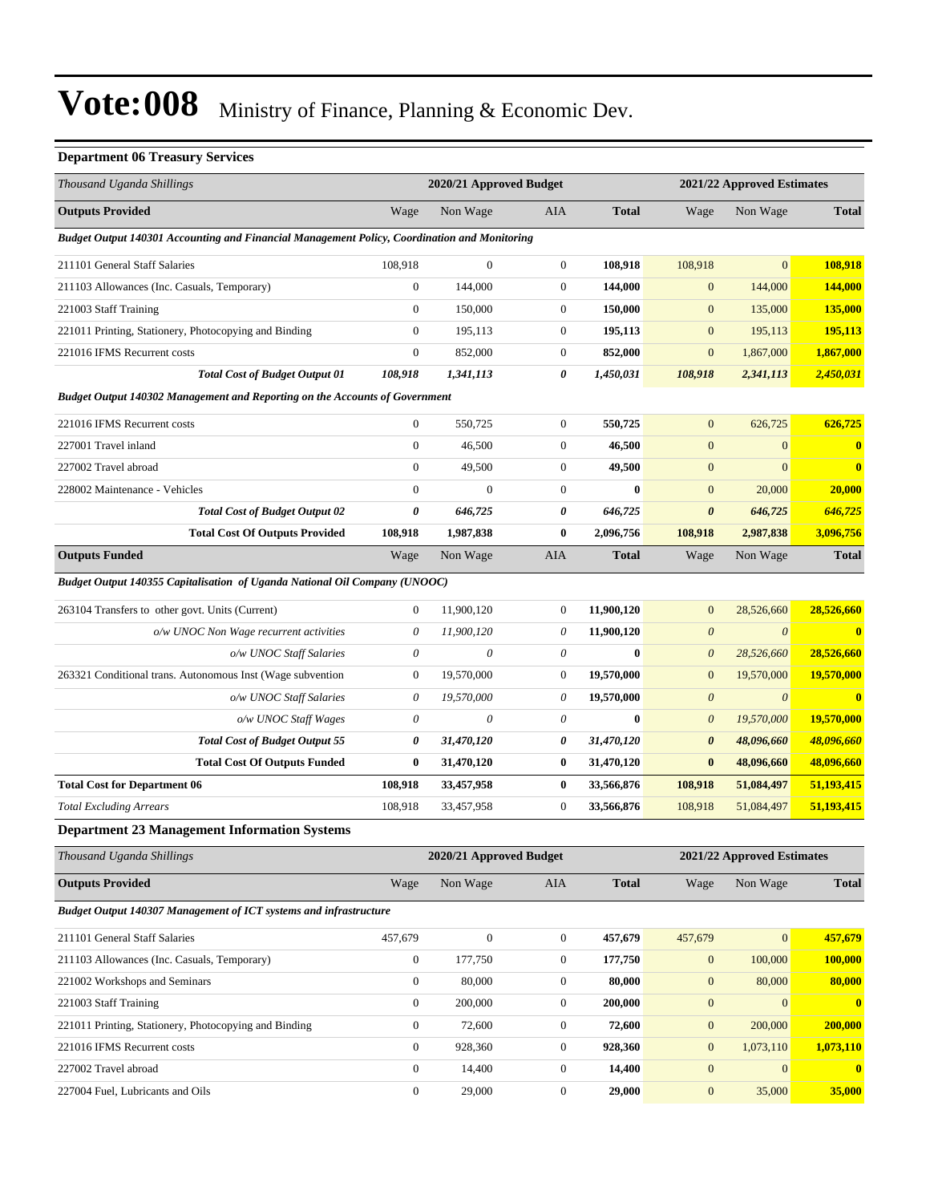# Vote:008 Ministry of Finance, Planning & Economic Dev.

### Department 06 Treasury Services

| *Thousand Uganda Shillings* | 2020/21 Approved Budget | | | | 2021/22 Approved Estimates | | |
|---|---|---|---|---|---|---|---|
| **Outputs Provided** | Wage | Non Wage | AIA | **Total** | Wage | Non Wage | **Total** |
| ***Budget Output 140301 Accounting and Financial Management Policy, Coordination and Monitoring*** | | | | | | | |
| 211101 General Staff Salaries | 108,918 | 0 | 0 | **108,918** | 108,918 | 0 | **108,918** |
| 211103 Allowances (Inc. Casuals, Temporary) | 0 | 144,000 | 0 | **144,000** | 0 | 144,000 | **144,000** |
| 221003 Staff Training | 0 | 150,000 | 0 | **150,000** | 0 | 135,000 | **135,000** |
| 221011 Printing, Stationery, Photocopying and Binding | 0 | 195,113 | 0 | **195,113** | 0 | 195,113 | **195,113** |
| 221016 IFMS Recurrent costs | 0 | 852,000 | 0 | **852,000** | 0 | 1,867,000 | **1,867,000** |
| ***Total Cost of Budget Output 01*** | ***108,918*** | ***1,341,113*** | ***0*** | ***1,450,031*** | ***108,918*** | ***2,341,113*** | ***2,450,031*** |
| ***Budget Output 140302 Management and Reporting on the Accounts of Government*** | | | | | | | |
| 221016 IFMS Recurrent costs | 0 | 550,725 | 0 | **550,725** | 0 | 626,725 | **626,725** |
| 227001 Travel inland | 0 | 46,500 | 0 | **46,500** | 0 | 0 | **0** |
| 227002 Travel abroad | 0 | 49,500 | 0 | **49,500** | 0 | 0 | **0** |
| 228002 Maintenance - Vehicles | 0 | 0 | 0 | **0** | 0 | 20,000 | **20,000** |
| ***Total Cost of Budget Output 02*** | ***0*** | ***646,725*** | ***0*** | ***646,725*** | ***0*** | ***646,725*** | ***646,725*** |
| **Total Cost Of Outputs Provided** | **108,918** | **1,987,838** | **0** | **2,096,756** | **108,918** | **2,987,838** | **3,096,756** |
| **Outputs Funded** | Wage | Non Wage | AIA | **Total** | Wage | Non Wage | **Total** |
| ***Budget Output 140355 Capitalisation of Uganda National Oil Company (UNOOC)*** | | | | | | | |
| 263104 Transfers to other govt. Units (Current) | 0 | 11,900,120 | 0 | **11,900,120** | 0 | 28,526,660 | **28,526,660** |
| *o/w UNOC Non Wage recurrent activities* | *0* | *11,900,120* | *0* | **11,900,120** | *0* | *0* | **0** |
| *o/w UNOC Staff Salaries* | *0* | *0* | *0* | **0** | *0* | *28,526,660* | **28,526,660** |
| 263321 Conditional trans. Autonomous Inst (Wage subvention | 0 | 19,570,000 | 0 | **19,570,000** | 0 | 19,570,000 | **19,570,000** |
| *o/w UNOC Staff Salaries* | *0* | *19,570,000* | *0* | **19,570,000** | *0* | *0* | **0** |
| *o/w UNOC Staff Wages* | *0* | *0* | *0* | **0** | *0* | *19,570,000* | **19,570,000** |
| ***Total Cost of Budget Output 55*** | ***0*** | ***31,470,120*** | ***0*** | ***31,470,120*** | ***0*** | ***48,096,660*** | ***48,096,660*** |
| **Total Cost Of Outputs Funded** | **0** | **31,470,120** | **0** | **31,470,120** | **0** | **48,096,660** | **48,096,660** |
| **Total Cost for Department 06** | **108,918** | **33,457,958** | **0** | **33,566,876** | **108,918** | **51,084,497** | **51,193,415** |
| *Total Excluding Arrears* | 108,918 | 33,457,958 | 0 | **33,566,876** | 108,918 | 51,084,497 | **51,193,415** |

### Department 23 Management Information Systems

| *Thousand Uganda Shillings* | 2020/21 Approved Budget | | | | 2021/22 Approved Estimates | | |
|---|---|---|---|---|---|---|---|
| **Outputs Provided** | Wage | Non Wage | AIA | **Total** | Wage | Non Wage | **Total** |
| ***Budget Output 140307 Management of ICT systems and infrastructure*** | | | | | | | |
| 211101 General Staff Salaries | 457,679 | 0 | 0 | **457,679** | 457,679 | 0 | **457,679** |
| 211103 Allowances (Inc. Casuals, Temporary) | 0 | 177,750 | 0 | **177,750** | 0 | 100,000 | **100,000** |
| 221002 Workshops and Seminars | 0 | 80,000 | 0 | **80,000** | 0 | 80,000 | **80,000** |
| 221003 Staff Training | 0 | 200,000 | 0 | **200,000** | 0 | 0 | **0** |
| 221011 Printing, Stationery, Photocopying and Binding | 0 | 72,600 | 0 | **72,600** | 0 | 200,000 | **200,000** |
| 221016 IFMS Recurrent costs | 0 | 928,360 | 0 | **928,360** | 0 | 1,073,110 | **1,073,110** |
| 227002 Travel abroad | 0 | 14,400 | 0 | **14,400** | 0 | 0 | **0** |
| 227004 Fuel, Lubricants and Oils | 0 | 29,000 | 0 | **29,000** | 0 | 35,000 | **35,000** |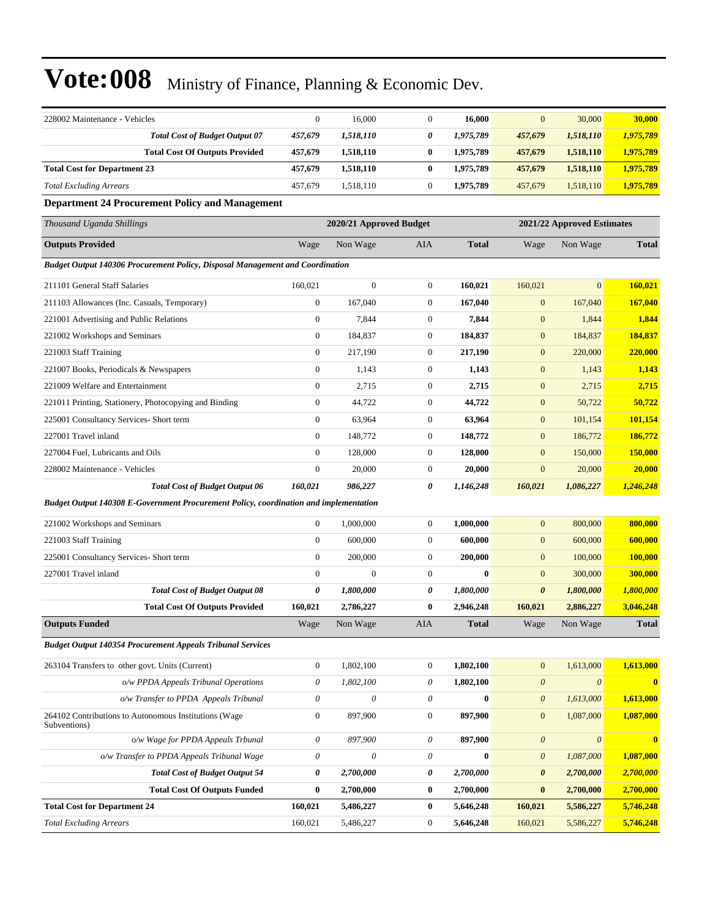# Vote:008 Ministry of Finance, Planning & Economic Dev.

| | | | | | | | |
|---|---|---|---|---|---|---|---|
| 228002 Maintenance - Vehicles | 0 | 16,000 | 0 | **16,000** | 0 | 30,000 | **30,000** |
| ***Total Cost of Budget Output 07*** | ***457,679*** | ***1,518,110*** | ***0*** | ***1,975,789*** | ***457,679*** | ***1,518,110*** | ***1,975,789*** |
| **Total Cost Of Outputs Provided** | **457,679** | **1,518,110** | **0** | **1,975,789** | **457,679** | **1,518,110** | **1,975,789** |
| **Total Cost for Department 23** | **457,679** | **1,518,110** | **0** | **1,975,789** | **457,679** | **1,518,110** | **1,975,789** |
| *Total Excluding Arrears* | 457,679 | 1,518,110 | 0 | **1,975,789** | 457,679 | 1,518,110 | **1,975,789** |

**Department 24 Procurement Policy and Management**

| *Thousand Uganda Shillings* | 2020/21 Approved Budget | | | | 2021/22 Approved Estimates | | |
|---|---|---|---|---|---|---|---|
| **Outputs Provided** | Wage | Non Wage | AIA | **Total** | Wage | Non Wage | **Total** |
| ***Budget Output 140306 Procurement Policy, Disposal Management and Coordination*** | | | | | | | |
| 211101 General Staff Salaries | 160,021 | 0 | 0 | **160,021** | 160,021 | 0 | **160,021** |
| 211103 Allowances (Inc. Casuals, Temporary) | 0 | 167,040 | 0 | **167,040** | 0 | 167,040 | **167,040** |
| 221001 Advertising and Public Relations | 0 | 7,844 | 0 | **7,844** | 0 | 1,844 | **1,844** |
| 221002 Workshops and Seminars | 0 | 184,837 | 0 | **184,837** | 0 | 184,837 | **184,837** |
| 221003 Staff Training | 0 | 217,190 | 0 | **217,190** | 0 | 220,000 | **220,000** |
| 221007 Books, Periodicals & Newspapers | 0 | 1,143 | 0 | **1,143** | 0 | 1,143 | **1,143** |
| 221009 Welfare and Entertainment | 0 | 2,715 | 0 | **2,715** | 0 | 2,715 | **2,715** |
| 221011 Printing, Stationery, Photocopying and Binding | 0 | 44,722 | 0 | **44,722** | 0 | 50,722 | **50,722** |
| 225001 Consultancy Services- Short term | 0 | 63,964 | 0 | **63,964** | 0 | 101,154 | **101,154** |
| 227001 Travel inland | 0 | 148,772 | 0 | **148,772** | 0 | 186,772 | **186,772** |
| 227004 Fuel, Lubricants and Oils | 0 | 128,000 | 0 | **128,000** | 0 | 150,000 | **150,000** |
| 228002 Maintenance - Vehicles | 0 | 20,000 | 0 | **20,000** | 0 | 20,000 | **20,000** |
| ***Total Cost of Budget Output 06*** | ***160,021*** | ***986,227*** | ***0*** | ***1,146,248*** | ***160,021*** | ***1,086,227*** | ***1,246,248*** |
| ***Budget Output 140308 E-Government Procurement Policy, coordination and implementation*** | | | | | | | |
| 221002 Workshops and Seminars | 0 | 1,000,000 | 0 | **1,000,000** | 0 | 800,000 | **800,000** |
| 221003 Staff Training | 0 | 600,000 | 0 | **600,000** | 0 | 600,000 | **600,000** |
| 225001 Consultancy Services- Short term | 0 | 200,000 | 0 | **200,000** | 0 | 100,000 | **100,000** |
| 227001 Travel inland | 0 | 0 | 0 | **0** | 0 | 300,000 | **300,000** |
| ***Total Cost of Budget Output 08*** | ***0*** | ***1,800,000*** | ***0*** | ***1,800,000*** | ***0*** | ***1,800,000*** | ***1,800,000*** |
| **Total Cost Of Outputs Provided** | **160,021** | **2,786,227** | **0** | **2,946,248** | **160,021** | **2,886,227** | **3,046,248** |
| **Outputs Funded** | Wage | Non Wage | AIA | **Total** | Wage | Non Wage | **Total** |
| ***Budget Output 140354 Procurement Appeals Tribunal Services*** | | | | | | | |
| 263104 Transfers to other govt. Units (Current) | 0 | 1,802,100 | 0 | **1,802,100** | 0 | 1,613,000 | **1,613,000** |
| *o/w PPDA Appeals Tribunal Operations* | *0* | *1,802,100* | *0* | **1,802,100** | *0* | *0* | **0** |
| *o/w Transfer to PPDA Appeals Tribunal* | *0* | *0* | *0* | **0** | *0* | *1,613,000* | **1,613,000** |
| 264102 Contributions to Autonomous Institutions (Wage Subventions) | 0 | 897,900 | 0 | **897,900** | 0 | 1,087,000 | **1,087,000** |
| *o/w Wage for PPDA Appeals Trbunal* | *0* | *897,900* | *0* | **897,900** | *0* | *0* | **0** |
| *o/w Transfer to PPDA Appeals Tribunal Wage* | *0* | *0* | *0* | **0** | *0* | *1,087,000* | **1,087,000** |
| ***Total Cost of Budget Output 54*** | ***0*** | ***2,700,000*** | ***0*** | ***2,700,000*** | ***0*** | ***2,700,000*** | ***2,700,000*** |
| **Total Cost Of Outputs Funded** | **0** | **2,700,000** | **0** | **2,700,000** | **0** | **2,700,000** | **2,700,000** |
| **Total Cost for Department 24** | **160,021** | **5,486,227** | **0** | **5,646,248** | **160,021** | **5,586,227** | **5,746,248** |
| *Total Excluding Arrears* | 160,021 | 5,486,227 | 0 | **5,646,248** | 160,021 | 5,586,227 | **5,746,248** |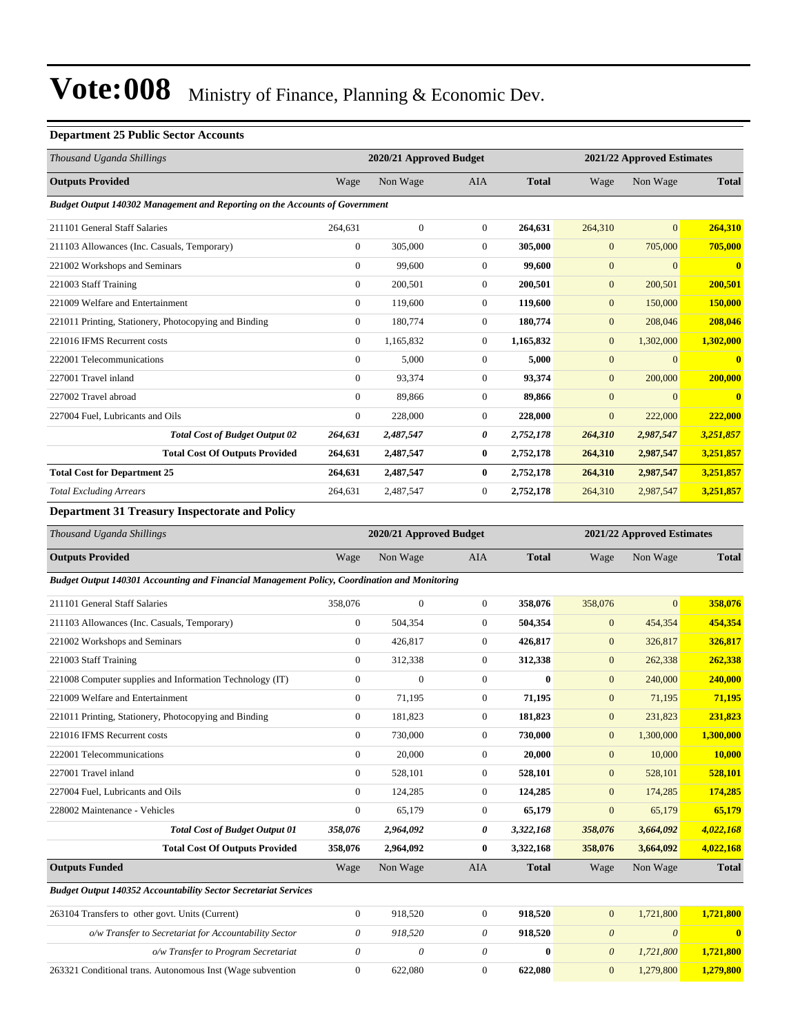# Vote:008 Ministry of Finance, Planning & Economic Dev.

### Department 25 Public Sector Accounts

| *Thousand Uganda Shillings* | 2020/21 Approved Budget | | | | 2021/22 Approved Estimates | | |
|---|---|---|---|---|---|---|---|
| **Outputs Provided** | Wage | Non Wage | AIA | **Total** | Wage | Non Wage | **Total** |
| ***Budget Output 140302 Management and Reporting on the Accounts of Government*** | | | | | | | |
| 211101 General Staff Salaries | 264,631 | 0 | 0 | **264,631** | 264,310 | 0 | **264,310** |
| 211103 Allowances (Inc. Casuals, Temporary) | 0 | 305,000 | 0 | **305,000** | 0 | 705,000 | **705,000** |
| 221002 Workshops and Seminars | 0 | 99,600 | 0 | **99,600** | 0 | 0 | **0** |
| 221003 Staff Training | 0 | 200,501 | 0 | **200,501** | 0 | 200,501 | **200,501** |
| 221009 Welfare and Entertainment | 0 | 119,600 | 0 | **119,600** | 0 | 150,000 | **150,000** |
| 221011 Printing, Stationery, Photocopying and Binding | 0 | 180,774 | 0 | **180,774** | 0 | 208,046 | **208,046** |
| 221016 IFMS Recurrent costs | 0 | 1,165,832 | 0 | **1,165,832** | 0 | 1,302,000 | **1,302,000** |
| 222001 Telecommunications | 0 | 5,000 | 0 | **5,000** | 0 | 0 | **0** |
| 227001 Travel inland | 0 | 93,374 | 0 | **93,374** | 0 | 200,000 | **200,000** |
| 227002 Travel abroad | 0 | 89,866 | 0 | **89,866** | 0 | 0 | **0** |
| 227004 Fuel, Lubricants and Oils | 0 | 228,000 | 0 | **228,000** | 0 | 222,000 | **222,000** |
| ***Total Cost of Budget Output 02*** | ***264,631*** | ***2,487,547*** | ***0*** | ***2,752,178*** | ***264,310*** | ***2,987,547*** | ***3,251,857*** |
| **Total Cost Of Outputs Provided** | **264,631** | **2,487,547** | **0** | **2,752,178** | **264,310** | **2,987,547** | **3,251,857** |
| **Total Cost for Department 25** | **264,631** | **2,487,547** | **0** | **2,752,178** | **264,310** | **2,987,547** | **3,251,857** |
| *Total Excluding Arrears* | 264,631 | 2,487,547 | 0 | **2,752,178** | 264,310 | 2,987,547 | **3,251,857** |

### Department 31 Treasury Inspectorate and Policy

| *Thousand Uganda Shillings* | 2020/21 Approved Budget | | | | 2021/22 Approved Estimates | | |
|---|---|---|---|---|---|---|---|
| **Outputs Provided** | Wage | Non Wage | AIA | **Total** | Wage | Non Wage | **Total** |
| ***Budget Output 140301 Accounting and Financial Management Policy, Coordination and Monitoring*** | | | | | | | |
| 211101 General Staff Salaries | 358,076 | 0 | 0 | **358,076** | 358,076 | 0 | **358,076** |
| 211103 Allowances (Inc. Casuals, Temporary) | 0 | 504,354 | 0 | **504,354** | 0 | 454,354 | **454,354** |
| 221002 Workshops and Seminars | 0 | 426,817 | 0 | **426,817** | 0 | 326,817 | **326,817** |
| 221003 Staff Training | 0 | 312,338 | 0 | **312,338** | 0 | 262,338 | **262,338** |
| 221008 Computer supplies and Information Technology (IT) | 0 | 0 | 0 | **0** | 0 | 240,000 | **240,000** |
| 221009 Welfare and Entertainment | 0 | 71,195 | 0 | **71,195** | 0 | 71,195 | **71,195** |
| 221011 Printing, Stationery, Photocopying and Binding | 0 | 181,823 | 0 | **181,823** | 0 | 231,823 | **231,823** |
| 221016 IFMS Recurrent costs | 0 | 730,000 | 0 | **730,000** | 0 | 1,300,000 | **1,300,000** |
| 222001 Telecommunications | 0 | 20,000 | 0 | **20,000** | 0 | 10,000 | **10,000** |
| 227001 Travel inland | 0 | 528,101 | 0 | **528,101** | 0 | 528,101 | **528,101** |
| 227004 Fuel, Lubricants and Oils | 0 | 124,285 | 0 | **124,285** | 0 | 174,285 | **174,285** |
| 228002 Maintenance - Vehicles | 0 | 65,179 | 0 | **65,179** | 0 | 65,179 | **65,179** |
| ***Total Cost of Budget Output 01*** | ***358,076*** | ***2,964,092*** | ***0*** | ***3,322,168*** | ***358,076*** | ***3,664,092*** | ***4,022,168*** |
| **Total Cost Of Outputs Provided** | **358,076** | **2,964,092** | **0** | **3,322,168** | **358,076** | **3,664,092** | **4,022,168** |
| **Outputs Funded** | Wage | Non Wage | AIA | **Total** | Wage | Non Wage | **Total** |
| ***Budget Output 140352 Accountability Sector Secretariat Services*** | | | | | | | |
| 263104 Transfers to other govt. Units (Current) | 0 | 918,520 | 0 | **918,520** | 0 | 1,721,800 | **1,721,800** |
| *o/w Transfer to Secretariat for Accountability Sector* | *0* | *918,520* | *0* | **918,520** | *0* | *0* | **0** |
| *o/w Transfer to Program Secretariat* | *0* | *0* | *0* | **0** | *0* | *1,721,800* | **1,721,800** |
| 263321 Conditional trans. Autonomous Inst (Wage subvention | 0 | 622,080 | 0 | **622,080** | 0 | 1,279,800 | **1,279,800** |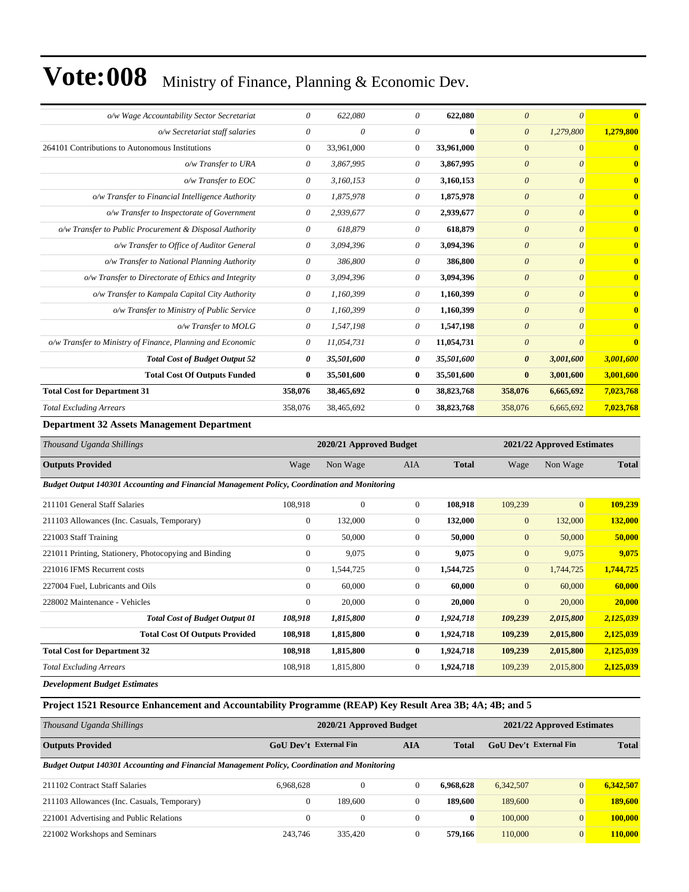| | | | | | | | |
|---|---|---|---|---|---|---|---|
| *o/w Wage Accountability Sector Secretariat* | *0* | *622,080* | *0* | **622,080** | *0* | *0* | **0** |
| *o/w Secretariat staff salaries* | *0* | *0* | *0* | **0** | *0* | *1,279,800* | **1,279,800** |
| 264101 Contributions to Autonomous Institutions | 0 | 33,961,000 | 0 | **33,961,000** | 0 | 0 | **0** |
| *o/w Transfer to URA* | *0* | *3,867,995* | *0* | **3,867,995** | *0* | *0* | **0** |
| *o/w Transfer to EOC* | *0* | *3,160,153* | *0* | **3,160,153** | *0* | *0* | **0** |
| *o/w Transfer to Financial Intelligence Authority* | *0* | *1,875,978* | *0* | **1,875,978** | *0* | *0* | **0** |
| *o/w Transfer to Inspectorate of Government* | *0* | *2,939,677* | *0* | **2,939,677** | *0* | *0* | **0** |
| *o/w Transfer to Public Procurement & Disposal Authority* | *0* | *618,879* | *0* | **618,879** | *0* | *0* | **0** |
| *o/w Transfer to Office of Auditor General* | *0* | *3,094,396* | *0* | **3,094,396** | *0* | *0* | **0** |
| *o/w Transfer to National Planning Authority* | *0* | *386,800* | *0* | **386,800** | *0* | *0* | **0** |
| *o/w Transfer to Directorate of Ethics and Integrity* | *0* | *3,094,396* | *0* | **3,094,396** | *0* | *0* | **0** |
| *o/w Transfer to Kampala Capital City Authority* | *0* | *1,160,399* | *0* | **1,160,399** | *0* | *0* | **0** |
| *o/w Transfer to Ministry of Public Service* | *0* | *1,160,399* | *0* | **1,160,399** | *0* | *0* | **0** |
| *o/w Transfer to MOLG* | *0* | *1,547,198* | *0* | **1,547,198** | *0* | *0* | **0** |
| *o/w Transfer to Ministry of Finance, Planning and Economic* | *0* | *11,054,731* | *0* | **11,054,731** | *0* | *0* | **0** |
| ***Total Cost of Budget Output 52*** | ***0*** | ***35,501,600*** | ***0*** | ***35,501,600*** | ***0*** | ***3,001,600*** | ***3,001,600*** |
| **Total Cost Of Outputs Funded** | **0** | **35,501,600** | **0** | **35,501,600** | **0** | **3,001,600** | **3,001,600** |
| **Total Cost for Department 31** | **358,076** | **38,465,692** | **0** | **38,823,768** | **358,076** | **6,665,692** | **7,023,768** |
| *Total Excluding Arrears* | 358,076 | 38,465,692 | 0 | **38,823,768** | 358,076 | 6,665,692 | **7,023,768** |

**Department 32 Assets Management Department**

| *Thousand Uganda Shillings* | 2020/21 Approved Budget | | | | 2021/22 Approved Estimates | | |
|---|---|---|---|---|---|---|---|
| **Outputs Provided** | Wage | Non Wage | AIA | **Total** | Wage | Non Wage | **Total** |
| ***Budget Output 140301 Accounting and Financial Management Policy, Coordination and Monitoring*** | | | | | | | |
| 211101 General Staff Salaries | 108,918 | 0 | 0 | **108,918** | 109,239 | 0 | **109,239** |
| 211103 Allowances (Inc. Casuals, Temporary) | 0 | 132,000 | 0 | **132,000** | 0 | 132,000 | **132,000** |
| 221003 Staff Training | 0 | 50,000 | 0 | **50,000** | 0 | 50,000 | **50,000** |
| 221011 Printing, Stationery, Photocopying and Binding | 0 | 9,075 | 0 | **9,075** | 0 | 9,075 | **9,075** |
| 221016 IFMS Recurrent costs | 0 | 1,544,725 | 0 | **1,544,725** | 0 | 1,744,725 | **1,744,725** |
| 227004 Fuel, Lubricants and Oils | 0 | 60,000 | 0 | **60,000** | 0 | 60,000 | **60,000** |
| 228002 Maintenance - Vehicles | 0 | 20,000 | 0 | **20,000** | 0 | 20,000 | **20,000** |
| ***Total Cost of Budget Output 01*** | ***108,918*** | ***1,815,800*** | ***0*** | ***1,924,718*** | ***109,239*** | ***2,015,800*** | ***2,125,039*** |
| **Total Cost Of Outputs Provided** | **108,918** | **1,815,800** | **0** | **1,924,718** | **109,239** | **2,015,800** | **2,125,039** |
| **Total Cost for Department 32** | **108,918** | **1,815,800** | **0** | **1,924,718** | **109,239** | **2,015,800** | **2,125,039** |
| *Total Excluding Arrears* | 108,918 | 1,815,800 | 0 | **1,924,718** | 109,239 | 2,015,800 | **2,125,039** |

***Development Budget Estimates***

**Project 1521 Resource Enhancement and Accountability Programme (REAP) Key Result Area 3B; 4A; 4B; and 5**

| *Thousand Uganda Shillings* | 2020/21 Approved Budget | | | | 2021/22 Approved Estimates | | |
|---|---|---|---|---|---|---|---|
| **Outputs Provided** | **GoU Dev't** | **External Fin** | **AIA** | **Total** | **GoU Dev't** | **External Fin** | **Total** |
| ***Budget Output 140301 Accounting and Financial Management Policy, Coordination and Monitoring*** | | | | | | | |
| 211102 Contract Staff Salaries | 6,968,628 | 0 | 0 | **6,968,628** | 6,342,507 | 0 | **6,342,507** |
| 211103 Allowances (Inc. Casuals, Temporary) | 0 | 189,600 | 0 | **189,600** | 189,600 | 0 | **189,600** |
| 221001 Advertising and Public Relations | 0 | 0 | 0 | **0** | 100,000 | 0 | **100,000** |
| 221002 Workshops and Seminars | 243,746 | 335,420 | 0 | **579,166** | 110,000 | 0 | **110,000** |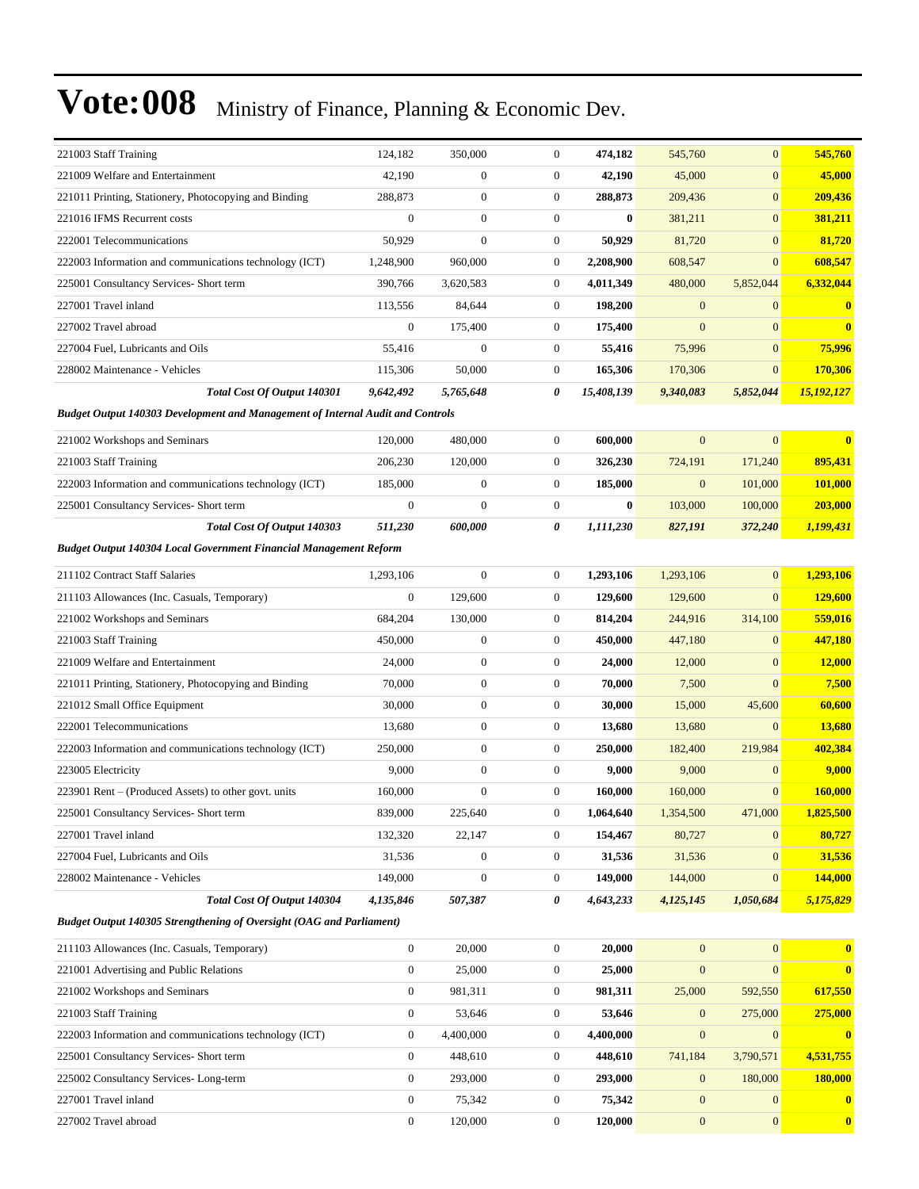# Vote:008 Ministry of Finance, Planning & Economic Dev.

| | | | | | | | |
|---|---|---|---|---|---|---|---|
| 221003 Staff Training | 124,182 | 350,000 | 0 | **474,182** | 545,760 | 0 | **545,760** |
| 221009 Welfare and Entertainment | 42,190 | 0 | 0 | **42,190** | 45,000 | 0 | **45,000** |
| 221011 Printing, Stationery, Photocopying and Binding | 288,873 | 0 | 0 | **288,873** | 209,436 | 0 | **209,436** |
| 221016 IFMS Recurrent costs | 0 | 0 | 0 | **0** | 381,211 | 0 | **381,211** |
| 222001 Telecommunications | 50,929 | 0 | 0 | **50,929** | 81,720 | 0 | **81,720** |
| 222003 Information and communications technology (ICT) | 1,248,900 | 960,000 | 0 | **2,208,900** | 608,547 | 0 | **608,547** |
| 225001 Consultancy Services- Short term | 390,766 | 3,620,583 | 0 | **4,011,349** | 480,000 | 5,852,044 | **6,332,044** |
| 227001 Travel inland | 113,556 | 84,644 | 0 | **198,200** | 0 | 0 | **0** |
| 227002 Travel abroad | 0 | 175,400 | 0 | **175,400** | 0 | 0 | **0** |
| 227004 Fuel, Lubricants and Oils | 55,416 | 0 | 0 | **55,416** | 75,996 | 0 | **75,996** |
| 228002 Maintenance - Vehicles | 115,306 | 50,000 | 0 | **165,306** | 170,306 | 0 | **170,306** |
| ***Total Cost Of Output 140301*** | ***9,642,492*** | ***5,765,648*** | ***0*** | ***15,408,139*** | ***9,340,083*** | ***5,852,044*** | ***15,192,127*** |
| ***Budget Output 140303 Development and Management of Internal Audit and Controls*** | | | | | | | |
| 221002 Workshops and Seminars | 120,000 | 480,000 | 0 | **600,000** | 0 | 0 | **0** |
| 221003 Staff Training | 206,230 | 120,000 | 0 | **326,230** | 724,191 | 171,240 | **895,431** |
| 222003 Information and communications technology (ICT) | 185,000 | 0 | 0 | **185,000** | 0 | 101,000 | **101,000** |
| 225001 Consultancy Services- Short term | 0 | 0 | 0 | **0** | 103,000 | 100,000 | **203,000** |
| ***Total Cost Of Output 140303*** | ***511,230*** | ***600,000*** | ***0*** | ***1,111,230*** | ***827,191*** | ***372,240*** | ***1,199,431*** |
| ***Budget Output 140304 Local Government Financial Management Reform*** | | | | | | | |
| 211102 Contract Staff Salaries | 1,293,106 | 0 | 0 | **1,293,106** | 1,293,106 | 0 | **1,293,106** |
| 211103 Allowances (Inc. Casuals, Temporary) | 0 | 129,600 | 0 | **129,600** | 129,600 | 0 | **129,600** |
| 221002 Workshops and Seminars | 684,204 | 130,000 | 0 | **814,204** | 244,916 | 314,100 | **559,016** |
| 221003 Staff Training | 450,000 | 0 | 0 | **450,000** | 447,180 | 0 | **447,180** |
| 221009 Welfare and Entertainment | 24,000 | 0 | 0 | **24,000** | 12,000 | 0 | **12,000** |
| 221011 Printing, Stationery, Photocopying and Binding | 70,000 | 0 | 0 | **70,000** | 7,500 | 0 | **7,500** |
| 221012 Small Office Equipment | 30,000 | 0 | 0 | **30,000** | 15,000 | 45,600 | **60,600** |
| 222001 Telecommunications | 13,680 | 0 | 0 | **13,680** | 13,680 | 0 | **13,680** |
| 222003 Information and communications technology (ICT) | 250,000 | 0 | 0 | **250,000** | 182,400 | 219,984 | **402,384** |
| 223005 Electricity | 9,000 | 0 | 0 | **9,000** | 9,000 | 0 | **9,000** |
| 223901 Rent – (Produced Assets) to other govt. units | 160,000 | 0 | 0 | **160,000** | 160,000 | 0 | **160,000** |
| 225001 Consultancy Services- Short term | 839,000 | 225,640 | 0 | **1,064,640** | 1,354,500 | 471,000 | **1,825,500** |
| 227001 Travel inland | 132,320 | 22,147 | 0 | **154,467** | 80,727 | 0 | **80,727** |
| 227004 Fuel, Lubricants and Oils | 31,536 | 0 | 0 | **31,536** | 31,536 | 0 | **31,536** |
| 228002 Maintenance - Vehicles | 149,000 | 0 | 0 | **149,000** | 144,000 | 0 | **144,000** |
| ***Total Cost Of Output 140304*** | ***4,135,846*** | ***507,387*** | ***0*** | ***4,643,233*** | ***4,125,145*** | ***1,050,684*** | ***5,175,829*** |
| ***Budget Output 140305 Strengthening of Oversight (OAG and Parliament)*** | | | | | | | |
| 211103 Allowances (Inc. Casuals, Temporary) | 0 | 20,000 | 0 | **20,000** | 0 | 0 | **0** |
| 221001 Advertising and Public Relations | 0 | 25,000 | 0 | **25,000** | 0 | 0 | **0** |
| 221002 Workshops and Seminars | 0 | 981,311 | 0 | **981,311** | 25,000 | 592,550 | **617,550** |
| 221003 Staff Training | 0 | 53,646 | 0 | **53,646** | 0 | 275,000 | **275,000** |
| 222003 Information and communications technology (ICT) | 0 | 4,400,000 | 0 | **4,400,000** | 0 | 0 | **0** |
| 225001 Consultancy Services- Short term | 0 | 448,610 | 0 | **448,610** | 741,184 | 3,790,571 | **4,531,755** |
| 225002 Consultancy Services- Long-term | 0 | 293,000 | 0 | **293,000** | 0 | 180,000 | **180,000** |
| 227001 Travel inland | 0 | 75,342 | 0 | **75,342** | 0 | 0 | **0** |
| 227002 Travel abroad | 0 | 120,000 | 0 | **120,000** | 0 | 0 | **0** |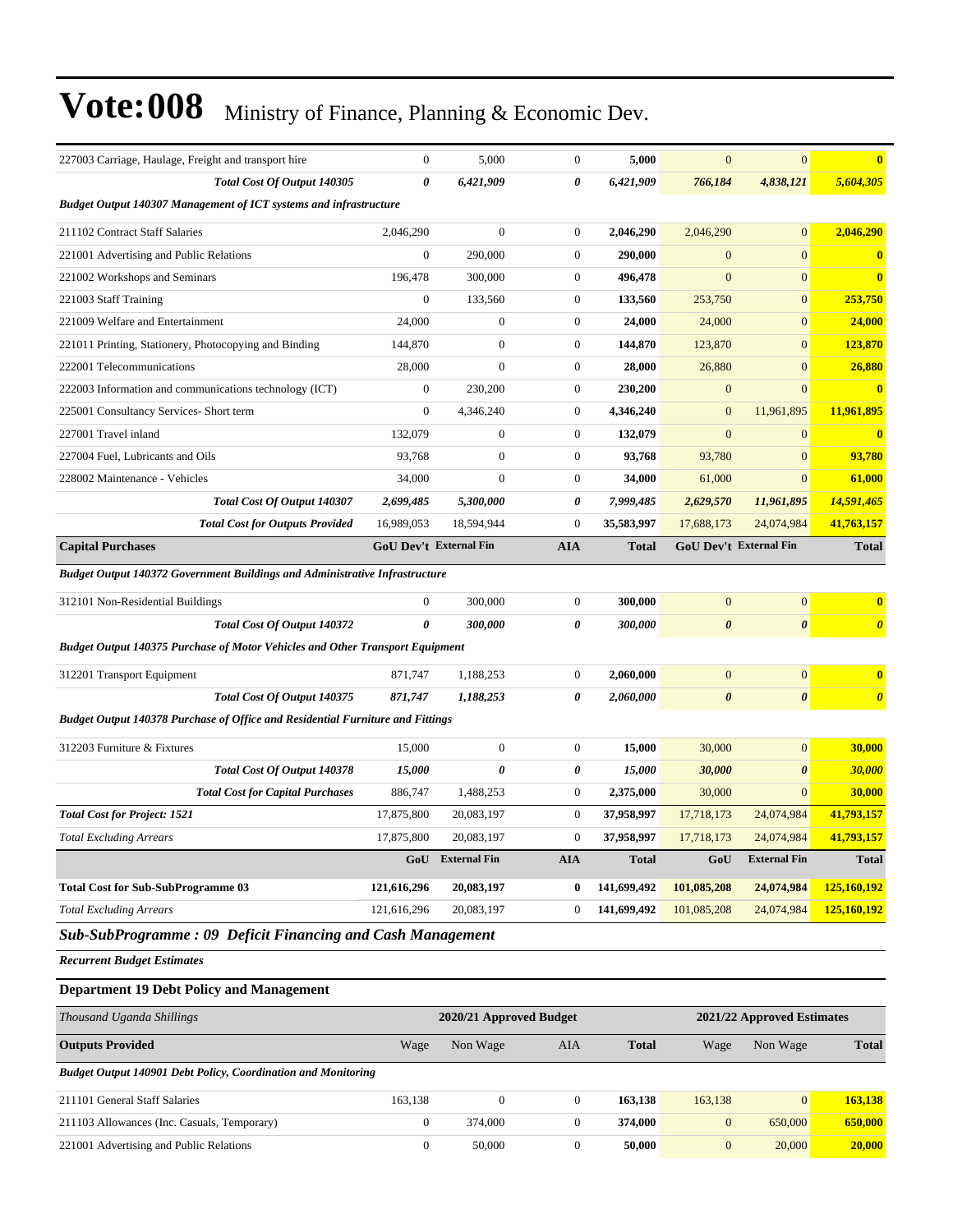| | | | | | | | |
|---|---|---|---|---|---|---|---|
| 227003 Carriage, Haulage, Freight and transport hire | 0 | 5,000 | 0 | **5,000** | 0 | 0 | **0** |
| ***Total Cost Of Output 140305*** | ***0*** | ***6,421,909*** | ***0*** | ***6,421,909*** | ***766,184*** | ***4,838,121*** | ***5,604,305*** |
| ***Budget Output 140307 Management of ICT systems and infrastructure*** | | | | | | | |
| 211102 Contract Staff Salaries | 2,046,290 | 0 | 0 | **2,046,290** | 2,046,290 | 0 | **2,046,290** |
| 221001 Advertising and Public Relations | 0 | 290,000 | 0 | **290,000** | 0 | 0 | **0** |
| 221002 Workshops and Seminars | 196,478 | 300,000 | 0 | **496,478** | 0 | 0 | **0** |
| 221003 Staff Training | 0 | 133,560 | 0 | **133,560** | 253,750 | 0 | **253,750** |
| 221009 Welfare and Entertainment | 24,000 | 0 | 0 | **24,000** | 24,000 | 0 | **24,000** |
| 221011 Printing, Stationery, Photocopying and Binding | 144,870 | 0 | 0 | **144,870** | 123,870 | 0 | **123,870** |
| 222001 Telecommunications | 28,000 | 0 | 0 | **28,000** | 26,880 | 0 | **26,880** |
| 222003 Information and communications technology (ICT) | 0 | 230,200 | 0 | **230,200** | 0 | 0 | **0** |
| 225001 Consultancy Services- Short term | 0 | 4,346,240 | 0 | **4,346,240** | 0 | 11,961,895 | **11,961,895** |
| 227001 Travel inland | 132,079 | 0 | 0 | **132,079** | 0 | 0 | **0** |
| 227004 Fuel, Lubricants and Oils | 93,768 | 0 | 0 | **93,768** | 93,780 | 0 | **93,780** |
| 228002 Maintenance - Vehicles | 34,000 | 0 | 0 | **34,000** | 61,000 | 0 | **61,000** |
| ***Total Cost Of Output 140307*** | ***2,699,485*** | ***5,300,000*** | ***0*** | ***7,999,485*** | ***2,629,570*** | ***11,961,895*** | ***14,591,465*** |
| ***Total Cost for Outputs Provided*** | 16,989,053 | 18,594,944 | 0 | 35,583,997 | 17,688,173 | 24,074,984 | 41,763,157 |
| **Capital Purchases** | **GoU Dev't** | **External Fin** | **AIA** | **Total** | **GoU Dev't** | **External Fin** | **Total** |
| ***Budget Output 140372 Government Buildings and Administrative Infrastructure*** | | | | | | | |
| 312101 Non-Residential Buildings | 0 | 300,000 | 0 | **300,000** | 0 | 0 | **0** |
| ***Total Cost Of Output 140372*** | ***0*** | ***300,000*** | ***0*** | ***300,000*** | ***0*** | ***0*** | ***0*** |
| ***Budget Output 140375 Purchase of Motor Vehicles and Other Transport Equipment*** | | | | | | | |
| 312201 Transport Equipment | 871,747 | 1,188,253 | 0 | **2,060,000** | 0 | 0 | **0** |
| ***Total Cost Of Output 140375*** | ***871,747*** | ***1,188,253*** | ***0*** | ***2,060,000*** | ***0*** | ***0*** | ***0*** |
| ***Budget Output 140378 Purchase of Office and Residential Furniture and Fittings*** | | | | | | | |
| 312203 Furniture & Fixtures | 15,000 | 0 | 0 | **15,000** | 30,000 | 0 | **30,000** |
| ***Total Cost Of Output 140378*** | ***15,000*** | ***0*** | ***0*** | ***15,000*** | ***30,000*** | ***0*** | ***30,000*** |
| ***Total Cost for Capital Purchases*** | 886,747 | 1,488,253 | 0 | 2,375,000 | 30,000 | 0 | 30,000 |
| ***Total Cost for Project: 1521*** | 17,875,800 | 20,083,197 | 0 | 37,958,997 | 17,718,173 | 24,074,984 | 41,793,157 |
| *Total Excluding Arrears* | 17,875,800 | 20,083,197 | 0 | 37,958,997 | 17,718,173 | 24,074,984 | 41,793,157 |
| | **GoU** | **External Fin** | **AIA** | **Total** | **GoU** | **External Fin** | **Total** |
| **Total Cost for Sub-SubProgramme 03** | **121,616,296** | **20,083,197** | **0** | **141,699,492** | **101,085,208** | **24,074,984** | **125,160,192** |
| *Total Excluding Arrears* | 121,616,296 | 20,083,197 | 0 | 141,699,492 | 101,085,208 | 24,074,984 | 125,160,192 |

## *Sub-SubProgramme : 09 Deficit Financing and Cash Management*

***Recurrent Budget Estimates***

### Department 19 Debt Policy and Management

| *Thousand Uganda Shillings* | 2020/21 Approved Budget | | | | 2021/22 Approved Estimates | | |
|---|---|---|---|---|---|---|---|
| **Outputs Provided** | Wage | Non Wage | AIA | **Total** | Wage | Non Wage | **Total** |
| ***Budget Output 140901 Debt Policy, Coordination and Monitoring*** | | | | | | | |
| 211101 General Staff Salaries | 163,138 | 0 | 0 | **163,138** | 163,138 | 0 | **163,138** |
| 211103 Allowances (Inc. Casuals, Temporary) | 0 | 374,000 | 0 | **374,000** | 0 | 650,000 | **650,000** |
| 221001 Advertising and Public Relations | 0 | 50,000 | 0 | **50,000** | 0 | 20,000 | **20,000** |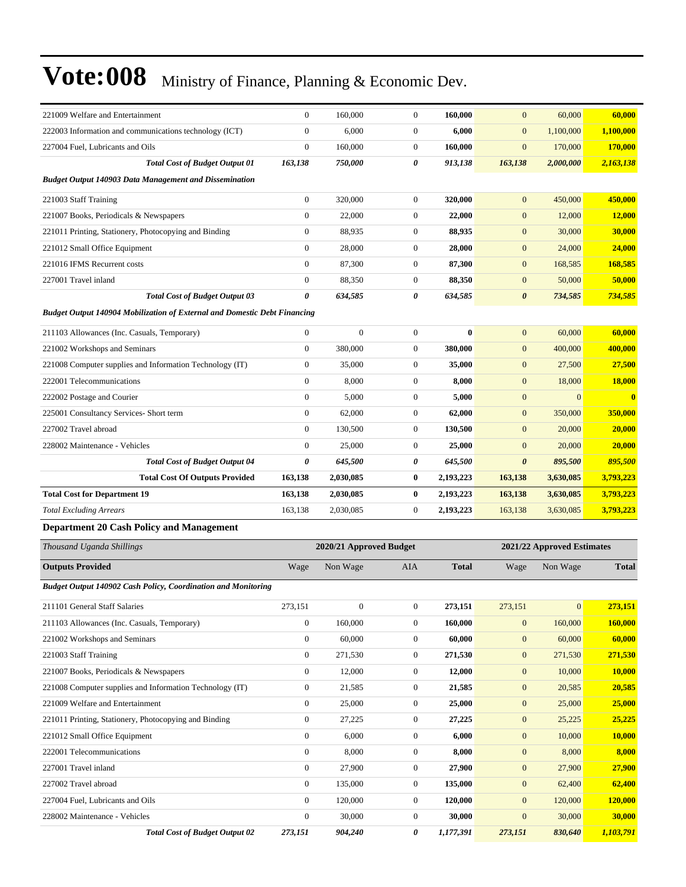| | | | | | | | |
|---|---|---|---|---|---|---|---|
| 221009 Welfare and Entertainment | 0 | 160,000 | 0 | **160,000** | 0 | 60,000 | **60,000** |
| 222003 Information and communications technology (ICT) | 0 | 6,000 | 0 | **6,000** | 0 | 1,100,000 | **1,100,000** |
| 227004 Fuel, Lubricants and Oils | 0 | 160,000 | 0 | **160,000** | 0 | 170,000 | **170,000** |
| ***Total Cost of Budget Output 01*** | ***163,138*** | ***750,000*** | ***0*** | ***913,138*** | ***163,138*** | ***2,000,000*** | ***2,163,138*** |
| ***Budget Output 140903 Data Management and Dissemination*** | | | | | | | |
| 221003 Staff Training | 0 | 320,000 | 0 | **320,000** | 0 | 450,000 | **450,000** |
| 221007 Books, Periodicals & Newspapers | 0 | 22,000 | 0 | **22,000** | 0 | 12,000 | **12,000** |
| 221011 Printing, Stationery, Photocopying and Binding | 0 | 88,935 | 0 | **88,935** | 0 | 30,000 | **30,000** |
| 221012 Small Office Equipment | 0 | 28,000 | 0 | **28,000** | 0 | 24,000 | **24,000** |
| 221016 IFMS Recurrent costs | 0 | 87,300 | 0 | **87,300** | 0 | 168,585 | **168,585** |
| 227001 Travel inland | 0 | 88,350 | 0 | **88,350** | 0 | 50,000 | **50,000** |
| ***Total Cost of Budget Output 03*** | ***0*** | ***634,585*** | ***0*** | ***634,585*** | ***0*** | ***734,585*** | ***734,585*** |
| ***Budget Output 140904 Mobilization of External and Domestic Debt Financing*** | | | | | | | |
| 211103 Allowances (Inc. Casuals, Temporary) | 0 | 0 | 0 | **0** | 0 | 60,000 | **60,000** |
| 221002 Workshops and Seminars | 0 | 380,000 | 0 | **380,000** | 0 | 400,000 | **400,000** |
| 221008 Computer supplies and Information Technology (IT) | 0 | 35,000 | 0 | **35,000** | 0 | 27,500 | **27,500** |
| 222001 Telecommunications | 0 | 8,000 | 0 | **8,000** | 0 | 18,000 | **18,000** |
| 222002 Postage and Courier | 0 | 5,000 | 0 | **5,000** | 0 | 0 | **0** |
| 225001 Consultancy Services- Short term | 0 | 62,000 | 0 | **62,000** | 0 | 350,000 | **350,000** |
| 227002 Travel abroad | 0 | 130,500 | 0 | **130,500** | 0 | 20,000 | **20,000** |
| 228002 Maintenance - Vehicles | 0 | 25,000 | 0 | **25,000** | 0 | 20,000 | **20,000** |
| ***Total Cost of Budget Output 04*** | ***0*** | ***645,500*** | ***0*** | ***645,500*** | ***0*** | ***895,500*** | ***895,500*** |
| **Total Cost Of Outputs Provided** | **163,138** | **2,030,085** | **0** | **2,193,223** | **163,138** | **3,630,085** | **3,793,223** |
| **Total Cost for Department 19** | **163,138** | **2,030,085** | **0** | **2,193,223** | **163,138** | **3,630,085** | **3,793,223** |
| *Total Excluding Arrears* | 163,138 | 2,030,085 | 0 | 2,193,223 | 163,138 | 3,630,085 | **3,793,223** |

### Department 20 Cash Policy and Management

| *Thousand Uganda Shillings* | 2020/21 Approved Budget | | | | 2021/22 Approved Estimates | | |
|---|---|---|---|---|---|---|---|
| **Outputs Provided** | Wage | Non Wage | AIA | **Total** | Wage | Non Wage | **Total** |
| ***Budget Output 140902 Cash Policy, Coordination and Monitoring*** | | | | | | | |
| 211101 General Staff Salaries | 273,151 | 0 | 0 | **273,151** | 273,151 | 0 | **273,151** |
| 211103 Allowances (Inc. Casuals, Temporary) | 0 | 160,000 | 0 | **160,000** | 0 | 160,000 | **160,000** |
| 221002 Workshops and Seminars | 0 | 60,000 | 0 | **60,000** | 0 | 60,000 | **60,000** |
| 221003 Staff Training | 0 | 271,530 | 0 | **271,530** | 0 | 271,530 | **271,530** |
| 221007 Books, Periodicals & Newspapers | 0 | 12,000 | 0 | **12,000** | 0 | 10,000 | **10,000** |
| 221008 Computer supplies and Information Technology (IT) | 0 | 21,585 | 0 | **21,585** | 0 | 20,585 | **20,585** |
| 221009 Welfare and Entertainment | 0 | 25,000 | 0 | **25,000** | 0 | 25,000 | **25,000** |
| 221011 Printing, Stationery, Photocopying and Binding | 0 | 27,225 | 0 | **27,225** | 0 | 25,225 | **25,225** |
| 221012 Small Office Equipment | 0 | 6,000 | 0 | **6,000** | 0 | 10,000 | **10,000** |
| 222001 Telecommunications | 0 | 8,000 | 0 | **8,000** | 0 | 8,000 | **8,000** |
| 227001 Travel inland | 0 | 27,900 | 0 | **27,900** | 0 | 27,900 | **27,900** |
| 227002 Travel abroad | 0 | 135,000 | 0 | **135,000** | 0 | 62,400 | **62,400** |
| 227004 Fuel, Lubricants and Oils | 0 | 120,000 | 0 | **120,000** | 0 | 120,000 | **120,000** |
| 228002 Maintenance - Vehicles | 0 | 30,000 | 0 | **30,000** | 0 | 30,000 | **30,000** |
| ***Total Cost of Budget Output 02*** | ***273,151*** | ***904,240*** | ***0*** | ***1,177,391*** | ***273,151*** | ***830,640*** | ***1,103,791*** |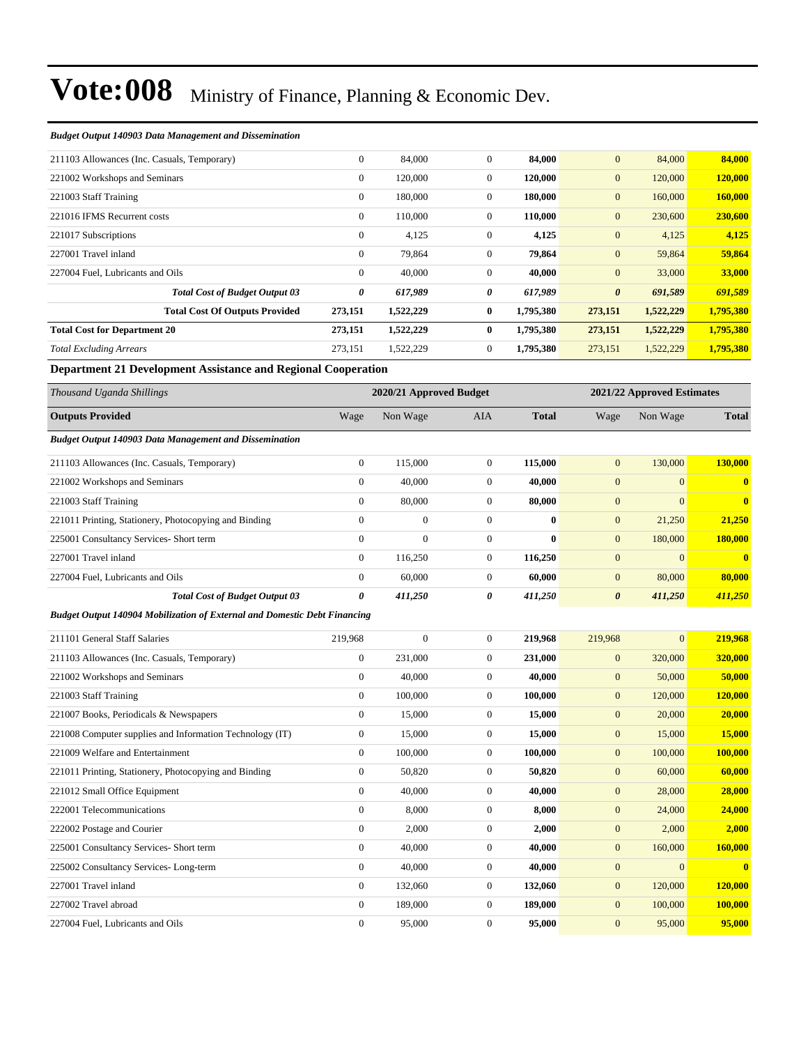# Vote:008 Ministry of Finance, Planning & Economic Dev.

*Budget Output 140903 Data Management and Dissemination*

| | | | | | | | |
|---|---|---|---|---|---|---|---|
| 211103 Allowances (Inc. Casuals, Temporary) | 0 | 84,000 | 0 | **84,000** | 0 | 84,000 | **84,000** |
| 221002 Workshops and Seminars | 0 | 120,000 | 0 | **120,000** | 0 | 120,000 | **120,000** |
| 221003 Staff Training | 0 | 180,000 | 0 | **180,000** | 0 | 160,000 | **160,000** |
| 221016 IFMS Recurrent costs | 0 | 110,000 | 0 | **110,000** | 0 | 230,600 | **230,600** |
| 221017 Subscriptions | 0 | 4,125 | 0 | **4,125** | 0 | 4,125 | **4,125** |
| 227001 Travel inland | 0 | 79,864 | 0 | **79,864** | 0 | 59,864 | **59,864** |
| 227004 Fuel, Lubricants and Oils | 0 | 40,000 | 0 | **40,000** | 0 | 33,000 | **33,000** |
| ***Total Cost of Budget Output 03*** | ***0*** | ***617,989*** | ***0*** | ***617,989*** | ***0*** | ***691,589*** | ***691,589*** |
| **Total Cost Of Outputs Provided** | **273,151** | **1,522,229** | **0** | **1,795,380** | **273,151** | **1,522,229** | **1,795,380** |
| **Total Cost for Department 20** | **273,151** | **1,522,229** | **0** | **1,795,380** | **273,151** | **1,522,229** | **1,795,380** |
| *Total Excluding Arrears* | 273,151 | 1,522,229 | 0 | 1,795,380 | 273,151 | 1,522,229 | **1,795,380** |

**Department 21 Development Assistance and Regional Cooperation**

| *Thousand Uganda Shillings* | 2020/21 Approved Budget | | | | 2021/22 Approved Estimates | | |
|---|---|---|---|---|---|---|---|
| **Outputs Provided** | Wage | Non Wage | AIA | **Total** | Wage | Non Wage | **Total** |
| ***Budget Output 140903 Data Management and Dissemination*** | | | | | | | |
| 211103 Allowances (Inc. Casuals, Temporary) | 0 | 115,000 | 0 | **115,000** | 0 | 130,000 | **130,000** |
| 221002 Workshops and Seminars | 0 | 40,000 | 0 | **40,000** | 0 | 0 | **0** |
| 221003 Staff Training | 0 | 80,000 | 0 | **80,000** | 0 | 0 | **0** |
| 221011 Printing, Stationery, Photocopying and Binding | 0 | 0 | 0 | **0** | 0 | 21,250 | **21,250** |
| 225001 Consultancy Services- Short term | 0 | 0 | 0 | **0** | 0 | 180,000 | **180,000** |
| 227001 Travel inland | 0 | 116,250 | 0 | **116,250** | 0 | 0 | **0** |
| 227004 Fuel, Lubricants and Oils | 0 | 60,000 | 0 | **60,000** | 0 | 80,000 | **80,000** |
| ***Total Cost of Budget Output 03*** | ***0*** | ***411,250*** | ***0*** | ***411,250*** | ***0*** | ***411,250*** | ***411,250*** |
| ***Budget Output 140904 Mobilization of External and Domestic Debt Financing*** | | | | | | | |
| 211101 General Staff Salaries | 219,968 | 0 | 0 | **219,968** | 219,968 | 0 | **219,968** |
| 211103 Allowances (Inc. Casuals, Temporary) | 0 | 231,000 | 0 | **231,000** | 0 | 320,000 | **320,000** |
| 221002 Workshops and Seminars | 0 | 40,000 | 0 | **40,000** | 0 | 50,000 | **50,000** |
| 221003 Staff Training | 0 | 100,000 | 0 | **100,000** | 0 | 120,000 | **120,000** |
| 221007 Books, Periodicals & Newspapers | 0 | 15,000 | 0 | **15,000** | 0 | 20,000 | **20,000** |
| 221008 Computer supplies and Information Technology (IT) | 0 | 15,000 | 0 | **15,000** | 0 | 15,000 | **15,000** |
| 221009 Welfare and Entertainment | 0 | 100,000 | 0 | **100,000** | 0 | 100,000 | **100,000** |
| 221011 Printing, Stationery, Photocopying and Binding | 0 | 50,820 | 0 | **50,820** | 0 | 60,000 | **60,000** |
| 221012 Small Office Equipment | 0 | 40,000 | 0 | **40,000** | 0 | 28,000 | **28,000** |
| 222001 Telecommunications | 0 | 8,000 | 0 | **8,000** | 0 | 24,000 | **24,000** |
| 222002 Postage and Courier | 0 | 2,000 | 0 | **2,000** | 0 | 2,000 | **2,000** |
| 225001 Consultancy Services- Short term | 0 | 40,000 | 0 | **40,000** | 0 | 160,000 | **160,000** |
| 225002 Consultancy Services- Long-term | 0 | 40,000 | 0 | **40,000** | 0 | 0 | **0** |
| 227001 Travel inland | 0 | 132,060 | 0 | **132,060** | 0 | 120,000 | **120,000** |
| 227002 Travel abroad | 0 | 189,000 | 0 | **189,000** | 0 | 100,000 | **100,000** |
| 227004 Fuel, Lubricants and Oils | 0 | 95,000 | 0 | **95,000** | 0 | 95,000 | **95,000** |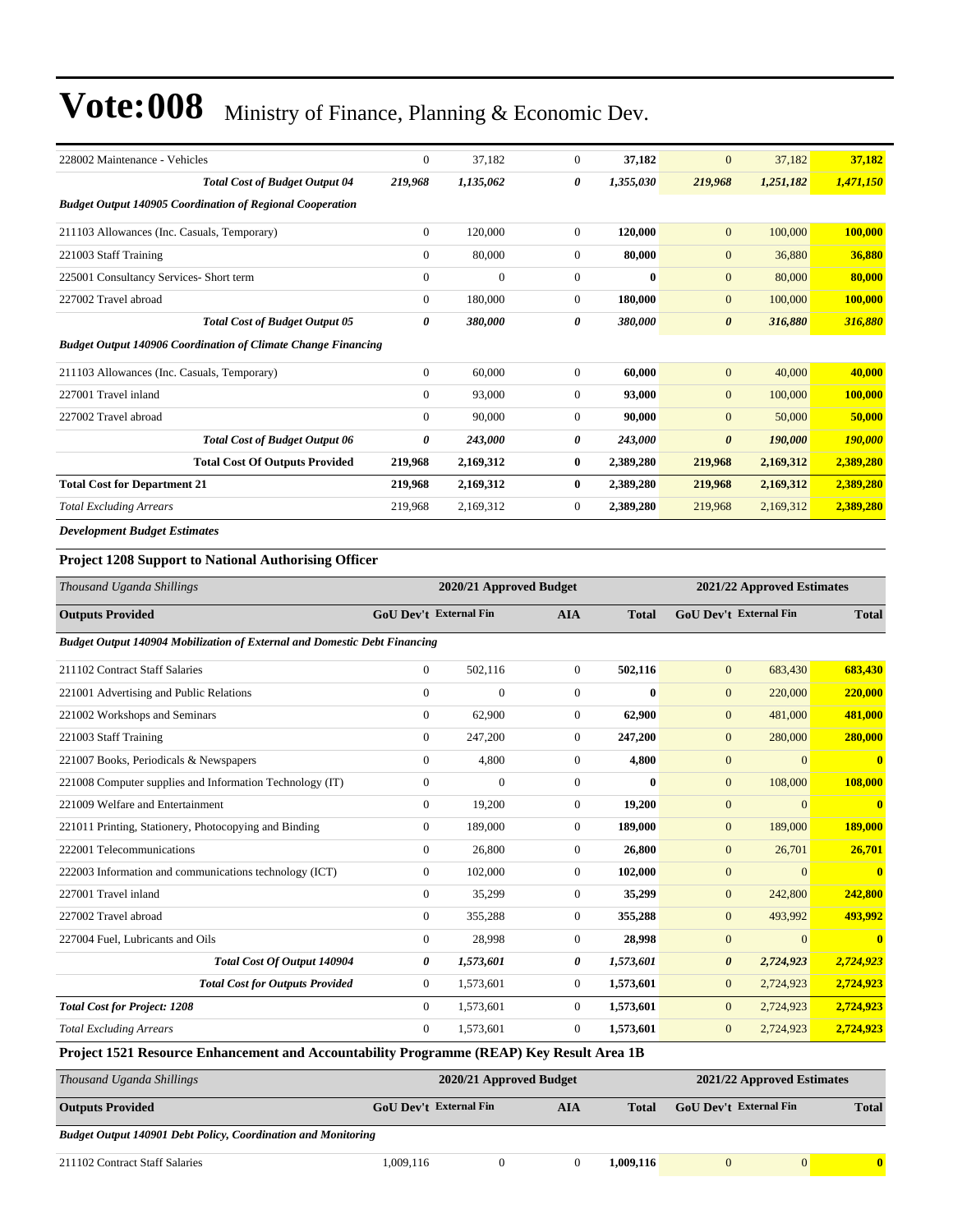# Vote:008 Ministry of Finance, Planning & Economic Dev.

| | | | | | | | |
|---|---|---|---|---|---|---|---|
| 228002 Maintenance - Vehicles | 0 | 37,182 | 0 | **37,182** | 0 | 37,182 | **37,182** |
| ***Total Cost of Budget Output 04*** | ***219,968*** | ***1,135,062*** | ***0*** | ***1,355,030*** | ***219,968*** | ***1,251,182*** | ***1,471,150*** |
| ***Budget Output 140905 Coordination of Regional Cooperation*** | | | | | | | |
| 211103 Allowances (Inc. Casuals, Temporary) | 0 | 120,000 | 0 | **120,000** | 0 | 100,000 | **100,000** |
| 221003 Staff Training | 0 | 80,000 | 0 | **80,000** | 0 | 36,880 | **36,880** |
| 225001 Consultancy Services- Short term | 0 | 0 | 0 | **0** | 0 | 80,000 | **80,000** |
| 227002 Travel abroad | 0 | 180,000 | 0 | **180,000** | 0 | 100,000 | **100,000** |
| ***Total Cost of Budget Output 05*** | ***0*** | ***380,000*** | ***0*** | ***380,000*** | ***0*** | ***316,880*** | ***316,880*** |
| ***Budget Output 140906 Coordination of Climate Change Financing*** | | | | | | | |
| 211103 Allowances (Inc. Casuals, Temporary) | 0 | 60,000 | 0 | **60,000** | 0 | 40,000 | **40,000** |
| 227001 Travel inland | 0 | 93,000 | 0 | **93,000** | 0 | 100,000 | **100,000** |
| 227002 Travel abroad | 0 | 90,000 | 0 | **90,000** | 0 | 50,000 | **50,000** |
| ***Total Cost of Budget Output 06*** | ***0*** | ***243,000*** | ***0*** | ***243,000*** | ***0*** | ***190,000*** | ***190,000*** |
| **Total Cost Of Outputs Provided** | **219,968** | **2,169,312** | **0** | **2,389,280** | **219,968** | **2,169,312** | **2,389,280** |
| **Total Cost for Department 21** | **219,968** | **2,169,312** | **0** | **2,389,280** | **219,968** | **2,169,312** | **2,389,280** |
| *Total Excluding Arrears* | 219,968 | 2,169,312 | 0 | **2,389,280** | 219,968 | 2,169,312 | **2,389,280** |

***Development Budget Estimates***

### Project 1208 Support to National Authorising Officer

| *Thousand Uganda Shillings* | 2020/21 Approved Budget | | | | 2021/22 Approved Estimates | | |
|---|---|---|---|---|---|---|---|
| **Outputs Provided** | **GoU Dev't** | **External Fin** | **AIA** | **Total** | **GoU Dev't** | **External Fin** | **Total** |
| ***Budget Output 140904 Mobilization of External and Domestic Debt Financing*** | | | | | | | |
| 211102 Contract Staff Salaries | 0 | 502,116 | 0 | **502,116** | 0 | 683,430 | **683,430** |
| 221001 Advertising and Public Relations | 0 | 0 | 0 | **0** | 0 | 220,000 | **220,000** |
| 221002 Workshops and Seminars | 0 | 62,900 | 0 | **62,900** | 0 | 481,000 | **481,000** |
| 221003 Staff Training | 0 | 247,200 | 0 | **247,200** | 0 | 280,000 | **280,000** |
| 221007 Books, Periodicals & Newspapers | 0 | 4,800 | 0 | **4,800** | 0 | 0 | **0** |
| 221008 Computer supplies and Information Technology (IT) | 0 | 0 | 0 | **0** | 0 | 108,000 | **108,000** |
| 221009 Welfare and Entertainment | 0 | 19,200 | 0 | **19,200** | 0 | 0 | **0** |
| 221011 Printing, Stationery, Photocopying and Binding | 0 | 189,000 | 0 | **189,000** | 0 | 189,000 | **189,000** |
| 222001 Telecommunications | 0 | 26,800 | 0 | **26,800** | 0 | 26,701 | **26,701** |
| 222003 Information and communications technology (ICT) | 0 | 102,000 | 0 | **102,000** | 0 | 0 | **0** |
| 227001 Travel inland | 0 | 35,299 | 0 | **35,299** | 0 | 242,800 | **242,800** |
| 227002 Travel abroad | 0 | 355,288 | 0 | **355,288** | 0 | 493,992 | **493,992** |
| 227004 Fuel, Lubricants and Oils | 0 | 28,998 | 0 | **28,998** | 0 | 0 | **0** |
| ***Total Cost Of Output 140904*** | ***0*** | ***1,573,601*** | ***0*** | ***1,573,601*** | ***0*** | ***2,724,923*** | ***2,724,923*** |
| ***Total Cost for Outputs Provided*** | 0 | 1,573,601 | 0 | **1,573,601** | 0 | 2,724,923 | **2,724,923** |
| ***Total Cost for Project: 1208*** | 0 | 1,573,601 | 0 | **1,573,601** | 0 | 2,724,923 | **2,724,923** |
| *Total Excluding Arrears* | 0 | 1,573,601 | 0 | **1,573,601** | 0 | 2,724,923 | **2,724,923** |

### Project 1521 Resource Enhancement and Accountability Programme (REAP) Key Result Area 1B

| *Thousand Uganda Shillings* | 2020/21 Approved Budget | | | | 2021/22 Approved Estimates | | |
|---|---|---|---|---|---|---|---|
| **Outputs Provided** | **GoU Dev't** | **External Fin** | **AIA** | **Total** | **GoU Dev't** | **External Fin** | **Total** |
| ***Budget Output 140901 Debt Policy, Coordination and Monitoring*** | | | | | | | |
| 211102 Contract Staff Salaries | 1,009,116 | 0 | 0 | **1,009,116** | 0 | 0 | **0** |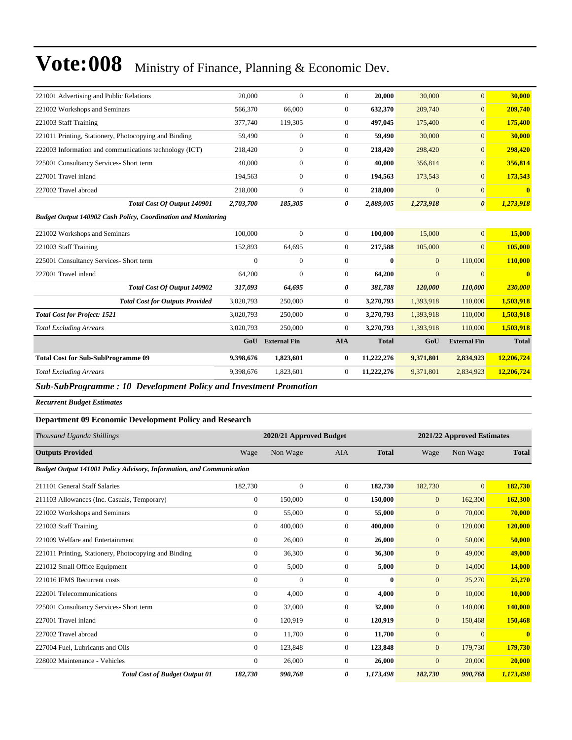# Vote:008 Ministry of Finance, Planning & Economic Dev.

| | | | | | | | |
|---|---|---|---|---|---|---|---|
| 221001 Advertising and Public Relations | 20,000 | 0 | 0 | **20,000** | 30,000 | 0 | **30,000** |
| 221002 Workshops and Seminars | 566,370 | 66,000 | 0 | **632,370** | 209,740 | 0 | **209,740** |
| 221003 Staff Training | 377,740 | 119,305 | 0 | **497,045** | 175,400 | 0 | **175,400** |
| 221011 Printing, Stationery, Photocopying and Binding | 59,490 | 0 | 0 | **59,490** | 30,000 | 0 | **30,000** |
| 222003 Information and communications technology (ICT) | 218,420 | 0 | 0 | **218,420** | 298,420 | 0 | **298,420** |
| 225001 Consultancy Services- Short term | 40,000 | 0 | 0 | **40,000** | 356,814 | 0 | **356,814** |
| 227001 Travel inland | 194,563 | 0 | 0 | **194,563** | 173,543 | 0 | **173,543** |
| 227002 Travel abroad | 218,000 | 0 | 0 | **218,000** | 0 | 0 | **0** |
| ***Total Cost Of Output 140901*** | ***2,703,700*** | ***185,305*** | ***0*** | ***2,889,005*** | ***1,273,918*** | ***0*** | ***1,273,918*** |
| ***Budget Output 140902 Cash Policy, Coordination and Monitoring*** | | | | | | | |
| 221002 Workshops and Seminars | 100,000 | 0 | 0 | **100,000** | 15,000 | 0 | **15,000** |
| 221003 Staff Training | 152,893 | 64,695 | 0 | **217,588** | 105,000 | 0 | **105,000** |
| 225001 Consultancy Services- Short term | 0 | 0 | 0 | **0** | 0 | 110,000 | **110,000** |
| 227001 Travel inland | 64,200 | 0 | 0 | **64,200** | 0 | 0 | **0** |
| ***Total Cost Of Output 140902*** | ***317,093*** | ***64,695*** | ***0*** | ***381,788*** | ***120,000*** | ***110,000*** | ***230,000*** |
| ***Total Cost for Outputs Provided*** | 3,020,793 | 250,000 | 0 | **3,270,793** | 1,393,918 | 110,000 | **1,503,918** |
| ***Total Cost for Project: 1521*** | 3,020,793 | 250,000 | 0 | **3,270,793** | 1,393,918 | 110,000 | **1,503,918** |
| *Total Excluding Arrears* | 3,020,793 | 250,000 | 0 | **3,270,793** | 1,393,918 | 110,000 | **1,503,918** |
| | **GoU** | **External Fin** | **AIA** | **Total** | **GoU** | **External Fin** | **Total** |
| **Total Cost for Sub-SubProgramme 09** | **9,398,676** | **1,823,601** | **0** | **11,222,276** | **9,371,801** | **2,834,923** | **12,206,724** |
| *Total Excluding Arrears* | 9,398,676 | 1,823,601 | 0 | 11,222,276 | 9,371,801 | 2,834,923 | **12,206,724** |

## *Sub-SubProgramme : 10 Development Policy and Investment Promotion*

***Recurrent Budget Estimates***

### Department 09 Economic Development Policy and Research

| *Thousand Uganda Shillings* | 2020/21 Approved Budget | | | | 2021/22 Approved Estimates | | |
|---|---|---|---|---|---|---|---|
| **Outputs Provided** | Wage | Non Wage | AIA | **Total** | Wage | Non Wage | **Total** |
| ***Budget Output 141001 Policy Advisory, Information, and Communication*** | | | | | | | |
| 211101 General Staff Salaries | 182,730 | 0 | 0 | **182,730** | 182,730 | 0 | **182,730** |
| 211103 Allowances (Inc. Casuals, Temporary) | 0 | 150,000 | 0 | **150,000** | 0 | 162,300 | **162,300** |
| 221002 Workshops and Seminars | 0 | 55,000 | 0 | **55,000** | 0 | 70,000 | **70,000** |
| 221003 Staff Training | 0 | 400,000 | 0 | **400,000** | 0 | 120,000 | **120,000** |
| 221009 Welfare and Entertainment | 0 | 26,000 | 0 | **26,000** | 0 | 50,000 | **50,000** |
| 221011 Printing, Stationery, Photocopying and Binding | 0 | 36,300 | 0 | **36,300** | 0 | 49,000 | **49,000** |
| 221012 Small Office Equipment | 0 | 5,000 | 0 | **5,000** | 0 | 14,000 | **14,000** |
| 221016 IFMS Recurrent costs | 0 | 0 | 0 | **0** | 0 | 25,270 | **25,270** |
| 222001 Telecommunications | 0 | 4,000 | 0 | **4,000** | 0 | 10,000 | **10,000** |
| 225001 Consultancy Services- Short term | 0 | 32,000 | 0 | **32,000** | 0 | 140,000 | **140,000** |
| 227001 Travel inland | 0 | 120,919 | 0 | **120,919** | 0 | 150,468 | **150,468** |
| 227002 Travel abroad | 0 | 11,700 | 0 | **11,700** | 0 | 0 | **0** |
| 227004 Fuel, Lubricants and Oils | 0 | 123,848 | 0 | **123,848** | 0 | 179,730 | **179,730** |
| 228002 Maintenance - Vehicles | 0 | 26,000 | 0 | **26,000** | 0 | 20,000 | **20,000** |
| ***Total Cost of Budget Output 01*** | ***182,730*** | ***990,768*** | ***0*** | ***1,173,498*** | ***182,730*** | ***990,768*** | ***1,173,498*** |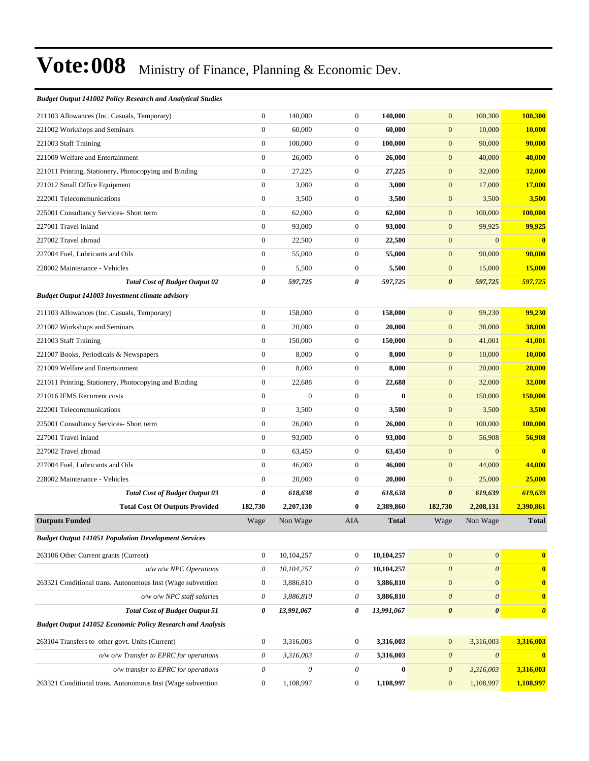# Vote:008 Ministry of Finance, Planning & Economic Dev.

| *Budget Output 141002 Policy Research and Analytical Studies* | | | | | | | |
|---|---|---|---|---|---|---|---|
| 211103 Allowances (Inc. Casuals, Temporary) | 0 | 140,000 | 0 | **140,000** | 0 | 100,300 | **100,300** |
| 221002 Workshops and Seminars | 0 | 60,000 | 0 | **60,000** | 0 | 10,000 | **10,000** |
| 221003 Staff Training | 0 | 100,000 | 0 | **100,000** | 0 | 90,000 | **90,000** |
| 221009 Welfare and Entertainment | 0 | 26,000 | 0 | **26,000** | 0 | 40,000 | **40,000** |
| 221011 Printing, Stationery, Photocopying and Binding | 0 | 27,225 | 0 | **27,225** | 0 | 32,000 | **32,000** |
| 221012 Small Office Equipment | 0 | 3,000 | 0 | **3,000** | 0 | 17,000 | **17,000** |
| 222001 Telecommunications | 0 | 3,500 | 0 | **3,500** | 0 | 3,500 | **3,500** |
| 225001 Consultancy Services- Short term | 0 | 62,000 | 0 | **62,000** | 0 | 100,000 | **100,000** |
| 227001 Travel inland | 0 | 93,000 | 0 | **93,000** | 0 | 99,925 | **99,925** |
| 227002 Travel abroad | 0 | 22,500 | 0 | **22,500** | 0 | 0 | **0** |
| 227004 Fuel, Lubricants and Oils | 0 | 55,000 | 0 | **55,000** | 0 | 90,000 | **90,000** |
| 228002 Maintenance - Vehicles | 0 | 5,500 | 0 | **5,500** | 0 | 15,000 | **15,000** |
| ***Total Cost of Budget Output 02*** | ***0*** | ***597,725*** | ***0*** | ***597,725*** | ***0*** | ***597,725*** | ***597,725*** |
| *Budget Output 141003 Investment climate advisory* | | | | | | | |
| 211103 Allowances (Inc. Casuals, Temporary) | 0 | 158,000 | 0 | **158,000** | 0 | 99,230 | **99,230** |
| 221002 Workshops and Seminars | 0 | 20,000 | 0 | **20,000** | 0 | 38,000 | **38,000** |
| 221003 Staff Training | 0 | 150,000 | 0 | **150,000** | 0 | 41,001 | **41,001** |
| 221007 Books, Periodicals & Newspapers | 0 | 8,000 | 0 | **8,000** | 0 | 10,000 | **10,000** |
| 221009 Welfare and Entertainment | 0 | 8,000 | 0 | **8,000** | 0 | 20,000 | **20,000** |
| 221011 Printing, Stationery, Photocopying and Binding | 0 | 22,688 | 0 | **22,688** | 0 | 32,000 | **32,000** |
| 221016 IFMS Recurrent costs | 0 | 0 | 0 | **0** | 0 | 150,000 | **150,000** |
| 222001 Telecommunications | 0 | 3,500 | 0 | **3,500** | 0 | 3,500 | **3,500** |
| 225001 Consultancy Services- Short term | 0 | 26,000 | 0 | **26,000** | 0 | 100,000 | **100,000** |
| 227001 Travel inland | 0 | 93,000 | 0 | **93,000** | 0 | 56,908 | **56,908** |
| 227002 Travel abroad | 0 | 63,450 | 0 | **63,450** | 0 | 0 | **0** |
| 227004 Fuel, Lubricants and Oils | 0 | 46,000 | 0 | **46,000** | 0 | 44,000 | **44,000** |
| 228002 Maintenance - Vehicles | 0 | 20,000 | 0 | **20,000** | 0 | 25,000 | **25,000** |
| ***Total Cost of Budget Output 03*** | ***0*** | ***618,638*** | ***0*** | ***618,638*** | ***0*** | ***619,639*** | ***619,639*** |
| **Total Cost Of Outputs Provided** | **182,730** | **2,207,130** | **0** | **2,389,860** | **182,730** | **2,208,131** | **2,390,861** |
| **Outputs Funded** | Wage | Non Wage | AIA | **Total** | Wage | Non Wage | **Total** |
| *Budget Output 141051 Population Development Services* | | | | | | | |
| 263106 Other Current grants (Current) | 0 | 10,104,257 | 0 | **10,104,257** | 0 | 0 | **0** |
| *o/w o/w NPC Operations* | *0* | *10,104,257* | *0* | **10,104,257** | *0* | *0* | **0** |
| 263321 Conditional trans. Autonomous Inst (Wage subvention | 0 | 3,886,810 | 0 | **3,886,810** | 0 | 0 | **0** |
| *o/w o/w NPC staff salaries* | *0* | *3,886,810* | *0* | **3,886,810** | *0* | *0* | **0** |
| ***Total Cost of Budget Output 51*** | ***0*** | ***13,991,067*** | ***0*** | ***13,991,067*** | ***0*** | ***0*** | ***0*** |
| *Budget Output 141052 Economic Policy Research and Analysis* | | | | | | | |
| 263104 Transfers to other govt. Units (Current) | 0 | 3,316,003 | 0 | **3,316,003** | 0 | 3,316,003 | **3,316,003** |
| *o/w o/w Transfer to EPRC for operations* | *0* | *3,316,003* | *0* | **3,316,003** | *0* | *0* | **0** |
| *o/w transfer to EPRC for operations* | *0* | *0* | *0* | **0** | *0* | *3,316,003* | **3,316,003** |
| 263321 Conditional trans. Autonomous Inst (Wage subvention | 0 | 1,108,997 | 0 | **1,108,997** | 0 | 1,108,997 | **1,108,997** |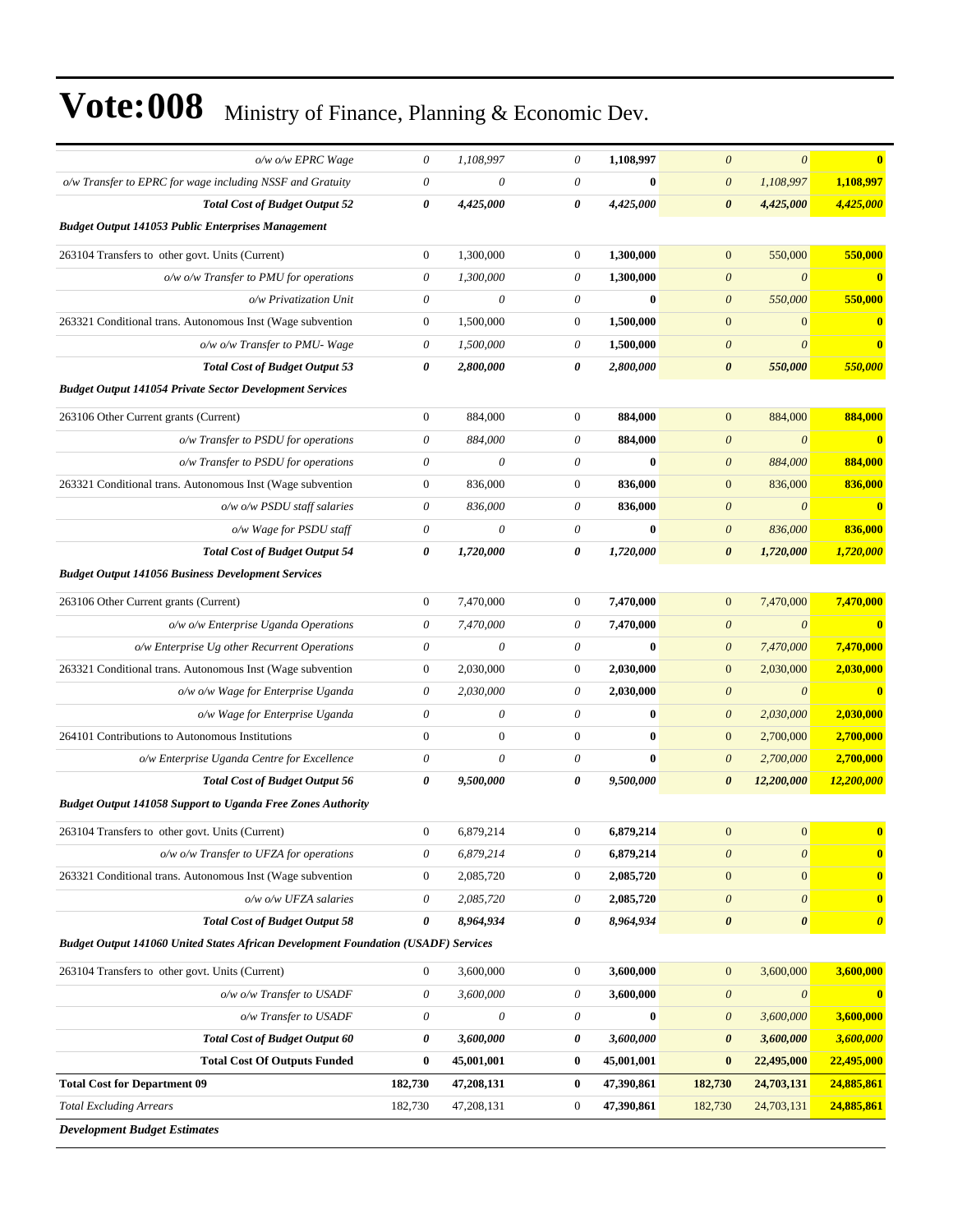# Vote:008 Ministry of Finance, Planning & Economic Dev.

| | | | | | | | |
|---|---|---|---|---|---|---|---|
| *o/w o/w EPRC Wage* | *0* | *1,108,997* | *0* | **1,108,997** | *0* | *0* | **0** |
| *o/w Transfer to EPRC for wage including NSSF and Gratuity* | *0* | *0* | *0* | **0** | *0* | *1,108,997* | **1,108,997** |
| ***Total Cost of Budget Output 52*** | ***0*** | ***4,425,000*** | ***0*** | ***4,425,000*** | ***0*** | ***4,425,000*** | ***4,425,000*** |
| ***Budget Output 141053 Public Enterprises Management*** | | | | | | | |
| 263104 Transfers to other govt. Units (Current) | 0 | 1,300,000 | 0 | **1,300,000** | 0 | 550,000 | **550,000** |
| *o/w o/w Transfer to PMU for operations* | *0* | *1,300,000* | *0* | **1,300,000** | *0* | *0* | **0** |
| *o/w Privatization Unit* | *0* | *0* | *0* | **0** | *0* | *550,000* | **550,000** |
| 263321 Conditional trans. Autonomous Inst (Wage subvention | 0 | 1,500,000 | 0 | **1,500,000** | 0 | 0 | **0** |
| *o/w o/w Transfer to PMU- Wage* | *0* | *1,500,000* | *0* | **1,500,000** | *0* | *0* | **0** |
| ***Total Cost of Budget Output 53*** | ***0*** | ***2,800,000*** | ***0*** | ***2,800,000*** | ***0*** | ***550,000*** | ***550,000*** |
| ***Budget Output 141054 Private Sector Development Services*** | | | | | | | |
| 263106 Other Current grants (Current) | 0 | 884,000 | 0 | **884,000** | 0 | 884,000 | **884,000** |
| *o/w o/w Transfer to PSDU for operations* | *0* | *884,000* | *0* | **884,000** | *0* | *0* | **0** |
| *o/w Transfer to PSDU for operations* | *0* | *0* | *0* | **0** | *0* | *884,000* | **884,000** |
| 263321 Conditional trans. Autonomous Inst (Wage subvention | 0 | 836,000 | 0 | **836,000** | 0 | 836,000 | **836,000** |
| *o/w o/w PSDU staff salaries* | *0* | *836,000* | *0* | **836,000** | *0* | *0* | **0** |
| *o/w Wage for PSDU staff* | *0* | *0* | *0* | **0** | *0* | *836,000* | **836,000** |
| ***Total Cost of Budget Output 54*** | ***0*** | ***1,720,000*** | ***0*** | ***1,720,000*** | ***0*** | ***1,720,000*** | ***1,720,000*** |
| ***Budget Output 141056 Business Development Services*** | | | | | | | |
| 263106 Other Current grants (Current) | 0 | 7,470,000 | 0 | **7,470,000** | 0 | 7,470,000 | **7,470,000** |
| *o/w o/w Enterprise Uganda Operations* | *0* | *7,470,000* | *0* | **7,470,000** | *0* | *0* | **0** |
| *o/w Enterprise Ug other Recurrent Operations* | *0* | *0* | *0* | **0** | *0* | *7,470,000* | **7,470,000** |
| 263321 Conditional trans. Autonomous Inst (Wage subvention | 0 | 2,030,000 | 0 | **2,030,000** | 0 | 2,030,000 | **2,030,000** |
| *o/w o/w Wage for Enterprise Uganda* | *0* | *2,030,000* | *0* | **2,030,000** | *0* | *0* | **0** |
| *o/w Wage for Enterprise Uganda* | *0* | *0* | *0* | **0** | *0* | *2,030,000* | **2,030,000** |
| 264101 Contributions to Autonomous Institutions | 0 | 0 | 0 | **0** | 0 | 2,700,000 | **2,700,000** |
| *o/w Enterprise Uganda Centre for Excellence* | *0* | *0* | *0* | **0** | *0* | *2,700,000* | **2,700,000** |
| ***Total Cost of Budget Output 56*** | ***0*** | ***9,500,000*** | ***0*** | ***9,500,000*** | ***0*** | ***12,200,000*** | ***12,200,000*** |
| ***Budget Output 141058 Support to Uganda Free Zones Authority*** | | | | | | | |
| 263104 Transfers to other govt. Units (Current) | 0 | 6,879,214 | 0 | **6,879,214** | 0 | 0 | **0** |
| *o/w o/w Transfer to UFZA for operations* | *0* | *6,879,214* | *0* | **6,879,214** | *0* | *0* | **0** |
| 263321 Conditional trans. Autonomous Inst (Wage subvention | 0 | 2,085,720 | 0 | **2,085,720** | 0 | 0 | **0** |
| *o/w o/w UFZA salaries* | *0* | *2,085,720* | *0* | **2,085,720** | *0* | *0* | **0** |
| ***Total Cost of Budget Output 58*** | ***0*** | ***8,964,934*** | ***0*** | ***8,964,934*** | ***0*** | ***0*** | ***0*** |
| ***Budget Output 141060 United States African Development Foundation (USADF) Services*** | | | | | | | |
| 263104 Transfers to other govt. Units (Current) | 0 | 3,600,000 | 0 | **3,600,000** | 0 | 3,600,000 | **3,600,000** |
| *o/w o/w Transfer to USADF* | *0* | *3,600,000* | *0* | **3,600,000** | *0* | *0* | **0** |
| *o/w Transfer to USADF* | *0* | *0* | *0* | **0** | *0* | *3,600,000* | **3,600,000** |
| ***Total Cost of Budget Output 60*** | ***0*** | ***3,600,000*** | ***0*** | ***3,600,000*** | ***0*** | ***3,600,000*** | ***3,600,000*** |
| **Total Cost Of Outputs Funded** | **0** | **45,001,001** | **0** | **45,001,001** | **0** | **22,495,000** | **22,495,000** |
| **Total Cost for Department 09** | **182,730** | **47,208,131** | **0** | **47,390,861** | **182,730** | **24,703,131** | **24,885,861** |
| *Total Excluding Arrears* | 182,730 | 47,208,131 | 0 | **47,390,861** | 182,730 | 24,703,131 | **24,885,861** |

***Development Budget Estimates***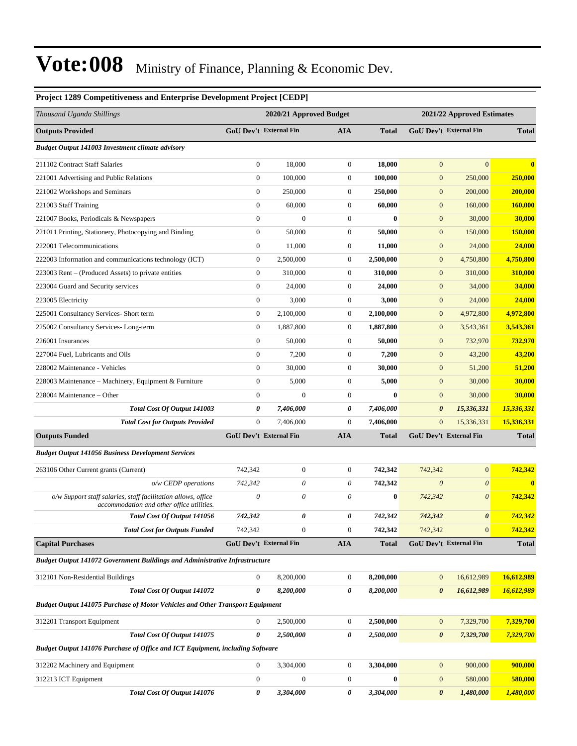# Vote:008 Ministry of Finance, Planning & Economic Dev.

**Project 1289 Competitiveness and Enterprise Development Project [CEDP]**

| *Thousand Uganda Shillings* | 2020/21 Approved Budget | | | | 2021/22 Approved Estimates | | |
|---|---|---|---|---|---|---|---|
| **Outputs Provided** | **GoU Dev't** | **External Fin** | **AIA** | **Total** | **GoU Dev't** | **External Fin** | **Total** |
| ***Budget Output 141003 Investment climate advisory*** | | | | | | | |
| 211102 Contract Staff Salaries | 0 | 18,000 | 0 | **18,000** | 0 | 0 | **0** |
| 221001 Advertising and Public Relations | 0 | 100,000 | 0 | **100,000** | 0 | 250,000 | **250,000** |
| 221002 Workshops and Seminars | 0 | 250,000 | 0 | **250,000** | 0 | 200,000 | **200,000** |
| 221003 Staff Training | 0 | 60,000 | 0 | **60,000** | 0 | 160,000 | **160,000** |
| 221007 Books, Periodicals & Newspapers | 0 | 0 | 0 | **0** | 0 | 30,000 | **30,000** |
| 221011 Printing, Stationery, Photocopying and Binding | 0 | 50,000 | 0 | **50,000** | 0 | 150,000 | **150,000** |
| 222001 Telecommunications | 0 | 11,000 | 0 | **11,000** | 0 | 24,000 | **24,000** |
| 222003 Information and communications technology (ICT) | 0 | 2,500,000 | 0 | **2,500,000** | 0 | 4,750,800 | **4,750,800** |
| 223003 Rent – (Produced Assets) to private entities | 0 | 310,000 | 0 | **310,000** | 0 | 310,000 | **310,000** |
| 223004 Guard and Security services | 0 | 24,000 | 0 | **24,000** | 0 | 34,000 | **34,000** |
| 223005 Electricity | 0 | 3,000 | 0 | **3,000** | 0 | 24,000 | **24,000** |
| 225001 Consultancy Services- Short term | 0 | 2,100,000 | 0 | **2,100,000** | 0 | 4,972,800 | **4,972,800** |
| 225002 Consultancy Services- Long-term | 0 | 1,887,800 | 0 | **1,887,800** | 0 | 3,543,361 | **3,543,361** |
| 226001 Insurances | 0 | 50,000 | 0 | **50,000** | 0 | 732,970 | **732,970** |
| 227004 Fuel, Lubricants and Oils | 0 | 7,200 | 0 | **7,200** | 0 | 43,200 | **43,200** |
| 228002 Maintenance - Vehicles | 0 | 30,000 | 0 | **30,000** | 0 | 51,200 | **51,200** |
| 228003 Maintenance – Machinery, Equipment & Furniture | 0 | 5,000 | 0 | **5,000** | 0 | 30,000 | **30,000** |
| 228004 Maintenance – Other | 0 | 0 | 0 | **0** | 0 | 30,000 | **30,000** |
| ***Total Cost Of Output 141003*** | ***0*** | ***7,406,000*** | ***0*** | ***7,406,000*** | ***0*** | ***15,336,331*** | ***15,336,331*** |
| ***Total Cost for Outputs Provided*** | 0 | 7,406,000 | 0 | 7,406,000 | 0 | 15,336,331 | 15,336,331 |
| **Outputs Funded** | **GoU Dev't** | **External Fin** | **AIA** | **Total** | **GoU Dev't** | **External Fin** | **Total** |
| ***Budget Output 141056 Business Development Services*** | | | | | | | |
| 263106 Other Current grants (Current) | 742,342 | 0 | 0 | **742,342** | 742,342 | 0 | **742,342** |
| *o/w CEDP operations* | *742,342* | *0* | *0* | **742,342** | *0* | *0* | **0** |
| *o/w Support staff salaries, staff facilitation allows, office accommodation and other office utilities.* | *0* | *0* | *0* | **0** | *742,342* | *0* | **742,342** |
| ***Total Cost Of Output 141056*** | ***742,342*** | ***0*** | ***0*** | ***742,342*** | ***742,342*** | ***0*** | ***742,342*** |
| ***Total Cost for Outputs Funded*** | 742,342 | 0 | 0 | 742,342 | 742,342 | 0 | 742,342 |
| **Capital Purchases** | **GoU Dev't** | **External Fin** | **AIA** | **Total** | **GoU Dev't** | **External Fin** | **Total** |
| ***Budget Output 141072 Government Buildings and Administrative Infrastructure*** | | | | | | | |
| 312101 Non-Residential Buildings | 0 | 8,200,000 | 0 | **8,200,000** | 0 | 16,612,989 | **16,612,989** |
| ***Total Cost Of Output 141072*** | ***0*** | ***8,200,000*** | ***0*** | ***8,200,000*** | ***0*** | ***16,612,989*** | ***16,612,989*** |
| ***Budget Output 141075 Purchase of Motor Vehicles and Other Transport Equipment*** | | | | | | | |
| 312201 Transport Equipment | 0 | 2,500,000 | 0 | **2,500,000** | 0 | 7,329,700 | **7,329,700** |
| ***Total Cost Of Output 141075*** | ***0*** | ***2,500,000*** | ***0*** | ***2,500,000*** | ***0*** | ***7,329,700*** | ***7,329,700*** |
| ***Budget Output 141076 Purchase of Office and ICT Equipment, including Software*** | | | | | | | |
| 312202 Machinery and Equipment | 0 | 3,304,000 | 0 | **3,304,000** | 0 | 900,000 | **900,000** |
| 312213 ICT Equipment | 0 | 0 | 0 | **0** | 0 | 580,000 | **580,000** |
| ***Total Cost Of Output 141076*** | ***0*** | ***3,304,000*** | ***0*** | ***3,304,000*** | ***0*** | ***1,480,000*** | ***1,480,000*** |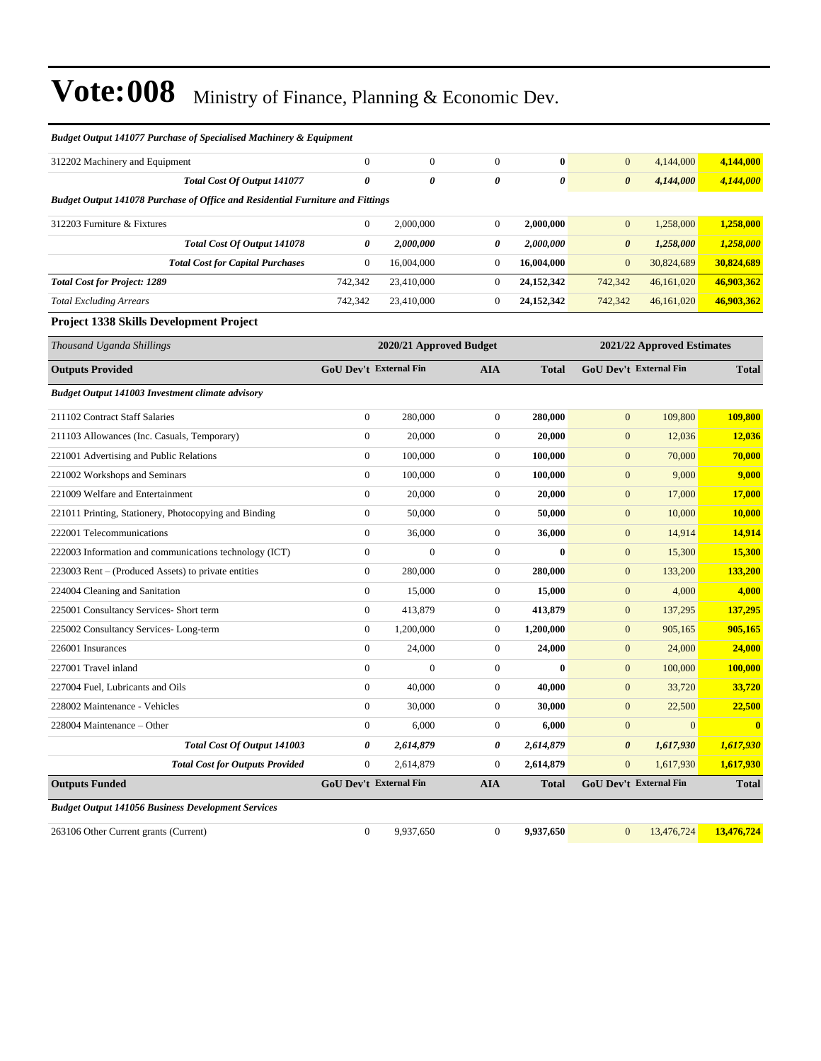# Vote:008 Ministry of Finance, Planning & Economic Dev.

| | | | | | | | |
|---|---|---|---|---|---|---|---|
| ***Budget Output 141077 Purchase of Specialised Machinery & Equipment*** | | | | | | | |
| 312202 Machinery and Equipment | 0 | 0 | 0 | **0** | 0 | 4,144,000 | **4,144,000** |
| ***Total Cost Of Output 141077*** | ***0*** | ***0*** | ***0*** | ***0*** | ***0*** | ***4,144,000*** | ***4,144,000*** |
| ***Budget Output 141078 Purchase of Office and Residential Furniture and Fittings*** | | | | | | | |
| 312203 Furniture & Fixtures | 0 | 2,000,000 | 0 | **2,000,000** | 0 | 1,258,000 | **1,258,000** |
| ***Total Cost Of Output 141078*** | ***0*** | ***2,000,000*** | ***0*** | ***2,000,000*** | ***0*** | ***1,258,000*** | ***1,258,000*** |
| ***Total Cost for Capital Purchases*** | 0 | 16,004,000 | 0 | **16,004,000** | 0 | 30,824,689 | **30,824,689** |
| ***Total Cost for Project: 1289*** | 742,342 | 23,410,000 | 0 | **24,152,342** | 742,342 | 46,161,020 | **46,903,362** |
| *Total Excluding Arrears* | 742,342 | 23,410,000 | 0 | 24,152,342 | 742,342 | 46,161,020 | **46,903,362** |

### Project 1338 Skills Development Project

| *Thousand Uganda Shillings* | 2020/21 Approved Budget | | | | 2021/22 Approved Estimates | | |
|---|---|---|---|---|---|---|---|
| **Outputs Provided** | **GoU Dev't** | **External Fin** | **AIA** | **Total** | **GoU Dev't** | **External Fin** | **Total** |
| ***Budget Output 141003 Investment climate advisory*** | | | | | | | |
| 211102 Contract Staff Salaries | 0 | 280,000 | 0 | **280,000** | 0 | 109,800 | **109,800** |
| 211103 Allowances (Inc. Casuals, Temporary) | 0 | 20,000 | 0 | **20,000** | 0 | 12,036 | **12,036** |
| 221001 Advertising and Public Relations | 0 | 100,000 | 0 | **100,000** | 0 | 70,000 | **70,000** |
| 221002 Workshops and Seminars | 0 | 100,000 | 0 | **100,000** | 0 | 9,000 | **9,000** |
| 221009 Welfare and Entertainment | 0 | 20,000 | 0 | **20,000** | 0 | 17,000 | **17,000** |
| 221011 Printing, Stationery, Photocopying and Binding | 0 | 50,000 | 0 | **50,000** | 0 | 10,000 | **10,000** |
| 222001 Telecommunications | 0 | 36,000 | 0 | **36,000** | 0 | 14,914 | **14,914** |
| 222003 Information and communications technology (ICT) | 0 | 0 | 0 | **0** | 0 | 15,300 | **15,300** |
| 223003 Rent – (Produced Assets) to private entities | 0 | 280,000 | 0 | **280,000** | 0 | 133,200 | **133,200** |
| 224004 Cleaning and Sanitation | 0 | 15,000 | 0 | **15,000** | 0 | 4,000 | **4,000** |
| 225001 Consultancy Services- Short term | 0 | 413,879 | 0 | **413,879** | 0 | 137,295 | **137,295** |
| 225002 Consultancy Services- Long-term | 0 | 1,200,000 | 0 | **1,200,000** | 0 | 905,165 | **905,165** |
| 226001 Insurances | 0 | 24,000 | 0 | **24,000** | 0 | 24,000 | **24,000** |
| 227001 Travel inland | 0 | 0 | 0 | **0** | 0 | 100,000 | **100,000** |
| 227004 Fuel, Lubricants and Oils | 0 | 40,000 | 0 | **40,000** | 0 | 33,720 | **33,720** |
| 228002 Maintenance - Vehicles | 0 | 30,000 | 0 | **30,000** | 0 | 22,500 | **22,500** |
| 228004 Maintenance – Other | 0 | 6,000 | 0 | **6,000** | 0 | 0 | **0** |
| ***Total Cost Of Output 141003*** | ***0*** | ***2,614,879*** | ***0*** | ***2,614,879*** | ***0*** | ***1,617,930*** | ***1,617,930*** |
| ***Total Cost for Outputs Provided*** | 0 | 2,614,879 | 0 | **2,614,879** | 0 | 1,617,930 | **1,617,930** |
| **Outputs Funded** | **GoU Dev't** | **External Fin** | **AIA** | **Total** | **GoU Dev't** | **External Fin** | **Total** |
| ***Budget Output 141056 Business Development Services*** | | | | | | | |
| 263106 Other Current grants (Current) | 0 | 9,937,650 | 0 | **9,937,650** | 0 | 13,476,724 | **13,476,724** |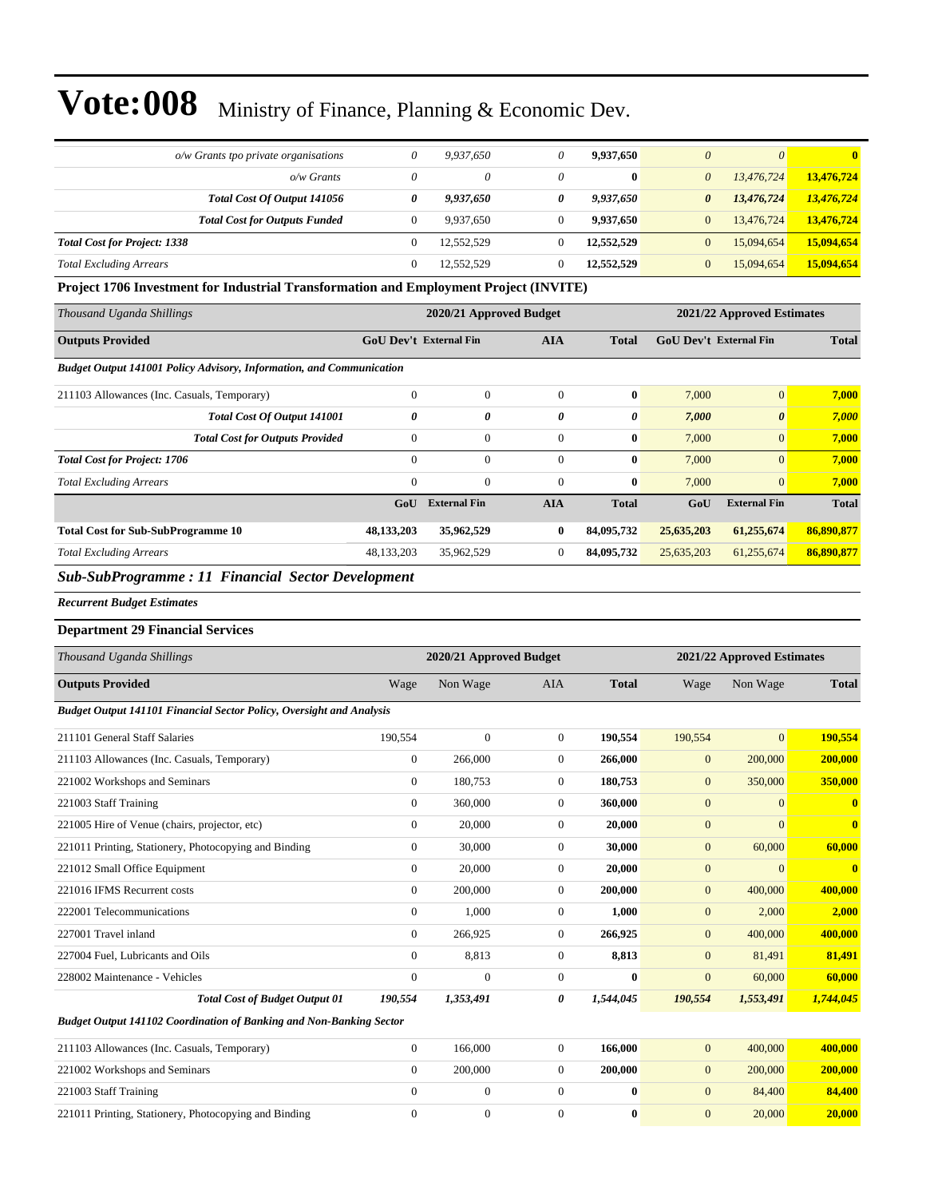| | | | | | | | |
|---|---|---|---|---|---|---|---|
| *o/w Grants tpo private organisations* | *0* | *9,937,650* | *0* | **9,937,650** | *0* | *0* | **0** |
| *o/w Grants* | *0* | *0* | *0* | **0** | *0* | *13,476,724* | **13,476,724** |
| ***Total Cost Of Output 141056*** | ***0*** | ***9,937,650*** | ***0*** | ***9,937,650*** | ***0*** | ***13,476,724*** | ***13,476,724*** |
| ***Total Cost for Outputs Funded*** | 0 | 9,937,650 | 0 | **9,937,650** | 0 | 13,476,724 | **13,476,724** |
| ***Total Cost for Project: 1338*** | 0 | 12,552,529 | 0 | **12,552,529** | 0 | 15,094,654 | **15,094,654** |
| *Total Excluding Arrears* | 0 | 12,552,529 | 0 | **12,552,529** | 0 | 15,094,654 | **15,094,654** |

**Project 1706 Investment for Industrial Transformation and Employment Project (INVITE)**

| *Thousand Uganda Shillings* | 2020/21 Approved Budget | | | | 2021/22 Approved Estimates | | |
|---|---|---|---|---|---|---|---|
| **Outputs Provided** | **GoU Dev't** | **External Fin** | **AIA** | **Total** | **GoU Dev't** | **External Fin** | **Total** |
| ***Budget Output 141001 Policy Advisory, Information, and Communication*** | | | | | | | |
| 211103 Allowances (Inc. Casuals, Temporary) | 0 | 0 | 0 | **0** | 7,000 | 0 | **7,000** |
| ***Total Cost Of Output 141001*** | ***0*** | ***0*** | ***0*** | ***0*** | ***7,000*** | ***0*** | ***7,000*** |
| ***Total Cost for Outputs Provided*** | 0 | 0 | 0 | **0** | 7,000 | 0 | **7,000** |
| ***Total Cost for Project: 1706*** | 0 | 0 | 0 | **0** | 7,000 | 0 | **7,000** |
| *Total Excluding Arrears* | 0 | 0 | 0 | **0** | 7,000 | 0 | **7,000** |
| | **GoU** | **External Fin** | **AIA** | **Total** | **GoU** | **External Fin** | **Total** |
| **Total Cost for Sub-SubProgramme 10** | **48,133,203** | **35,962,529** | **0** | **84,095,732** | **25,635,203** | **61,255,674** | **86,890,877** |
| *Total Excluding Arrears* | 48,133,203 | 35,962,529 | 0 | **84,095,732** | 25,635,203 | 61,255,674 | **86,890,877** |

## *Sub-SubProgramme : 11 Financial Sector Development*

***Recurrent Budget Estimates***

**Department 29 Financial Services**

| *Thousand Uganda Shillings* | 2020/21 Approved Budget | | | | 2021/22 Approved Estimates | | |
|---|---|---|---|---|---|---|---|
| **Outputs Provided** | Wage | Non Wage | AIA | **Total** | Wage | Non Wage | **Total** |
| ***Budget Output 141101 Financial Sector Policy, Oversight and Analysis*** | | | | | | | |
| 211101 General Staff Salaries | 190,554 | 0 | 0 | **190,554** | 190,554 | 0 | **190,554** |
| 211103 Allowances (Inc. Casuals, Temporary) | 0 | 266,000 | 0 | **266,000** | 0 | 200,000 | **200,000** |
| 221002 Workshops and Seminars | 0 | 180,753 | 0 | **180,753** | 0 | 350,000 | **350,000** |
| 221003 Staff Training | 0 | 360,000 | 0 | **360,000** | 0 | 0 | **0** |
| 221005 Hire of Venue (chairs, projector, etc) | 0 | 20,000 | 0 | **20,000** | 0 | 0 | **0** |
| 221011 Printing, Stationery, Photocopying and Binding | 0 | 30,000 | 0 | **30,000** | 0 | 60,000 | **60,000** |
| 221012 Small Office Equipment | 0 | 20,000 | 0 | **20,000** | 0 | 0 | **0** |
| 221016 IFMS Recurrent costs | 0 | 200,000 | 0 | **200,000** | 0 | 400,000 | **400,000** |
| 222001 Telecommunications | 0 | 1,000 | 0 | **1,000** | 0 | 2,000 | **2,000** |
| 227001 Travel inland | 0 | 266,925 | 0 | **266,925** | 0 | 400,000 | **400,000** |
| 227004 Fuel, Lubricants and Oils | 0 | 8,813 | 0 | **8,813** | 0 | 81,491 | **81,491** |
| 228002 Maintenance - Vehicles | 0 | 0 | 0 | **0** | 0 | 60,000 | **60,000** |
| ***Total Cost of Budget Output 01*** | ***190,554*** | ***1,353,491*** | ***0*** | ***1,544,045*** | ***190,554*** | ***1,553,491*** | ***1,744,045*** |
| ***Budget Output 141102 Coordination of Banking and Non-Banking Sector*** | | | | | | | |
| 211103 Allowances (Inc. Casuals, Temporary) | 0 | 166,000 | 0 | **166,000** | 0 | 400,000 | **400,000** |
| 221002 Workshops and Seminars | 0 | 200,000 | 0 | **200,000** | 0 | 200,000 | **200,000** |
| 221003 Staff Training | 0 | 0 | 0 | **0** | 0 | 84,400 | **84,400** |
| 221011 Printing, Stationery, Photocopying and Binding | 0 | 0 | 0 | **0** | 0 | 20,000 | **20,000** |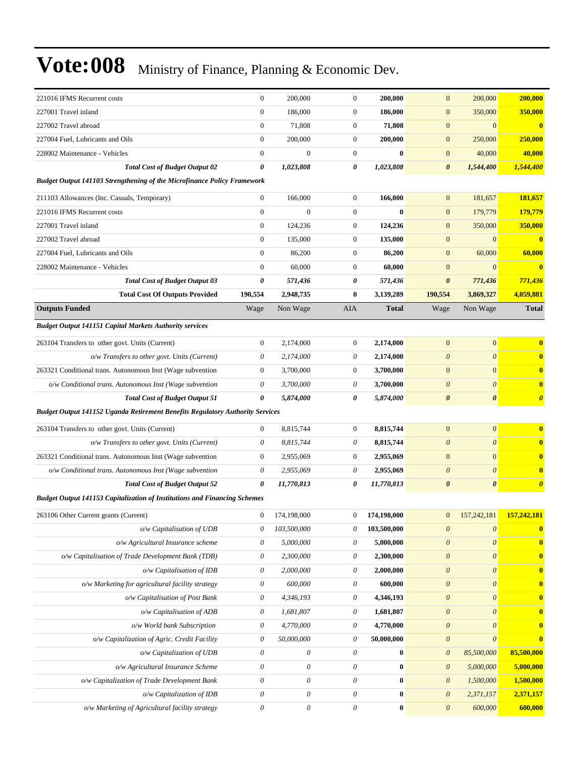# Vote:008 Ministry of Finance, Planning & Economic Dev.

| | | | | | | | |
|---|---|---|---|---|---|---|---|
| 221016 IFMS Recurrent costs | 0 | 200,000 | 0 | **200,000** | 0 | 200,000 | **200,000** |
| 227001 Travel inland | 0 | 186,000 | 0 | **186,000** | 0 | 350,000 | **350,000** |
| 227002 Travel abroad | 0 | 71,808 | 0 | **71,808** | 0 | 0 | **0** |
| 227004 Fuel, Lubricants and Oils | 0 | 200,000 | 0 | **200,000** | 0 | 250,000 | **250,000** |
| 228002 Maintenance - Vehicles | 0 | 0 | 0 | **0** | 0 | 40,000 | **40,000** |
| ***Total Cost of Budget Output 02*** | ***0*** | ***1,023,808*** | ***0*** | ***1,023,808*** | ***0*** | ***1,544,400*** | ***1,544,400*** |
| ***Budget Output 141103 Strengthening of the Microfinance Policy Framework*** | | | | | | | |
| 211103 Allowances (Inc. Casuals, Temporary) | 0 | 166,000 | 0 | **166,000** | 0 | 181,657 | **181,657** |
| 221016 IFMS Recurrent costs | 0 | 0 | 0 | **0** | 0 | 179,779 | **179,779** |
| 227001 Travel inland | 0 | 124,236 | 0 | **124,236** | 0 | 350,000 | **350,000** |
| 227002 Travel abroad | 0 | 135,000 | 0 | **135,000** | 0 | 0 | **0** |
| 227004 Fuel, Lubricants and Oils | 0 | 86,200 | 0 | **86,200** | 0 | 60,000 | **60,000** |
| 228002 Maintenance - Vehicles | 0 | 60,000 | 0 | **60,000** | 0 | 0 | **0** |
| ***Total Cost of Budget Output 03*** | ***0*** | ***571,436*** | ***0*** | ***571,436*** | ***0*** | ***771,436*** | ***771,436*** |
| **Total Cost Of Outputs Provided** | **190,554** | **2,948,735** | **0** | **3,139,289** | **190,554** | **3,869,327** | **4,059,881** |
| **Outputs Funded** | Wage | Non Wage | AIA | **Total** | Wage | Non Wage | **Total** |
| ***Budget Output 141151 Capital Markets Authority services*** | | | | | | | |
| 263104 Transfers to other govt. Units (Current) | 0 | 2,174,000 | 0 | **2,174,000** | 0 | 0 | **0** |
| *o/w Transfers to other govt. Units (Current)* | *0* | *2,174,000* | *0* | **2,174,000** | *0* | *0* | **0** |
| 263321 Conditional trans. Autonomous Inst (Wage subvention | 0 | 3,700,000 | 0 | **3,700,000** | 0 | 0 | **0** |
| *o/w Conditional trans. Autonomous Inst (Wage subvention* | *0* | *3,700,000* | *0* | **3,700,000** | *0* | *0* | **0** |
| ***Total Cost of Budget Output 51*** | ***0*** | ***5,874,000*** | ***0*** | ***5,874,000*** | ***0*** | ***0*** | ***0*** |
| ***Budget Output 141152 Uganda Retirement Benefits Regulatory Authority Services*** | | | | | | | |
| 263104 Transfers to other govt. Units (Current) | 0 | 8,815,744 | 0 | **8,815,744** | 0 | 0 | **0** |
| *o/w Transfers to other govt. Units (Current)* | *0* | *8,815,744* | *0* | **8,815,744** | *0* | *0* | **0** |
| 263321 Conditional trans. Autonomous Inst (Wage subvention | 0 | 2,955,069 | 0 | **2,955,069** | 0 | 0 | **0** |
| *o/w Conditional trans. Autonomous Inst (Wage subvention* | *0* | *2,955,069* | *0* | **2,955,069** | *0* | *0* | **0** |
| ***Total Cost of Budget Output 52*** | ***0*** | ***11,770,813*** | ***0*** | ***11,770,813*** | ***0*** | ***0*** | ***0*** |
| ***Budget Output 141153 Capitalization of Institutions and Financing Schemes*** | | | | | | | |
| 263106 Other Current grants (Current) | 0 | 174,198,000 | 0 | **174,198,000** | 0 | 157,242,181 | **157,242,181** |
| *o/w Capitalisation of UDB* | *0* | *103,500,000* | *0* | **103,500,000** | *0* | *0* | **0** |
| *o/w Agricultural Insurance scheme* | *0* | *5,000,000* | *0* | **5,000,000** | *0* | *0* | **0** |
| *o/w Capitalisation of Trade Development Bank (TDB)* | *0* | *2,300,000* | *0* | **2,300,000** | *0* | *0* | **0** |
| *o/w Capitalisation of IDB* | *0* | *2,000,000* | *0* | **2,000,000** | *0* | *0* | **0** |
| *o/w Marketing for agricultural facility strategy* | *0* | *600,000* | *0* | **600,000** | *0* | *0* | **0** |
| *o/w Capitalisation of Post Bank* | *0* | *4,346,193* | *0* | **4,346,193** | *0* | *0* | **0** |
| *o/w Capitalisation of ADB* | *0* | *1,681,807* | *0* | **1,681,807** | *0* | *0* | **0** |
| *o/w World bank Subscription* | *0* | *4,770,000* | *0* | **4,770,000** | *0* | *0* | **0** |
| *o/w Capitalization of Agric. Credit Facility* | *0* | *50,000,000* | *0* | **50,000,000** | *0* | *0* | **0** |
| *o/w Capitalization of UDB* | *0* | *0* | *0* | **0** | *0* | *85,500,000* | **85,500,000** |
| *o/w Agricultural Insurance Scheme* | *0* | *0* | *0* | **0** | *0* | *5,000,000* | **5,000,000** |
| *o/w Capitalization of Trade Development Bank* | *0* | *0* | *0* | **0** | *0* | *1,500,000* | **1,500,000** |
| *o/w Capitalization of IDB* | *0* | *0* | *0* | **0** | *0* | *2,371,157* | **2,371,157** |
| *o/w Marketing of Agricultural facility strategy* | *0* | *0* | *0* | **0** | *0* | *600,000* | **600,000** |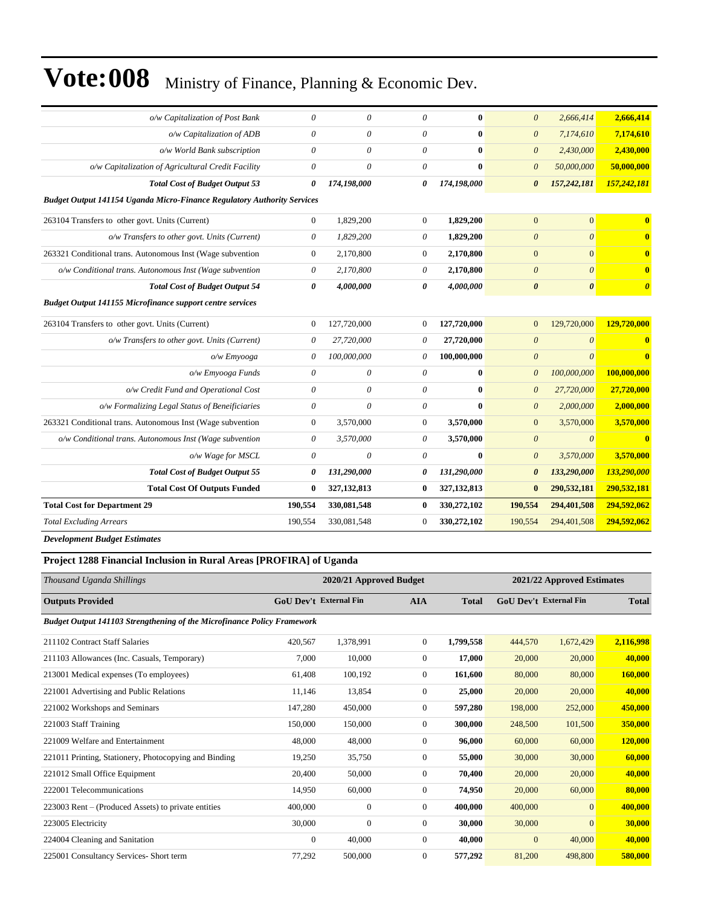# Vote:008 Ministry of Finance, Planning & Economic Dev.

| | | | | | | | |
|---|---|---|---|---|---|---|---|
| *o/w Capitalization of Post Bank* | *0* | *0* | *0* | **0** | *0* | *2,666,414* | **2,666,414** |
| *o/w Capitalization of ADB* | *0* | *0* | *0* | **0** | *0* | *7,174,610* | **7,174,610** |
| *o/w World Bank subscription* | *0* | *0* | *0* | **0** | *0* | *2,430,000* | **2,430,000** |
| *o/w Capitalization of Agricultural Credit Facility* | *0* | *0* | *0* | **0** | *0* | *50,000,000* | **50,000,000** |
| ***Total Cost of Budget Output 53*** | ***0*** | ***174,198,000*** | ***0*** | ***174,198,000*** | ***0*** | ***157,242,181*** | ***157,242,181*** |
| ***Budget Output 141154 Uganda Micro-Finance Regulatory Authority Services*** | | | | | | | |
| 263104 Transfers to other govt. Units (Current) | 0 | 1,829,200 | 0 | **1,829,200** | 0 | 0 | **0** |
| *o/w Transfers to other govt. Units (Current)* | *0* | *1,829,200* | *0* | **1,829,200** | *0* | *0* | **0** |
| 263321 Conditional trans. Autonomous Inst (Wage subvention | 0 | 2,170,800 | 0 | **2,170,800** | 0 | 0 | **0** |
| *o/w Conditional trans. Autonomous Inst (Wage subvention* | *0* | *2,170,800* | *0* | **2,170,800** | *0* | *0* | **0** |
| ***Total Cost of Budget Output 54*** | ***0*** | ***4,000,000*** | ***0*** | ***4,000,000*** | ***0*** | ***0*** | ***0*** |
| ***Budget Output 141155 Microfinance support centre services*** | | | | | | | |
| 263104 Transfers to other govt. Units (Current) | 0 | 127,720,000 | 0 | **127,720,000** | 0 | 129,720,000 | **129,720,000** |
| *o/w Transfers to other govt. Units (Current)* | *0* | *27,720,000* | *0* | **27,720,000** | *0* | *0* | **0** |
| *o/w Emyooga* | *0* | *100,000,000* | *0* | **100,000,000** | *0* | *0* | **0** |
| *o/w Emyooga Funds* | *0* | *0* | *0* | **0** | *0* | *100,000,000* | **100,000,000** |
| *o/w Credit Fund and Operational Cost* | *0* | *0* | *0* | **0** | *0* | *27,720,000* | **27,720,000** |
| *o/w Formalizing Legal Status of Beneificiaries* | *0* | *0* | *0* | **0** | *0* | *2,000,000* | **2,000,000** |
| 263321 Conditional trans. Autonomous Inst (Wage subvention | 0 | 3,570,000 | 0 | **3,570,000** | 0 | 3,570,000 | **3,570,000** |
| *o/w Conditional trans. Autonomous Inst (Wage subvention* | *0* | *3,570,000* | *0* | **3,570,000** | *0* | *0* | **0** |
| *o/w Wage for MSCL* | *0* | *0* | *0* | **0** | *0* | *3,570,000* | **3,570,000** |
| ***Total Cost of Budget Output 55*** | ***0*** | ***131,290,000*** | ***0*** | ***131,290,000*** | ***0*** | ***133,290,000*** | ***133,290,000*** |
| **Total Cost Of Outputs Funded** | **0** | **327,132,813** | **0** | **327,132,813** | **0** | **290,532,181** | **290,532,181** |
| **Total Cost for Department 29** | **190,554** | **330,081,548** | **0** | **330,272,102** | **190,554** | **294,401,508** | **294,592,062** |
| *Total Excluding Arrears* | 190,554 | 330,081,548 | 0 | **330,272,102** | 190,554 | 294,401,508 | **294,592,062** |

***Development Budget Estimates***

**Project 1288 Financial Inclusion in Rural Areas [PROFIRA] of Uganda**

| *Thousand Uganda Shillings* | **2020/21 Approved Budget** | | | | **2021/22 Approved Estimates** | | |
|---|---|---|---|---|---|---|---|
| **Outputs Provided** | **GoU Dev't** | **External Fin** | **AIA** | **Total** | **GoU Dev't** | **External Fin** | **Total** |
| ***Budget Output 141103 Strengthening of the Microfinance Policy Framework*** | | | | | | | |
| 211102 Contract Staff Salaries | 420,567 | 1,378,991 | 0 | **1,799,558** | 444,570 | 1,672,429 | **2,116,998** |
| 211103 Allowances (Inc. Casuals, Temporary) | 7,000 | 10,000 | 0 | **17,000** | 20,000 | 20,000 | **40,000** |
| 213001 Medical expenses (To employees) | 61,408 | 100,192 | 0 | **161,600** | 80,000 | 80,000 | **160,000** |
| 221001 Advertising and Public Relations | 11,146 | 13,854 | 0 | **25,000** | 20,000 | 20,000 | **40,000** |
| 221002 Workshops and Seminars | 147,280 | 450,000 | 0 | **597,280** | 198,000 | 252,000 | **450,000** |
| 221003 Staff Training | 150,000 | 150,000 | 0 | **300,000** | 248,500 | 101,500 | **350,000** |
| 221009 Welfare and Entertainment | 48,000 | 48,000 | 0 | **96,000** | 60,000 | 60,000 | **120,000** |
| 221011 Printing, Stationery, Photocopying and Binding | 19,250 | 35,750 | 0 | **55,000** | 30,000 | 30,000 | **60,000** |
| 221012 Small Office Equipment | 20,400 | 50,000 | 0 | **70,400** | 20,000 | 20,000 | **40,000** |
| 222001 Telecommunications | 14,950 | 60,000 | 0 | **74,950** | 20,000 | 60,000 | **80,000** |
| 223003 Rent – (Produced Assets) to private entities | 400,000 | 0 | 0 | **400,000** | 400,000 | 0 | **400,000** |
| 223005 Electricity | 30,000 | 0 | 0 | **30,000** | 30,000 | 0 | **30,000** |
| 224004 Cleaning and Sanitation | 0 | 40,000 | 0 | **40,000** | 0 | 40,000 | **40,000** |
| 225001 Consultancy Services- Short term | 77,292 | 500,000 | 0 | **577,292** | 81,200 | 498,800 | **580,000** |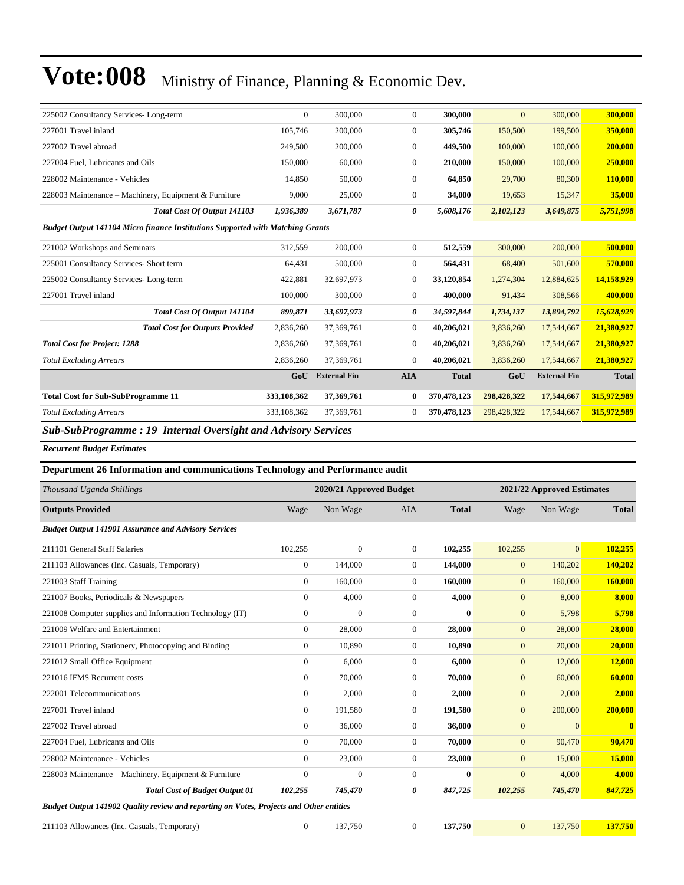# Vote:008 Ministry of Finance, Planning & Economic Dev.

| | | | | | | | |
|---|---|---|---|---|---|---|---|
| 225002 Consultancy Services- Long-term | 0 | 300,000 | 0 | **300,000** | 0 | 300,000 | **300,000** |
| 227001 Travel inland | 105,746 | 200,000 | 0 | **305,746** | 150,500 | 199,500 | **350,000** |
| 227002 Travel abroad | 249,500 | 200,000 | 0 | **449,500** | 100,000 | 100,000 | **200,000** |
| 227004 Fuel, Lubricants and Oils | 150,000 | 60,000 | 0 | **210,000** | 150,000 | 100,000 | **250,000** |
| 228002 Maintenance - Vehicles | 14,850 | 50,000 | 0 | **64,850** | 29,700 | 80,300 | **110,000** |
| 228003 Maintenance – Machinery, Equipment & Furniture | 9,000 | 25,000 | 0 | **34,000** | 19,653 | 15,347 | **35,000** |
| ***Total Cost Of Output 141103*** | ***1,936,389*** | ***3,671,787*** | ***0*** | ***5,608,176*** | ***2,102,123*** | ***3,649,875*** | ***5,751,998*** |
| ***Budget Output 141104 Micro finance Institutions Supported with Matching Grants*** | | | | | | | |
| 221002 Workshops and Seminars | 312,559 | 200,000 | 0 | **512,559** | 300,000 | 200,000 | **500,000** |
| 225001 Consultancy Services- Short term | 64,431 | 500,000 | 0 | **564,431** | 68,400 | 501,600 | **570,000** |
| 225002 Consultancy Services- Long-term | 422,881 | 32,697,973 | 0 | **33,120,854** | 1,274,304 | 12,884,625 | **14,158,929** |
| 227001 Travel inland | 100,000 | 300,000 | 0 | **400,000** | 91,434 | 308,566 | **400,000** |
| ***Total Cost Of Output 141104*** | ***899,871*** | ***33,697,973*** | ***0*** | ***34,597,844*** | ***1,734,137*** | ***13,894,792*** | ***15,628,929*** |
| ***Total Cost for Outputs Provided*** | 2,836,260 | 37,369,761 | 0 | 40,206,021 | 3,836,260 | 17,544,667 | 21,380,927 |
| ***Total Cost for Project: 1288*** | 2,836,260 | 37,369,761 | 0 | 40,206,021 | 3,836,260 | 17,544,667 | 21,380,927 |
| *Total Excluding Arrears* | 2,836,260 | 37,369,761 | 0 | 40,206,021 | 3,836,260 | 17,544,667 | 21,380,927 |
| | **GoU** | **External Fin** | **AIA** | **Total** | **GoU** | **External Fin** | **Total** |
| **Total Cost for Sub-SubProgramme 11** | **333,108,362** | **37,369,761** | **0** | **370,478,123** | **298,428,322** | **17,544,667** | **315,972,989** |
| *Total Excluding Arrears* | 333,108,362 | 37,369,761 | 0 | 370,478,123 | 298,428,322 | 17,544,667 | 315,972,989 |

### *Sub-SubProgramme : 19 Internal Oversight and Advisory Services*

***Recurrent Budget Estimates***

**Department 26 Information and communications Technology and Performance audit**

| *Thousand Uganda Shillings* | 2020/21 Approved Budget | | | | 2021/22 Approved Estimates | | |
|---|---|---|---|---|---|---|---|
| **Outputs Provided** | Wage | Non Wage | AIA | **Total** | Wage | Non Wage | **Total** |
| ***Budget Output 141901 Assurance and Advisory Services*** | | | | | | | |
| 211101 General Staff Salaries | 102,255 | 0 | 0 | **102,255** | 102,255 | 0 | **102,255** |
| 211103 Allowances (Inc. Casuals, Temporary) | 0 | 144,000 | 0 | **144,000** | 0 | 140,202 | **140,202** |
| 221003 Staff Training | 0 | 160,000 | 0 | **160,000** | 0 | 160,000 | **160,000** |
| 221007 Books, Periodicals & Newspapers | 0 | 4,000 | 0 | **4,000** | 0 | 8,000 | **8,000** |
| 221008 Computer supplies and Information Technology (IT) | 0 | 0 | 0 | **0** | 0 | 5,798 | **5,798** |
| 221009 Welfare and Entertainment | 0 | 28,000 | 0 | **28,000** | 0 | 28,000 | **28,000** |
| 221011 Printing, Stationery, Photocopying and Binding | 0 | 10,890 | 0 | **10,890** | 0 | 20,000 | **20,000** |
| 221012 Small Office Equipment | 0 | 6,000 | 0 | **6,000** | 0 | 12,000 | **12,000** |
| 221016 IFMS Recurrent costs | 0 | 70,000 | 0 | **70,000** | 0 | 60,000 | **60,000** |
| 222001 Telecommunications | 0 | 2,000 | 0 | **2,000** | 0 | 2,000 | **2,000** |
| 227001 Travel inland | 0 | 191,580 | 0 | **191,580** | 0 | 200,000 | **200,000** |
| 227002 Travel abroad | 0 | 36,000 | 0 | **36,000** | 0 | 0 | **0** |
| 227004 Fuel, Lubricants and Oils | 0 | 70,000 | 0 | **70,000** | 0 | 90,470 | **90,470** |
| 228002 Maintenance - Vehicles | 0 | 23,000 | 0 | **23,000** | 0 | 15,000 | **15,000** |
| 228003 Maintenance – Machinery, Equipment & Furniture | 0 | 0 | 0 | **0** | 0 | 4,000 | **4,000** |
| ***Total Cost of Budget Output 01*** | ***102,255*** | ***745,470*** | ***0*** | ***847,725*** | ***102,255*** | ***745,470*** | ***847,725*** |
| ***Budget Output 141902 Quality review and reporting on Votes, Projects and Other entities*** | | | | | | | |
| 211103 Allowances (Inc. Casuals, Temporary) | 0 | 137,750 | 0 | **137,750** | 0 | 137,750 | **137,750** |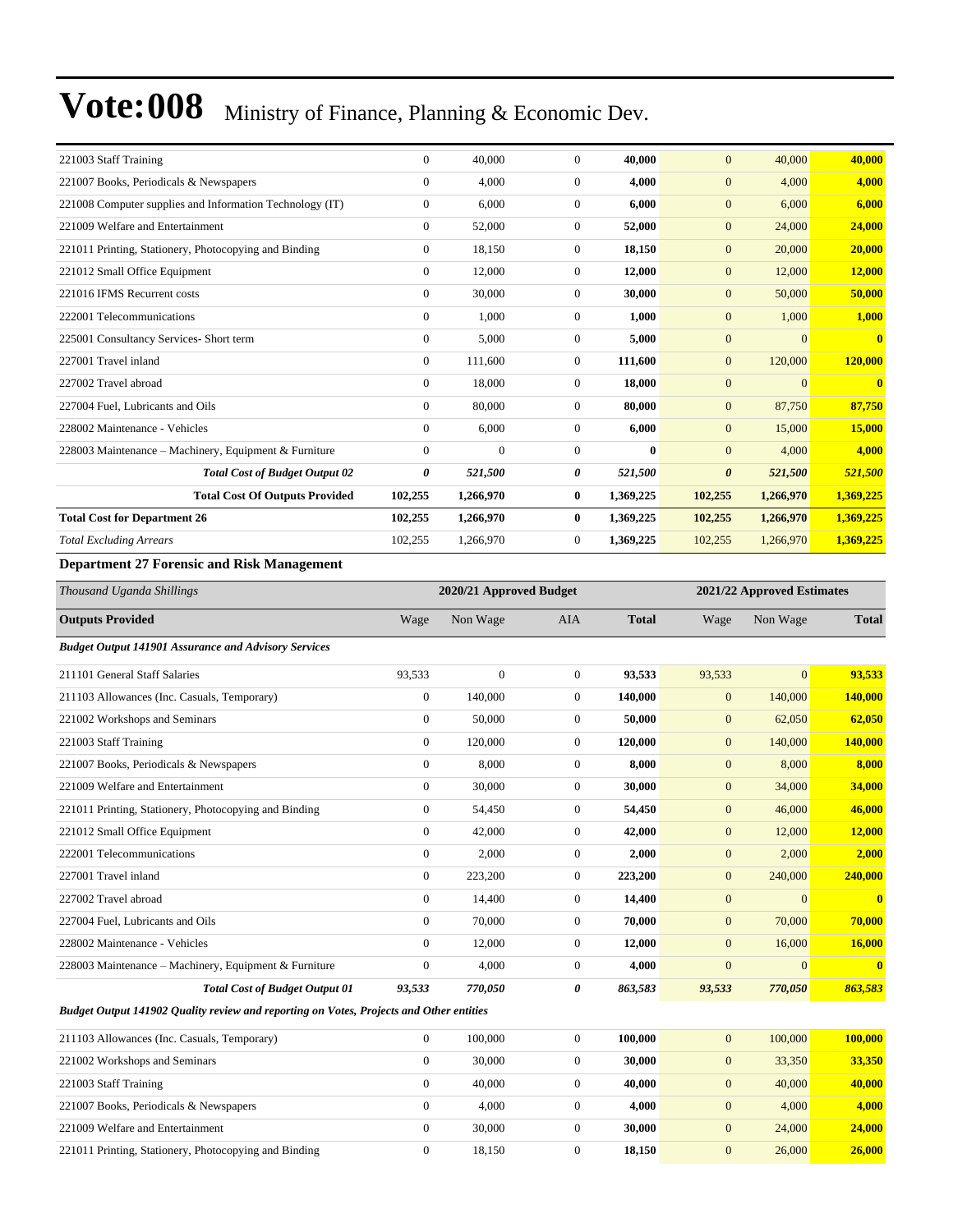# Vote:008 Ministry of Finance, Planning & Economic Dev.

| | | | | | | | |
|---|---|---|---|---|---|---|---|
| 221003 Staff Training | 0 | 40,000 | 0 | **40,000** | 0 | 40,000 | **40,000** |
| 221007 Books, Periodicals & Newspapers | 0 | 4,000 | 0 | **4,000** | 0 | 4,000 | **4,000** |
| 221008 Computer supplies and Information Technology (IT) | 0 | 6,000 | 0 | **6,000** | 0 | 6,000 | **6,000** |
| 221009 Welfare and Entertainment | 0 | 52,000 | 0 | **52,000** | 0 | 24,000 | **24,000** |
| 221011 Printing, Stationery, Photocopying and Binding | 0 | 18,150 | 0 | **18,150** | 0 | 20,000 | **20,000** |
| 221012 Small Office Equipment | 0 | 12,000 | 0 | **12,000** | 0 | 12,000 | **12,000** |
| 221016 IFMS Recurrent costs | 0 | 30,000 | 0 | **30,000** | 0 | 50,000 | **50,000** |
| 222001 Telecommunications | 0 | 1,000 | 0 | **1,000** | 0 | 1,000 | **1,000** |
| 225001 Consultancy Services- Short term | 0 | 5,000 | 0 | **5,000** | 0 | 0 | **0** |
| 227001 Travel inland | 0 | 111,600 | 0 | **111,600** | 0 | 120,000 | **120,000** |
| 227002 Travel abroad | 0 | 18,000 | 0 | **18,000** | 0 | 0 | **0** |
| 227004 Fuel, Lubricants and Oils | 0 | 80,000 | 0 | **80,000** | 0 | 87,750 | **87,750** |
| 228002 Maintenance - Vehicles | 0 | 6,000 | 0 | **6,000** | 0 | 15,000 | **15,000** |
| 228003 Maintenance – Machinery, Equipment & Furniture | 0 | 0 | 0 | **0** | 0 | 4,000 | **4,000** |
| ***Total Cost of Budget Output 02*** | ***0*** | ***521,500*** | ***0*** | ***521,500*** | ***0*** | ***521,500*** | ***521,500*** |
| **Total Cost Of Outputs Provided** | **102,255** | **1,266,970** | **0** | **1,369,225** | **102,255** | **1,266,970** | **1,369,225** |
| **Total Cost for Department 26** | **102,255** | **1,266,970** | **0** | **1,369,225** | **102,255** | **1,266,970** | **1,369,225** |
| *Total Excluding Arrears* | 102,255 | 1,266,970 | 0 | **1,369,225** | 102,255 | 1,266,970 | **1,369,225** |

**Department 27 Forensic and Risk Management**

| *Thousand Uganda Shillings* | 2020/21 Approved Budget | | | | 2021/22 Approved Estimates | | |
|---|---|---|---|---|---|---|---|
| **Outputs Provided** | Wage | Non Wage | AIA | **Total** | Wage | Non Wage | **Total** |
| ***Budget Output 141901 Assurance and Advisory Services*** | | | | | | | |
| 211101 General Staff Salaries | 93,533 | 0 | 0 | **93,533** | 93,533 | 0 | **93,533** |
| 211103 Allowances (Inc. Casuals, Temporary) | 0 | 140,000 | 0 | **140,000** | 0 | 140,000 | **140,000** |
| 221002 Workshops and Seminars | 0 | 50,000 | 0 | **50,000** | 0 | 62,050 | **62,050** |
| 221003 Staff Training | 0 | 120,000 | 0 | **120,000** | 0 | 140,000 | **140,000** |
| 221007 Books, Periodicals & Newspapers | 0 | 8,000 | 0 | **8,000** | 0 | 8,000 | **8,000** |
| 221009 Welfare and Entertainment | 0 | 30,000 | 0 | **30,000** | 0 | 34,000 | **34,000** |
| 221011 Printing, Stationery, Photocopying and Binding | 0 | 54,450 | 0 | **54,450** | 0 | 46,000 | **46,000** |
| 221012 Small Office Equipment | 0 | 42,000 | 0 | **42,000** | 0 | 12,000 | **12,000** |
| 222001 Telecommunications | 0 | 2,000 | 0 | **2,000** | 0 | 2,000 | **2,000** |
| 227001 Travel inland | 0 | 223,200 | 0 | **223,200** | 0 | 240,000 | **240,000** |
| 227002 Travel abroad | 0 | 14,400 | 0 | **14,400** | 0 | 0 | **0** |
| 227004 Fuel, Lubricants and Oils | 0 | 70,000 | 0 | **70,000** | 0 | 70,000 | **70,000** |
| 228002 Maintenance - Vehicles | 0 | 12,000 | 0 | **12,000** | 0 | 16,000 | **16,000** |
| 228003 Maintenance – Machinery, Equipment & Furniture | 0 | 4,000 | 0 | **4,000** | 0 | 0 | **0** |
| ***Total Cost of Budget Output 01*** | ***93,533*** | ***770,050*** | ***0*** | ***863,583*** | ***93,533*** | ***770,050*** | ***863,583*** |
| ***Budget Output 141902 Quality review and reporting on Votes, Projects and Other entities*** | | | | | | | |
| 211103 Allowances (Inc. Casuals, Temporary) | 0 | 100,000 | 0 | **100,000** | 0 | 100,000 | **100,000** |
| 221002 Workshops and Seminars | 0 | 30,000 | 0 | **30,000** | 0 | 33,350 | **33,350** |
| 221003 Staff Training | 0 | 40,000 | 0 | **40,000** | 0 | 40,000 | **40,000** |
| 221007 Books, Periodicals & Newspapers | 0 | 4,000 | 0 | **4,000** | 0 | 4,000 | **4,000** |
| 221009 Welfare and Entertainment | 0 | 30,000 | 0 | **30,000** | 0 | 24,000 | **24,000** |
| 221011 Printing, Stationery, Photocopying and Binding | 0 | 18,150 | 0 | **18,150** | 0 | 26,000 | **26,000** |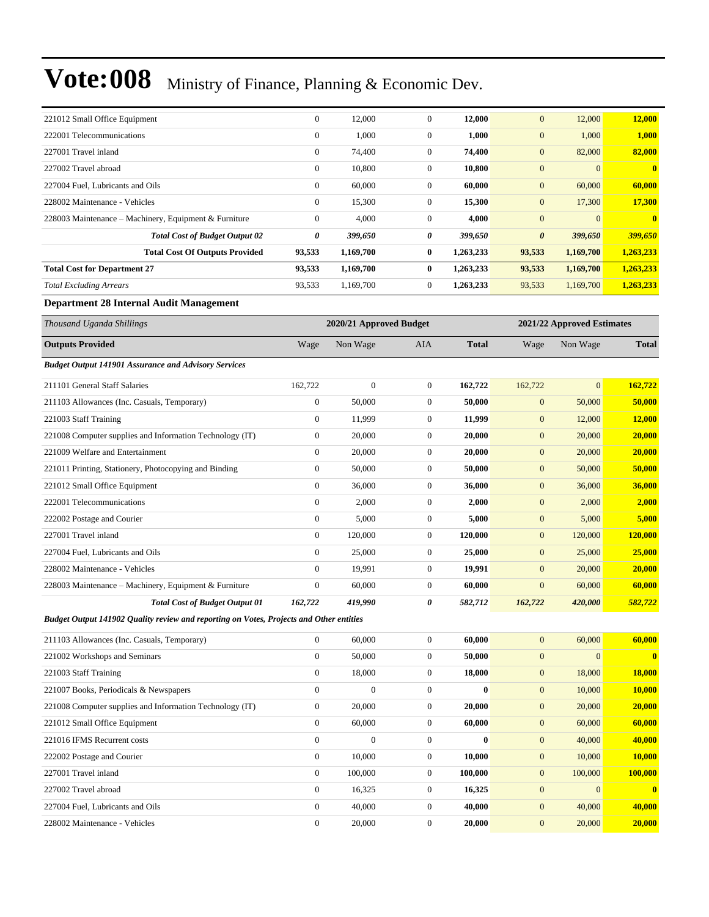| | | | | | | | |
|---|---|---|---|---|---|---|---|
| 221012 Small Office Equipment | 0 | 12,000 | 0 | **12,000** | 0 | 12,000 | **12,000** |
| 222001 Telecommunications | 0 | 1,000 | 0 | **1,000** | 0 | 1,000 | **1,000** |
| 227001 Travel inland | 0 | 74,400 | 0 | **74,400** | 0 | 82,000 | **82,000** |
| 227002 Travel abroad | 0 | 10,800 | 0 | **10,800** | 0 | 0 | **0** |
| 227004 Fuel, Lubricants and Oils | 0 | 60,000 | 0 | **60,000** | 0 | 60,000 | **60,000** |
| 228002 Maintenance - Vehicles | 0 | 15,300 | 0 | **15,300** | 0 | 17,300 | **17,300** |
| 228003 Maintenance – Machinery, Equipment & Furniture | 0 | 4,000 | 0 | **4,000** | 0 | 0 | **0** |
| ***Total Cost of Budget Output 02*** | ***0*** | ***399,650*** | ***0*** | ***399,650*** | ***0*** | ***399,650*** | ***399,650*** |
| **Total Cost Of Outputs Provided** | **93,533** | **1,169,700** | **0** | **1,263,233** | **93,533** | **1,169,700** | **1,263,233** |
| **Total Cost for Department 27** | **93,533** | **1,169,700** | **0** | **1,263,233** | **93,533** | **1,169,700** | **1,263,233** |
| *Total Excluding Arrears* | 93,533 | 1,169,700 | 0 | **1,263,233** | 93,533 | 1,169,700 | **1,263,233** |

**Department 28 Internal Audit Management**

| *Thousand Uganda Shillings* | 2020/21 Approved Budget | | | | 2021/22 Approved Estimates | | |
|---|---|---|---|---|---|---|---|
| **Outputs Provided** | Wage | Non Wage | AIA | **Total** | Wage | Non Wage | **Total** |
| ***Budget Output 141901 Assurance and Advisory Services*** | | | | | | | |
| 211101 General Staff Salaries | 162,722 | 0 | 0 | **162,722** | 162,722 | 0 | **162,722** |
| 211103 Allowances (Inc. Casuals, Temporary) | 0 | 50,000 | 0 | **50,000** | 0 | 50,000 | **50,000** |
| 221003 Staff Training | 0 | 11,999 | 0 | **11,999** | 0 | 12,000 | **12,000** |
| 221008 Computer supplies and Information Technology (IT) | 0 | 20,000 | 0 | **20,000** | 0 | 20,000 | **20,000** |
| 221009 Welfare and Entertainment | 0 | 20,000 | 0 | **20,000** | 0 | 20,000 | **20,000** |
| 221011 Printing, Stationery, Photocopying and Binding | 0 | 50,000 | 0 | **50,000** | 0 | 50,000 | **50,000** |
| 221012 Small Office Equipment | 0 | 36,000 | 0 | **36,000** | 0 | 36,000 | **36,000** |
| 222001 Telecommunications | 0 | 2,000 | 0 | **2,000** | 0 | 2,000 | **2,000** |
| 222002 Postage and Courier | 0 | 5,000 | 0 | **5,000** | 0 | 5,000 | **5,000** |
| 227001 Travel inland | 0 | 120,000 | 0 | **120,000** | 0 | 120,000 | **120,000** |
| 227004 Fuel, Lubricants and Oils | 0 | 25,000 | 0 | **25,000** | 0 | 25,000 | **25,000** |
| 228002 Maintenance - Vehicles | 0 | 19,991 | 0 | **19,991** | 0 | 20,000 | **20,000** |
| 228003 Maintenance – Machinery, Equipment & Furniture | 0 | 60,000 | 0 | **60,000** | 0 | 60,000 | **60,000** |
| ***Total Cost of Budget Output 01*** | ***162,722*** | ***419,990*** | ***0*** | ***582,712*** | ***162,722*** | ***420,000*** | ***582,722*** |
| ***Budget Output 141902 Quality review and reporting on Votes, Projects and Other entities*** | | | | | | | |
| 211103 Allowances (Inc. Casuals, Temporary) | 0 | 60,000 | 0 | **60,000** | 0 | 60,000 | **60,000** |
| 221002 Workshops and Seminars | 0 | 50,000 | 0 | **50,000** | 0 | 0 | **0** |
| 221003 Staff Training | 0 | 18,000 | 0 | **18,000** | 0 | 18,000 | **18,000** |
| 221007 Books, Periodicals & Newspapers | 0 | 0 | 0 | **0** | 0 | 10,000 | **10,000** |
| 221008 Computer supplies and Information Technology (IT) | 0 | 20,000 | 0 | **20,000** | 0 | 20,000 | **20,000** |
| 221012 Small Office Equipment | 0 | 60,000 | 0 | **60,000** | 0 | 60,000 | **60,000** |
| 221016 IFMS Recurrent costs | 0 | 0 | 0 | **0** | 0 | 40,000 | **40,000** |
| 222002 Postage and Courier | 0 | 10,000 | 0 | **10,000** | 0 | 10,000 | **10,000** |
| 227001 Travel inland | 0 | 100,000 | 0 | **100,000** | 0 | 100,000 | **100,000** |
| 227002 Travel abroad | 0 | 16,325 | 0 | **16,325** | 0 | 0 | **0** |
| 227004 Fuel, Lubricants and Oils | 0 | 40,000 | 0 | **40,000** | 0 | 40,000 | **40,000** |
| 228002 Maintenance - Vehicles | 0 | 20,000 | 0 | **20,000** | 0 | 20,000 | **20,000** |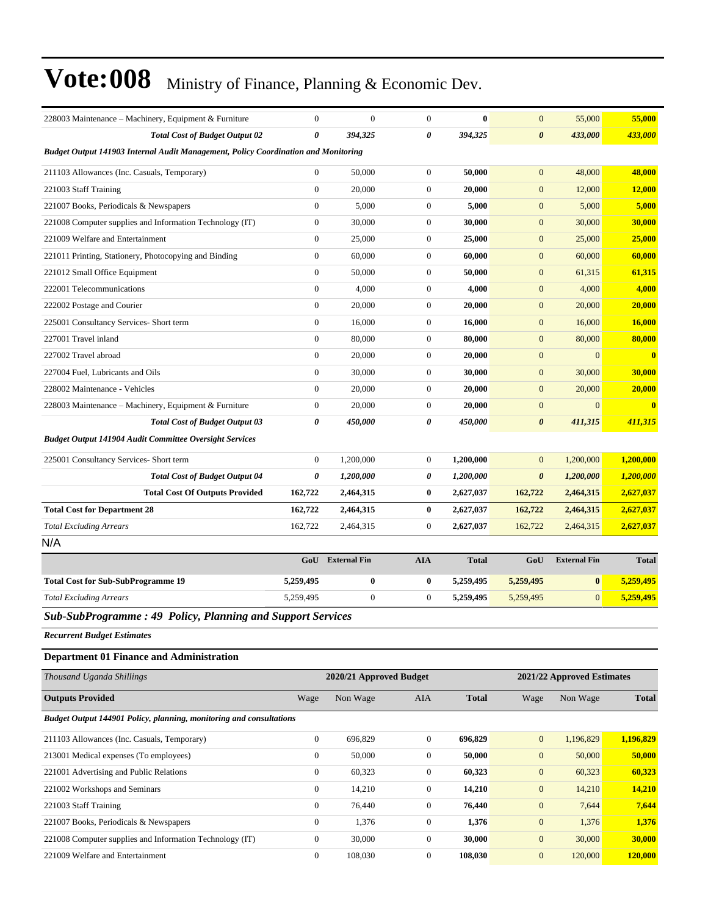| | | | | | | | |
|---|---|---|---|---|---|---|---|
| 228003 Maintenance – Machinery, Equipment & Furniture | 0 | 0 | 0 | **0** | 0 | 55,000 | **55,000** |
| ***Total Cost of Budget Output 02*** | ***0*** | ***394,325*** | ***0*** | ***394,325*** | ***0*** | ***433,000*** | ***433,000*** |
| ***Budget Output 141903 Internal Audit Management, Policy Coordination and Monitoring*** | | | | | | | |
| 211103 Allowances (Inc. Casuals, Temporary) | 0 | 50,000 | 0 | **50,000** | 0 | 48,000 | **48,000** |
| 221003 Staff Training | 0 | 20,000 | 0 | **20,000** | 0 | 12,000 | **12,000** |
| 221007 Books, Periodicals & Newspapers | 0 | 5,000 | 0 | **5,000** | 0 | 5,000 | **5,000** |
| 221008 Computer supplies and Information Technology (IT) | 0 | 30,000 | 0 | **30,000** | 0 | 30,000 | **30,000** |
| 221009 Welfare and Entertainment | 0 | 25,000 | 0 | **25,000** | 0 | 25,000 | **25,000** |
| 221011 Printing, Stationery, Photocopying and Binding | 0 | 60,000 | 0 | **60,000** | 0 | 60,000 | **60,000** |
| 221012 Small Office Equipment | 0 | 50,000 | 0 | **50,000** | 0 | 61,315 | **61,315** |
| 222001 Telecommunications | 0 | 4,000 | 0 | **4,000** | 0 | 4,000 | **4,000** |
| 222002 Postage and Courier | 0 | 20,000 | 0 | **20,000** | 0 | 20,000 | **20,000** |
| 225001 Consultancy Services- Short term | 0 | 16,000 | 0 | **16,000** | 0 | 16,000 | **16,000** |
| 227001 Travel inland | 0 | 80,000 | 0 | **80,000** | 0 | 80,000 | **80,000** |
| 227002 Travel abroad | 0 | 20,000 | 0 | **20,000** | 0 | 0 | **0** |
| 227004 Fuel, Lubricants and Oils | 0 | 30,000 | 0 | **30,000** | 0 | 30,000 | **30,000** |
| 228002 Maintenance - Vehicles | 0 | 20,000 | 0 | **20,000** | 0 | 20,000 | **20,000** |
| 228003 Maintenance – Machinery, Equipment & Furniture | 0 | 20,000 | 0 | **20,000** | 0 | 0 | **0** |
| ***Total Cost of Budget Output 03*** | ***0*** | ***450,000*** | ***0*** | ***450,000*** | ***0*** | ***411,315*** | ***411,315*** |
| ***Budget Output 141904 Audit Committee Oversight Services*** | | | | | | | |
| 225001 Consultancy Services- Short term | 0 | 1,200,000 | 0 | **1,200,000** | 0 | 1,200,000 | **1,200,000** |
| ***Total Cost of Budget Output 04*** | ***0*** | ***1,200,000*** | ***0*** | ***1,200,000*** | ***0*** | ***1,200,000*** | ***1,200,000*** |
| **Total Cost Of Outputs Provided** | **162,722** | **2,464,315** | **0** | **2,627,037** | **162,722** | **2,464,315** | **2,627,037** |
| **Total Cost for Department 28** | **162,722** | **2,464,315** | **0** | **2,627,037** | **162,722** | **2,464,315** | **2,627,037** |
| *Total Excluding Arrears* | 162,722 | 2,464,315 | 0 | **2,627,037** | 162,722 | 2,464,315 | **2,627,037** |

N/A

| | GoU | External Fin | AIA | Total | GoU | External Fin | Total |
|---|---|---|---|---|---|---|---|
| **Total Cost for Sub-SubProgramme 19** | **5,259,495** | **0** | **0** | **5,259,495** | **5,259,495** | **0** | **5,259,495** |
| *Total Excluding Arrears* | 5,259,495 | 0 | 0 | **5,259,495** | 5,259,495 | 0 | **5,259,495** |

### *Sub-SubProgramme : 49 Policy, Planning and Support Services*

***Recurrent Budget Estimates***

**Department 01 Finance and Administration**

| *Thousand Uganda Shillings* | 2020/21 Approved Budget | | | | 2021/22 Approved Estimates | | |
|---|---|---|---|---|---|---|---|
| **Outputs Provided** | Wage | Non Wage | AIA | **Total** | Wage | Non Wage | **Total** |
| ***Budget Output 144901 Policy, planning, monitoring and consultations*** | | | | | | | |
| 211103 Allowances (Inc. Casuals, Temporary) | 0 | 696,829 | 0 | **696,829** | 0 | 1,196,829 | **1,196,829** |
| 213001 Medical expenses (To employees) | 0 | 50,000 | 0 | **50,000** | 0 | 50,000 | **50,000** |
| 221001 Advertising and Public Relations | 0 | 60,323 | 0 | **60,323** | 0 | 60,323 | **60,323** |
| 221002 Workshops and Seminars | 0 | 14,210 | 0 | **14,210** | 0 | 14,210 | **14,210** |
| 221003 Staff Training | 0 | 76,440 | 0 | **76,440** | 0 | 7,644 | **7,644** |
| 221007 Books, Periodicals & Newspapers | 0 | 1,376 | 0 | **1,376** | 0 | 1,376 | **1,376** |
| 221008 Computer supplies and Information Technology (IT) | 0 | 30,000 | 0 | **30,000** | 0 | 30,000 | **30,000** |
| 221009 Welfare and Entertainment | 0 | 108,030 | 0 | **108,030** | 0 | 120,000 | **120,000** |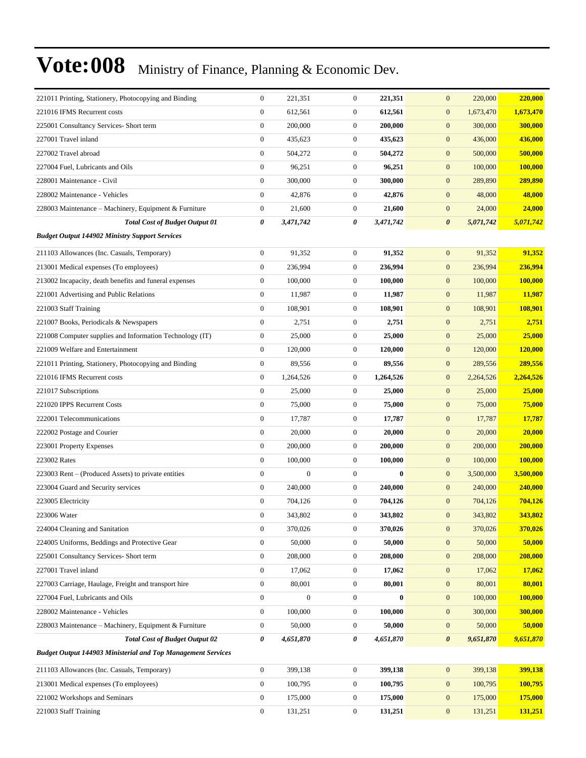| | | | | | | | |
|---|---|---|---|---|---|---|---|
| 221011 Printing, Stationery, Photocopying and Binding | 0 | 221,351 | 0 | **221,351** | 0 | 220,000 | **220,000** |
| 221016 IFMS Recurrent costs | 0 | 612,561 | 0 | **612,561** | 0 | 1,673,470 | **1,673,470** |
| 225001 Consultancy Services- Short term | 0 | 200,000 | 0 | **200,000** | 0 | 300,000 | **300,000** |
| 227001 Travel inland | 0 | 435,623 | 0 | **435,623** | 0 | 436,000 | **436,000** |
| 227002 Travel abroad | 0 | 504,272 | 0 | **504,272** | 0 | 500,000 | **500,000** |
| 227004 Fuel, Lubricants and Oils | 0 | 96,251 | 0 | **96,251** | 0 | 100,000 | **100,000** |
| 228001 Maintenance - Civil | 0 | 300,000 | 0 | **300,000** | 0 | 289,890 | **289,890** |
| 228002 Maintenance - Vehicles | 0 | 42,876 | 0 | **42,876** | 0 | 48,000 | **48,000** |
| 228003 Maintenance – Machinery, Equipment & Furniture | 0 | 21,600 | 0 | **21,600** | 0 | 24,000 | **24,000** |
| ***Total Cost of Budget Output 01*** | ***0*** | ***3,471,742*** | ***0*** | ***3,471,742*** | ***0*** | ***5,071,742*** | ***5,071,742*** |
| ***Budget Output 144902 Ministry Support Services*** | | | | | | | |
| 211103 Allowances (Inc. Casuals, Temporary) | 0 | 91,352 | 0 | **91,352** | 0 | 91,352 | **91,352** |
| 213001 Medical expenses (To employees) | 0 | 236,994 | 0 | **236,994** | 0 | 236,994 | **236,994** |
| 213002 Incapacity, death benefits and funeral expenses | 0 | 100,000 | 0 | **100,000** | 0 | 100,000 | **100,000** |
| 221001 Advertising and Public Relations | 0 | 11,987 | 0 | **11,987** | 0 | 11,987 | **11,987** |
| 221003 Staff Training | 0 | 108,901 | 0 | **108,901** | 0 | 108,901 | **108,901** |
| 221007 Books, Periodicals & Newspapers | 0 | 2,751 | 0 | **2,751** | 0 | 2,751 | **2,751** |
| 221008 Computer supplies and Information Technology (IT) | 0 | 25,000 | 0 | **25,000** | 0 | 25,000 | **25,000** |
| 221009 Welfare and Entertainment | 0 | 120,000 | 0 | **120,000** | 0 | 120,000 | **120,000** |
| 221011 Printing, Stationery, Photocopying and Binding | 0 | 89,556 | 0 | **89,556** | 0 | 289,556 | **289,556** |
| 221016 IFMS Recurrent costs | 0 | 1,264,526 | 0 | **1,264,526** | 0 | 2,264,526 | **2,264,526** |
| 221017 Subscriptions | 0 | 25,000 | 0 | **25,000** | 0 | 25,000 | **25,000** |
| 221020 IPPS Recurrent Costs | 0 | 75,000 | 0 | **75,000** | 0 | 75,000 | **75,000** |
| 222001 Telecommunications | 0 | 17,787 | 0 | **17,787** | 0 | 17,787 | **17,787** |
| 222002 Postage and Courier | 0 | 20,000 | 0 | **20,000** | 0 | 20,000 | **20,000** |
| 223001 Property Expenses | 0 | 200,000 | 0 | **200,000** | 0 | 200,000 | **200,000** |
| 223002 Rates | 0 | 100,000 | 0 | **100,000** | 0 | 100,000 | **100,000** |
| 223003 Rent – (Produced Assets) to private entities | 0 | 0 | 0 | **0** | 0 | 3,500,000 | **3,500,000** |
| 223004 Guard and Security services | 0 | 240,000 | 0 | **240,000** | 0 | 240,000 | **240,000** |
| 223005 Electricity | 0 | 704,126 | 0 | **704,126** | 0 | 704,126 | **704,126** |
| 223006 Water | 0 | 343,802 | 0 | **343,802** | 0 | 343,802 | **343,802** |
| 224004 Cleaning and Sanitation | 0 | 370,026 | 0 | **370,026** | 0 | 370,026 | **370,026** |
| 224005 Uniforms, Beddings and Protective Gear | 0 | 50,000 | 0 | **50,000** | 0 | 50,000 | **50,000** |
| 225001 Consultancy Services- Short term | 0 | 208,000 | 0 | **208,000** | 0 | 208,000 | **208,000** |
| 227001 Travel inland | 0 | 17,062 | 0 | **17,062** | 0 | 17,062 | **17,062** |
| 227003 Carriage, Haulage, Freight and transport hire | 0 | 80,001 | 0 | **80,001** | 0 | 80,001 | **80,001** |
| 227004 Fuel, Lubricants and Oils | 0 | 0 | 0 | **0** | 0 | 100,000 | **100,000** |
| 228002 Maintenance - Vehicles | 0 | 100,000 | 0 | **100,000** | 0 | 300,000 | **300,000** |
| 228003 Maintenance – Machinery, Equipment & Furniture | 0 | 50,000 | 0 | **50,000** | 0 | 50,000 | **50,000** |
| ***Total Cost of Budget Output 02*** | ***0*** | ***4,651,870*** | ***0*** | ***4,651,870*** | ***0*** | ***9,651,870*** | ***9,651,870*** |
| ***Budget Output 144903 Ministerial and Top Management Services*** | | | | | | | |
| 211103 Allowances (Inc. Casuals, Temporary) | 0 | 399,138 | 0 | **399,138** | 0 | 399,138 | **399,138** |
| 213001 Medical expenses (To employees) | 0 | 100,795 | 0 | **100,795** | 0 | 100,795 | **100,795** |
| 221002 Workshops and Seminars | 0 | 175,000 | 0 | **175,000** | 0 | 175,000 | **175,000** |
| 221003 Staff Training | 0 | 131,251 | 0 | **131,251** | 0 | 131,251 | **131,251** |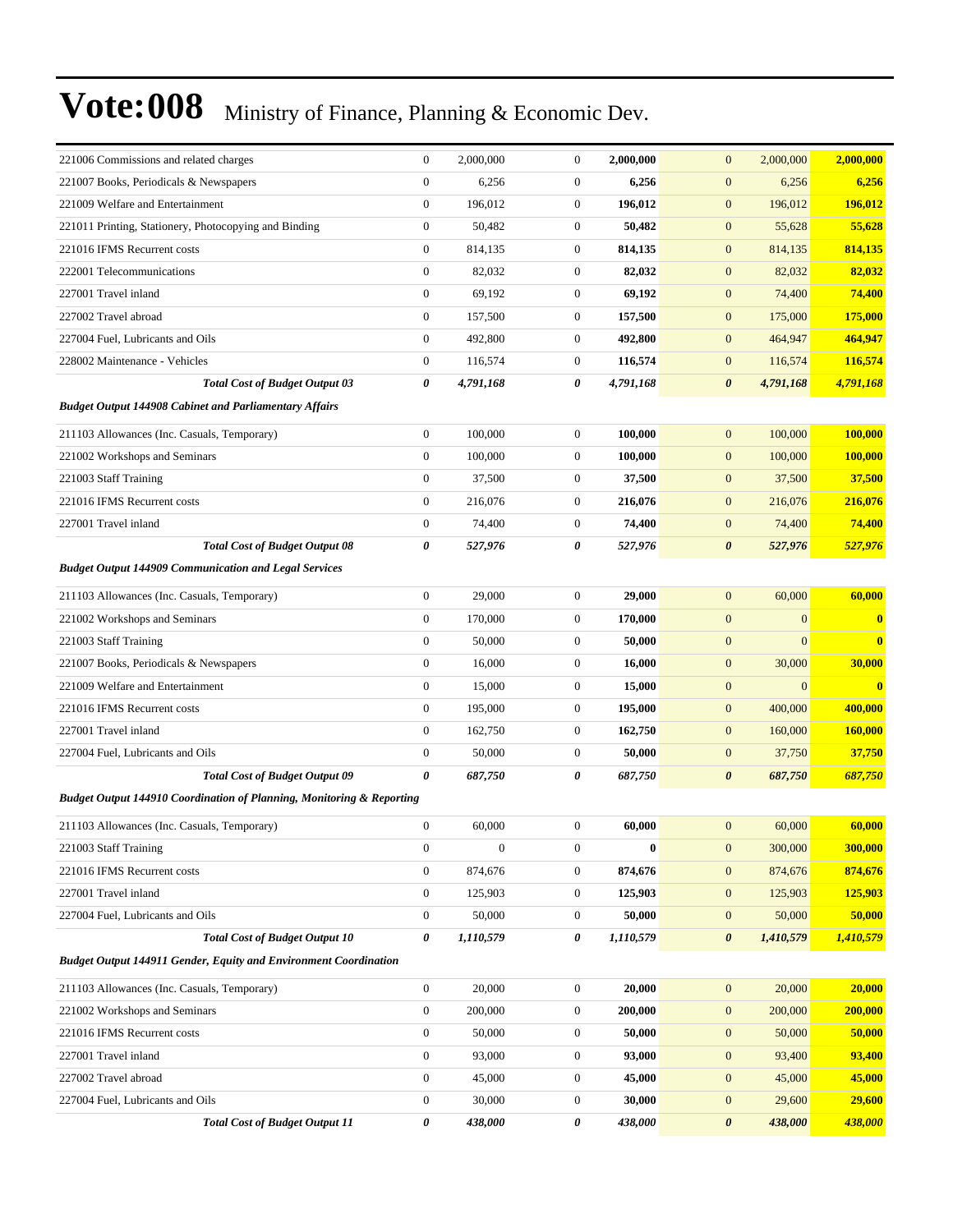# Vote:008 Ministry of Finance, Planning & Economic Dev.

| | | | | | | | |
|---|---|---|---|---|---|---|---|
| 221006 Commissions and related charges | 0 | 2,000,000 | 0 | **2,000,000** | 0 | 2,000,000 | **2,000,000** |
| 221007 Books, Periodicals & Newspapers | 0 | 6,256 | 0 | **6,256** | 0 | 6,256 | **6,256** |
| 221009 Welfare and Entertainment | 0 | 196,012 | 0 | **196,012** | 0 | 196,012 | **196,012** |
| 221011 Printing, Stationery, Photocopying and Binding | 0 | 50,482 | 0 | **50,482** | 0 | 55,628 | **55,628** |
| 221016 IFMS Recurrent costs | 0 | 814,135 | 0 | **814,135** | 0 | 814,135 | **814,135** |
| 222001 Telecommunications | 0 | 82,032 | 0 | **82,032** | 0 | 82,032 | **82,032** |
| 227001 Travel inland | 0 | 69,192 | 0 | **69,192** | 0 | 74,400 | **74,400** |
| 227002 Travel abroad | 0 | 157,500 | 0 | **157,500** | 0 | 175,000 | **175,000** |
| 227004 Fuel, Lubricants and Oils | 0 | 492,800 | 0 | **492,800** | 0 | 464,947 | **464,947** |
| 228002 Maintenance - Vehicles | 0 | 116,574 | 0 | **116,574** | 0 | 116,574 | **116,574** |
| ***Total Cost of Budget Output 03*** | ***0*** | ***4,791,168*** | ***0*** | ***4,791,168*** | ***0*** | ***4,791,168*** | ***4,791,168*** |
| ***Budget Output 144908 Cabinet and Parliamentary Affairs*** | | | | | | | |
| 211103 Allowances (Inc. Casuals, Temporary) | 0 | 100,000 | 0 | **100,000** | 0 | 100,000 | **100,000** |
| 221002 Workshops and Seminars | 0 | 100,000 | 0 | **100,000** | 0 | 100,000 | **100,000** |
| 221003 Staff Training | 0 | 37,500 | 0 | **37,500** | 0 | 37,500 | **37,500** |
| 221016 IFMS Recurrent costs | 0 | 216,076 | 0 | **216,076** | 0 | 216,076 | **216,076** |
| 227001 Travel inland | 0 | 74,400 | 0 | **74,400** | 0 | 74,400 | **74,400** |
| ***Total Cost of Budget Output 08*** | ***0*** | ***527,976*** | ***0*** | ***527,976*** | ***0*** | ***527,976*** | ***527,976*** |
| ***Budget Output 144909 Communication and Legal Services*** | | | | | | | |
| 211103 Allowances (Inc. Casuals, Temporary) | 0 | 29,000 | 0 | **29,000** | 0 | 60,000 | **60,000** |
| 221002 Workshops and Seminars | 0 | 170,000 | 0 | **170,000** | 0 | 0 | **0** |
| 221003 Staff Training | 0 | 50,000 | 0 | **50,000** | 0 | 0 | **0** |
| 221007 Books, Periodicals & Newspapers | 0 | 16,000 | 0 | **16,000** | 0 | 30,000 | **30,000** |
| 221009 Welfare and Entertainment | 0 | 15,000 | 0 | **15,000** | 0 | 0 | **0** |
| 221016 IFMS Recurrent costs | 0 | 195,000 | 0 | **195,000** | 0 | 400,000 | **400,000** |
| 227001 Travel inland | 0 | 162,750 | 0 | **162,750** | 0 | 160,000 | **160,000** |
| 227004 Fuel, Lubricants and Oils | 0 | 50,000 | 0 | **50,000** | 0 | 37,750 | **37,750** |
| ***Total Cost of Budget Output 09*** | ***0*** | ***687,750*** | ***0*** | ***687,750*** | ***0*** | ***687,750*** | ***687,750*** |
| ***Budget Output 144910 Coordination of Planning, Monitoring & Reporting*** | | | | | | | |
| 211103 Allowances (Inc. Casuals, Temporary) | 0 | 60,000 | 0 | **60,000** | 0 | 60,000 | **60,000** |
| 221003 Staff Training | 0 | 0 | 0 | **0** | 0 | 300,000 | **300,000** |
| 221016 IFMS Recurrent costs | 0 | 874,676 | 0 | **874,676** | 0 | 874,676 | **874,676** |
| 227001 Travel inland | 0 | 125,903 | 0 | **125,903** | 0 | 125,903 | **125,903** |
| 227004 Fuel, Lubricants and Oils | 0 | 50,000 | 0 | **50,000** | 0 | 50,000 | **50,000** |
| ***Total Cost of Budget Output 10*** | ***0*** | ***1,110,579*** | ***0*** | ***1,110,579*** | ***0*** | ***1,410,579*** | ***1,410,579*** |
| ***Budget Output 144911 Gender, Equity and Environment Coordination*** | | | | | | | |
| 211103 Allowances (Inc. Casuals, Temporary) | 0 | 20,000 | 0 | **20,000** | 0 | 20,000 | **20,000** |
| 221002 Workshops and Seminars | 0 | 200,000 | 0 | **200,000** | 0 | 200,000 | **200,000** |
| 221016 IFMS Recurrent costs | 0 | 50,000 | 0 | **50,000** | 0 | 50,000 | **50,000** |
| 227001 Travel inland | 0 | 93,000 | 0 | **93,000** | 0 | 93,400 | **93,400** |
| 227002 Travel abroad | 0 | 45,000 | 0 | **45,000** | 0 | 45,000 | **45,000** |
| 227004 Fuel, Lubricants and Oils | 0 | 30,000 | 0 | **30,000** | 0 | 29,600 | **29,600** |
| ***Total Cost of Budget Output 11*** | ***0*** | ***438,000*** | ***0*** | ***438,000*** | ***0*** | ***438,000*** | ***438,000*** |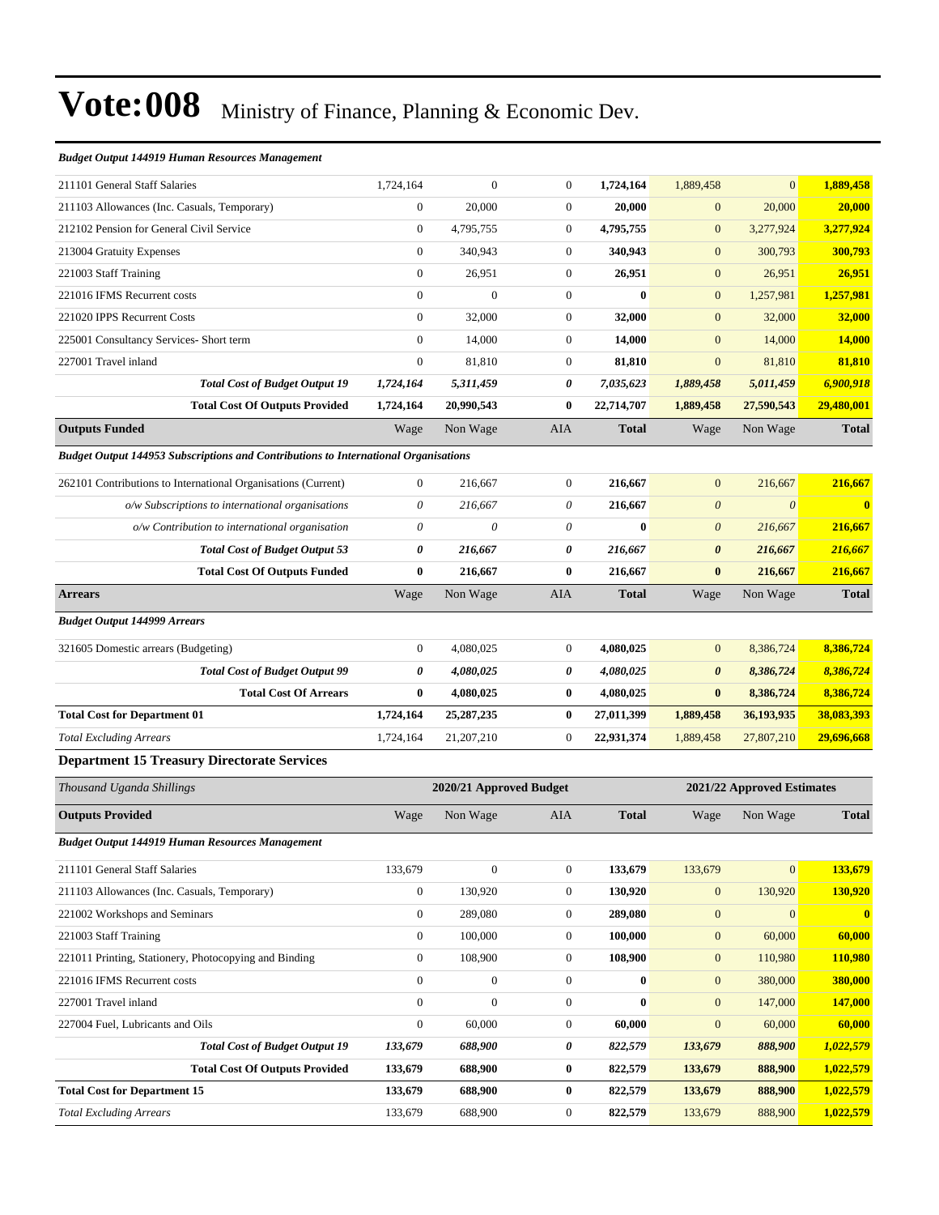| *Budget Output 144919 Human Resources Management* | | | | | | | |
|---|---|---|---|---|---|---|---|
| 211101 General Staff Salaries | 1,724,164 | 0 | 0 | **1,724,164** | 1,889,458 | 0 | **1,889,458** |
| 211103 Allowances (Inc. Casuals, Temporary) | 0 | 20,000 | 0 | **20,000** | 0 | 20,000 | **20,000** |
| 212102 Pension for General Civil Service | 0 | 4,795,755 | 0 | **4,795,755** | 0 | 3,277,924 | **3,277,924** |
| 213004 Gratuity Expenses | 0 | 340,943 | 0 | **340,943** | 0 | 300,793 | **300,793** |
| 221003 Staff Training | 0 | 26,951 | 0 | **26,951** | 0 | 26,951 | **26,951** |
| 221016 IFMS Recurrent costs | 0 | 0 | 0 | **0** | 0 | 1,257,981 | **1,257,981** |
| 221020 IPPS Recurrent Costs | 0 | 32,000 | 0 | **32,000** | 0 | 32,000 | **32,000** |
| 225001 Consultancy Services- Short term | 0 | 14,000 | 0 | **14,000** | 0 | 14,000 | **14,000** |
| 227001 Travel inland | 0 | 81,810 | 0 | **81,810** | 0 | 81,810 | **81,810** |
| ***Total Cost of Budget Output 19*** | ***1,724,164*** | ***5,311,459*** | ***0*** | ***7,035,623*** | ***1,889,458*** | ***5,011,459*** | ***6,900,918*** |
| **Total Cost Of Outputs Provided** | **1,724,164** | **20,990,543** | **0** | **22,714,707** | **1,889,458** | **27,590,543** | **29,480,001** |
| **Outputs Funded** | Wage | Non Wage | AIA | **Total** | Wage | Non Wage | **Total** |
| *Budget Output 144953 Subscriptions and Contributions to International Organisations* | | | | | | | |
| 262101 Contributions to International Organisations (Current) | 0 | 216,667 | 0 | **216,667** | 0 | 216,667 | **216,667** |
| *o/w Subscriptions to international organisations* | *0* | *216,667* | *0* | **216,667** | *0* | *0* | **0** |
| *o/w Contribution to international organisation* | *0* | *0* | *0* | **0** | *0* | *216,667* | **216,667** |
| ***Total Cost of Budget Output 53*** | ***0*** | ***216,667*** | ***0*** | ***216,667*** | ***0*** | ***216,667*** | ***216,667*** |
| **Total Cost Of Outputs Funded** | **0** | **216,667** | **0** | **216,667** | **0** | **216,667** | **216,667** |
| **Arrears** | Wage | Non Wage | AIA | **Total** | Wage | Non Wage | **Total** |
| *Budget Output 144999 Arrears* | | | | | | | |
| 321605 Domestic arrears (Budgeting) | 0 | 4,080,025 | 0 | **4,080,025** | 0 | 8,386,724 | **8,386,724** |
| ***Total Cost of Budget Output 99*** | ***0*** | ***4,080,025*** | ***0*** | ***4,080,025*** | ***0*** | ***8,386,724*** | ***8,386,724*** |
| **Total Cost Of Arrears** | **0** | **4,080,025** | **0** | **4,080,025** | **0** | **8,386,724** | **8,386,724** |
| **Total Cost for Department 01** | **1,724,164** | **25,287,235** | **0** | **27,011,399** | **1,889,458** | **36,193,935** | **38,083,393** |
| *Total Excluding Arrears* | 1,724,164 | 21,207,210 | 0 | **22,931,374** | 1,889,458 | 27,807,210 | **29,696,668** |

### Department 15 Treasury Directorate Services

| *Thousand Uganda Shillings* | | 2020/21 Approved Budget | | | | 2021/22 Approved Estimates | |
|---|---|---|---|---|---|---|---|
| **Outputs Provided** | Wage | Non Wage | AIA | **Total** | Wage | Non Wage | **Total** |
| *Budget Output 144919 Human Resources Management* | | | | | | | |
| 211101 General Staff Salaries | 133,679 | 0 | 0 | **133,679** | 133,679 | 0 | **133,679** |
| 211103 Allowances (Inc. Casuals, Temporary) | 0 | 130,920 | 0 | **130,920** | 0 | 130,920 | **130,920** |
| 221002 Workshops and Seminars | 0 | 289,080 | 0 | **289,080** | 0 | 0 | **0** |
| 221003 Staff Training | 0 | 100,000 | 0 | **100,000** | 0 | 60,000 | **60,000** |
| 221011 Printing, Stationery, Photocopying and Binding | 0 | 108,900 | 0 | **108,900** | 0 | 110,980 | **110,980** |
| 221016 IFMS Recurrent costs | 0 | 0 | 0 | **0** | 0 | 380,000 | **380,000** |
| 227001 Travel inland | 0 | 0 | 0 | **0** | 0 | 147,000 | **147,000** |
| 227004 Fuel, Lubricants and Oils | 0 | 60,000 | 0 | **60,000** | 0 | 60,000 | **60,000** |
| ***Total Cost of Budget Output 19*** | ***133,679*** | ***688,900*** | ***0*** | ***822,579*** | ***133,679*** | ***888,900*** | ***1,022,579*** |
| **Total Cost Of Outputs Provided** | **133,679** | **688,900** | **0** | **822,579** | **133,679** | **888,900** | **1,022,579** |
| **Total Cost for Department 15** | **133,679** | **688,900** | **0** | **822,579** | **133,679** | **888,900** | **1,022,579** |
| *Total Excluding Arrears* | 133,679 | 688,900 | 0 | **822,579** | 133,679 | 888,900 | **1,022,579** |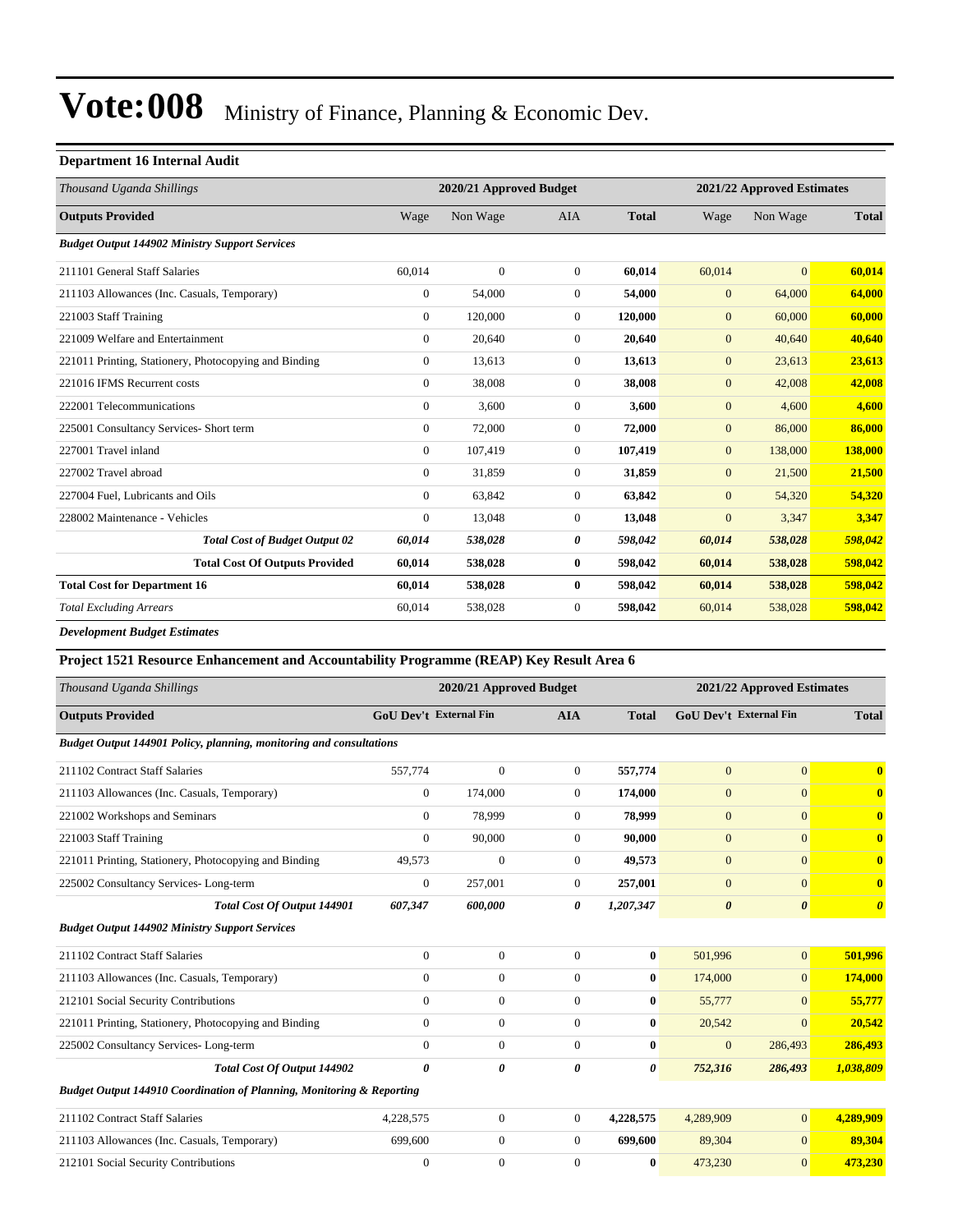# Vote:008 Ministry of Finance, Planning & Economic Dev.

**Department 16 Internal Audit**

| *Thousand Uganda Shillings* | 2020/21 Approved Budget | | | | 2021/22 Approved Estimates | | |
|---|---|---|---|---|---|---|---|
| **Outputs Provided** | Wage | Non Wage | AIA | **Total** | Wage | Non Wage | **Total** |
| ***Budget Output 144902 Ministry Support Services*** | | | | | | | |
| 211101 General Staff Salaries | 60,014 | 0 | 0 | **60,014** | 60,014 | 0 | **60,014** |
| 211103 Allowances (Inc. Casuals, Temporary) | 0 | 54,000 | 0 | **54,000** | 0 | 64,000 | **64,000** |
| 221003 Staff Training | 0 | 120,000 | 0 | **120,000** | 0 | 60,000 | **60,000** |
| 221009 Welfare and Entertainment | 0 | 20,640 | 0 | **20,640** | 0 | 40,640 | **40,640** |
| 221011 Printing, Stationery, Photocopying and Binding | 0 | 13,613 | 0 | **13,613** | 0 | 23,613 | **23,613** |
| 221016 IFMS Recurrent costs | 0 | 38,008 | 0 | **38,008** | 0 | 42,008 | **42,008** |
| 222001 Telecommunications | 0 | 3,600 | 0 | **3,600** | 0 | 4,600 | **4,600** |
| 225001 Consultancy Services- Short term | 0 | 72,000 | 0 | **72,000** | 0 | 86,000 | **86,000** |
| 227001 Travel inland | 0 | 107,419 | 0 | **107,419** | 0 | 138,000 | **138,000** |
| 227002 Travel abroad | 0 | 31,859 | 0 | **31,859** | 0 | 21,500 | **21,500** |
| 227004 Fuel, Lubricants and Oils | 0 | 63,842 | 0 | **63,842** | 0 | 54,320 | **54,320** |
| 228002 Maintenance - Vehicles | 0 | 13,048 | 0 | **13,048** | 0 | 3,347 | **3,347** |
| ***Total Cost of Budget Output 02*** | ***60,014*** | ***538,028*** | ***0*** | ***598,042*** | ***60,014*** | ***538,028*** | ***598,042*** |
| **Total Cost Of Outputs Provided** | **60,014** | **538,028** | **0** | **598,042** | **60,014** | **538,028** | **598,042** |
| **Total Cost for Department 16** | **60,014** | **538,028** | **0** | **598,042** | **60,014** | **538,028** | **598,042** |
| *Total Excluding Arrears* | 60,014 | 538,028 | 0 | **598,042** | 60,014 | 538,028 | **598,042** |

***Development Budget Estimates***

**Project 1521 Resource Enhancement and Accountability Programme (REAP) Key Result Area 6**

| *Thousand Uganda Shillings* | 2020/21 Approved Budget | | | | 2021/22 Approved Estimates | | |
|---|---|---|---|---|---|---|---|
| **Outputs Provided** | **GoU Dev't** | **External Fin** | **AIA** | **Total** | **GoU Dev't** | **External Fin** | **Total** |
| ***Budget Output 144901 Policy, planning, monitoring and consultations*** | | | | | | | |
| 211102 Contract Staff Salaries | 557,774 | 0 | 0 | **557,774** | 0 | 0 | **0** |
| 211103 Allowances (Inc. Casuals, Temporary) | 0 | 174,000 | 0 | **174,000** | 0 | 0 | **0** |
| 221002 Workshops and Seminars | 0 | 78,999 | 0 | **78,999** | 0 | 0 | **0** |
| 221003 Staff Training | 0 | 90,000 | 0 | **90,000** | 0 | 0 | **0** |
| 221011 Printing, Stationery, Photocopying and Binding | 49,573 | 0 | 0 | **49,573** | 0 | 0 | **0** |
| 225002 Consultancy Services- Long-term | 0 | 257,001 | 0 | **257,001** | 0 | 0 | **0** |
| ***Total Cost Of Output 144901*** | ***607,347*** | ***600,000*** | ***0*** | ***1,207,347*** | ***0*** | ***0*** | ***0*** |
| ***Budget Output 144902 Ministry Support Services*** | | | | | | | |
| 211102 Contract Staff Salaries | 0 | 0 | 0 | **0** | 501,996 | 0 | **501,996** |
| 211103 Allowances (Inc. Casuals, Temporary) | 0 | 0 | 0 | **0** | 174,000 | 0 | **174,000** |
| 212101 Social Security Contributions | 0 | 0 | 0 | **0** | 55,777 | 0 | **55,777** |
| 221011 Printing, Stationery, Photocopying and Binding | 0 | 0 | 0 | **0** | 20,542 | 0 | **20,542** |
| 225002 Consultancy Services- Long-term | 0 | 0 | 0 | **0** | 0 | 286,493 | **286,493** |
| ***Total Cost Of Output 144902*** | ***0*** | ***0*** | ***0*** | ***0*** | ***752,316*** | ***286,493*** | ***1,038,809*** |
| ***Budget Output 144910 Coordination of Planning, Monitoring & Reporting*** | | | | | | | |
| 211102 Contract Staff Salaries | 4,228,575 | 0 | 0 | **4,228,575** | 4,289,909 | 0 | **4,289,909** |
| 211103 Allowances (Inc. Casuals, Temporary) | 699,600 | 0 | 0 | **699,600** | 89,304 | 0 | **89,304** |
| 212101 Social Security Contributions | 0 | 0 | 0 | **0** | 473,230 | 0 | **473,230** |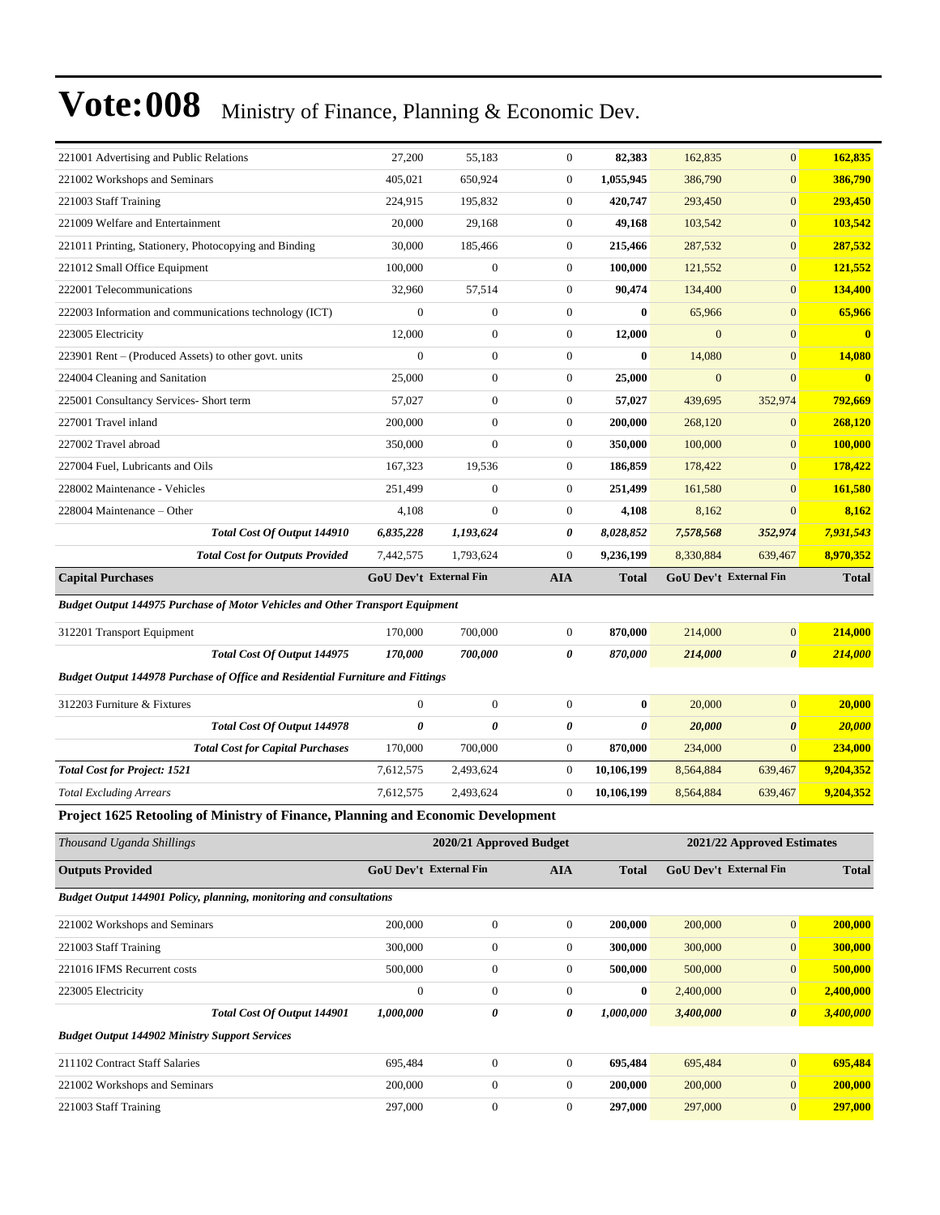# Vote:008 Ministry of Finance, Planning & Economic Dev.

| | | | | | | | |
|---|---|---|---|---|---|---|---|
| 221001 Advertising and Public Relations | 27,200 | 55,183 | 0 | **82,383** | 162,835 | 0 | **162,835** |
| 221002 Workshops and Seminars | 405,021 | 650,924 | 0 | **1,055,945** | 386,790 | 0 | **386,790** |
| 221003 Staff Training | 224,915 | 195,832 | 0 | **420,747** | 293,450 | 0 | **293,450** |
| 221009 Welfare and Entertainment | 20,000 | 29,168 | 0 | **49,168** | 103,542 | 0 | **103,542** |
| 221011 Printing, Stationery, Photocopying and Binding | 30,000 | 185,466 | 0 | **215,466** | 287,532 | 0 | **287,532** |
| 221012 Small Office Equipment | 100,000 | 0 | 0 | **100,000** | 121,552 | 0 | **121,552** |
| 222001 Telecommunications | 32,960 | 57,514 | 0 | **90,474** | 134,400 | 0 | **134,400** |
| 222003 Information and communications technology (ICT) | 0 | 0 | 0 | **0** | 65,966 | 0 | **65,966** |
| 223005 Electricity | 12,000 | 0 | 0 | **12,000** | 0 | 0 | **0** |
| 223901 Rent – (Produced Assets) to other govt. units | 0 | 0 | 0 | **0** | 14,080 | 0 | **14,080** |
| 224004 Cleaning and Sanitation | 25,000 | 0 | 0 | **25,000** | 0 | 0 | **0** |
| 225001 Consultancy Services- Short term | 57,027 | 0 | 0 | **57,027** | 439,695 | 352,974 | **792,669** |
| 227001 Travel inland | 200,000 | 0 | 0 | **200,000** | 268,120 | 0 | **268,120** |
| 227002 Travel abroad | 350,000 | 0 | 0 | **350,000** | 100,000 | 0 | **100,000** |
| 227004 Fuel, Lubricants and Oils | 167,323 | 19,536 | 0 | **186,859** | 178,422 | 0 | **178,422** |
| 228002 Maintenance - Vehicles | 251,499 | 0 | 0 | **251,499** | 161,580 | 0 | **161,580** |
| 228004 Maintenance – Other | 4,108 | 0 | 0 | **4,108** | 8,162 | 0 | **8,162** |
| ***Total Cost Of Output 144910*** | ***6,835,228*** | ***1,193,624*** | ***0*** | ***8,028,852*** | ***7,578,568*** | ***352,974*** | ***7,931,543*** |
| ***Total Cost for Outputs Provided*** | 7,442,575 | 1,793,624 | 0 | **9,236,199** | 8,330,884 | 639,467 | **8,970,352** |
| **Capital Purchases** | **GoU Dev't** | **External Fin** | **AIA** | **Total** | **GoU Dev't** | **External Fin** | **Total** |
| ***Budget Output 144975 Purchase of Motor Vehicles and Other Transport Equipment*** | | | | | | | |
| 312201 Transport Equipment | 170,000 | 700,000 | 0 | **870,000** | 214,000 | 0 | **214,000** |
| ***Total Cost Of Output 144975*** | ***170,000*** | ***700,000*** | ***0*** | ***870,000*** | ***214,000*** | ***0*** | ***214,000*** |
| ***Budget Output 144978 Purchase of Office and Residential Furniture and Fittings*** | | | | | | | |
| 312203 Furniture & Fixtures | 0 | 0 | 0 | **0** | 20,000 | 0 | **20,000** |
| ***Total Cost Of Output 144978*** | ***0*** | ***0*** | ***0*** | ***0*** | ***20,000*** | ***0*** | ***20,000*** |
| ***Total Cost for Capital Purchases*** | 170,000 | 700,000 | 0 | **870,000** | 234,000 | 0 | **234,000** |
| ***Total Cost for Project: 1521*** | 7,612,575 | 2,493,624 | 0 | **10,106,199** | 8,564,884 | 639,467 | **9,204,352** |
| *Total Excluding Arrears* | 7,612,575 | 2,493,624 | 0 | **10,106,199** | 8,564,884 | 639,467 | **9,204,352** |

**Project 1625 Retooling of Ministry of Finance, Planning and Economic Development**

| *Thousand Uganda Shillings* | 2020/21 Approved Budget | | | | 2021/22 Approved Estimates | | |
|---|---|---|---|---|---|---|---|
| **Outputs Provided** | **GoU Dev't** | **External Fin** | **AIA** | **Total** | **GoU Dev't** | **External Fin** | **Total** |
| ***Budget Output 144901 Policy, planning, monitoring and consultations*** | | | | | | | |
| 221002 Workshops and Seminars | 200,000 | 0 | 0 | **200,000** | 200,000 | 0 | **200,000** |
| 221003 Staff Training | 300,000 | 0 | 0 | **300,000** | 300,000 | 0 | **300,000** |
| 221016 IFMS Recurrent costs | 500,000 | 0 | 0 | **500,000** | 500,000 | 0 | **500,000** |
| 223005 Electricity | 0 | 0 | 0 | **0** | 2,400,000 | 0 | **2,400,000** |
| ***Total Cost Of Output 144901*** | ***1,000,000*** | ***0*** | ***0*** | ***1,000,000*** | ***3,400,000*** | ***0*** | ***3,400,000*** |
| ***Budget Output 144902 Ministry Support Services*** | | | | | | | |
| 211102 Contract Staff Salaries | 695,484 | 0 | 0 | **695,484** | 695,484 | 0 | **695,484** |
| 221002 Workshops and Seminars | 200,000 | 0 | 0 | **200,000** | 200,000 | 0 | **200,000** |
| 221003 Staff Training | 297,000 | 0 | 0 | **297,000** | 297,000 | 0 | **297,000** |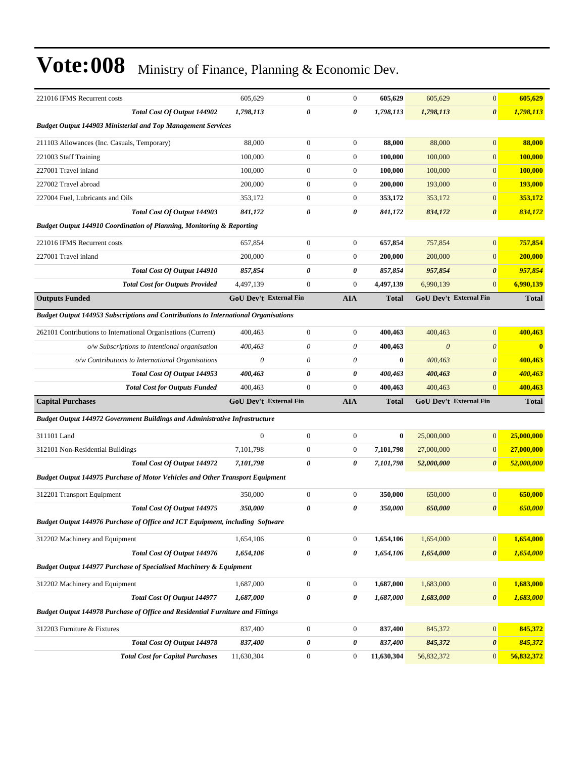# Vote:008 Ministry of Finance, Planning & Economic Dev.

| | GoU Dev't | External Fin | AIA | Total | GoU Dev't | External Fin | Total |
|---|---|---|---|---|---|---|---|
| 221016 IFMS Recurrent costs | 605,629 | 0 | 0 | **605,629** | 605,629 | 0 | **605,629** |
| ***Total Cost Of Output 144902*** | ***1,798,113*** | ***0*** | ***0*** | ***1,798,113*** | ***1,798,113*** | ***0*** | ***1,798,113*** |
| ***Budget Output 144903 Ministerial and Top Management Services*** | | | | | | | |
| 211103 Allowances (Inc. Casuals, Temporary) | 88,000 | 0 | 0 | **88,000** | 88,000 | 0 | **88,000** |
| 221003 Staff Training | 100,000 | 0 | 0 | **100,000** | 100,000 | 0 | **100,000** |
| 227001 Travel inland | 100,000 | 0 | 0 | **100,000** | 100,000 | 0 | **100,000** |
| 227002 Travel abroad | 200,000 | 0 | 0 | **200,000** | 193,000 | 0 | **193,000** |
| 227004 Fuel, Lubricants and Oils | 353,172 | 0 | 0 | **353,172** | 353,172 | 0 | **353,172** |
| ***Total Cost Of Output 144903*** | ***841,172*** | ***0*** | ***0*** | ***841,172*** | ***834,172*** | ***0*** | ***834,172*** |
| ***Budget Output 144910 Coordination of Planning, Monitoring & Reporting*** | | | | | | | |
| 221016 IFMS Recurrent costs | 657,854 | 0 | 0 | **657,854** | 757,854 | 0 | **757,854** |
| 227001 Travel inland | 200,000 | 0 | 0 | **200,000** | 200,000 | 0 | **200,000** |
| ***Total Cost Of Output 144910*** | ***857,854*** | ***0*** | ***0*** | ***857,854*** | ***957,854*** | ***0*** | ***957,854*** |
| ***Total Cost for Outputs Provided*** | 4,497,139 | 0 | 0 | **4,497,139** | 6,990,139 | 0 | **6,990,139** |
| **Outputs Funded** | **GoU Dev't** | **External Fin** | **AIA** | **Total** | **GoU Dev't** | **External Fin** | **Total** |
| ***Budget Output 144953 Subscriptions and Contributions to International Organisations*** | | | | | | | |
| 262101 Contributions to International Organisations (Current) | 400,463 | 0 | 0 | **400,463** | 400,463 | 0 | **400,463** |
| *o/w Subscriptions to intentional organisation* | *400,463* | *0* | *0* | **400,463** | *0* | *0* | **0** |
| *o/w Contributions to International Organisations* | *0* | *0* | *0* | **0** | *400,463* | *0* | **400,463** |
| ***Total Cost Of Output 144953*** | ***400,463*** | ***0*** | ***0*** | ***400,463*** | ***400,463*** | ***0*** | ***400,463*** |
| ***Total Cost for Outputs Funded*** | 400,463 | 0 | 0 | **400,463** | 400,463 | 0 | **400,463** |
| **Capital Purchases** | **GoU Dev't** | **External Fin** | **AIA** | **Total** | **GoU Dev't** | **External Fin** | **Total** |
| ***Budget Output 144972 Government Buildings and Administrative Infrastructure*** | | | | | | | |
| 311101 Land | 0 | 0 | 0 | **0** | 25,000,000 | 0 | **25,000,000** |
| 312101 Non-Residential Buildings | 7,101,798 | 0 | 0 | **7,101,798** | 27,000,000 | 0 | **27,000,000** |
| ***Total Cost Of Output 144972*** | ***7,101,798*** | ***0*** | ***0*** | ***7,101,798*** | ***52,000,000*** | ***0*** | ***52,000,000*** |
| ***Budget Output 144975 Purchase of Motor Vehicles and Other Transport Equipment*** | | | | | | | |
| 312201 Transport Equipment | 350,000 | 0 | 0 | **350,000** | 650,000 | 0 | **650,000** |
| ***Total Cost Of Output 144975*** | ***350,000*** | ***0*** | ***0*** | ***350,000*** | ***650,000*** | ***0*** | ***650,000*** |
| ***Budget Output 144976 Purchase of Office and ICT Equipment, including Software*** | | | | | | | |
| 312202 Machinery and Equipment | 1,654,106 | 0 | 0 | **1,654,106** | 1,654,000 | 0 | **1,654,000** |
| ***Total Cost Of Output 144976*** | ***1,654,106*** | ***0*** | ***0*** | ***1,654,106*** | ***1,654,000*** | ***0*** | ***1,654,000*** |
| ***Budget Output 144977 Purchase of Specialised Machinery & Equipment*** | | | | | | | |
| 312202 Machinery and Equipment | 1,687,000 | 0 | 0 | **1,687,000** | 1,683,000 | 0 | **1,683,000** |
| ***Total Cost Of Output 144977*** | ***1,687,000*** | ***0*** | ***0*** | ***1,687,000*** | ***1,683,000*** | ***0*** | ***1,683,000*** |
| ***Budget Output 144978 Purchase of Office and Residential Furniture and Fittings*** | | | | | | | |
| 312203 Furniture & Fixtures | 837,400 | 0 | 0 | **837,400** | 845,372 | 0 | **845,372** |
| ***Total Cost Of Output 144978*** | ***837,400*** | ***0*** | ***0*** | ***837,400*** | ***845,372*** | ***0*** | ***845,372*** |
| ***Total Cost for Capital Purchases*** | 11,630,304 | 0 | 0 | **11,630,304** | 56,832,372 | 0 | **56,832,372** |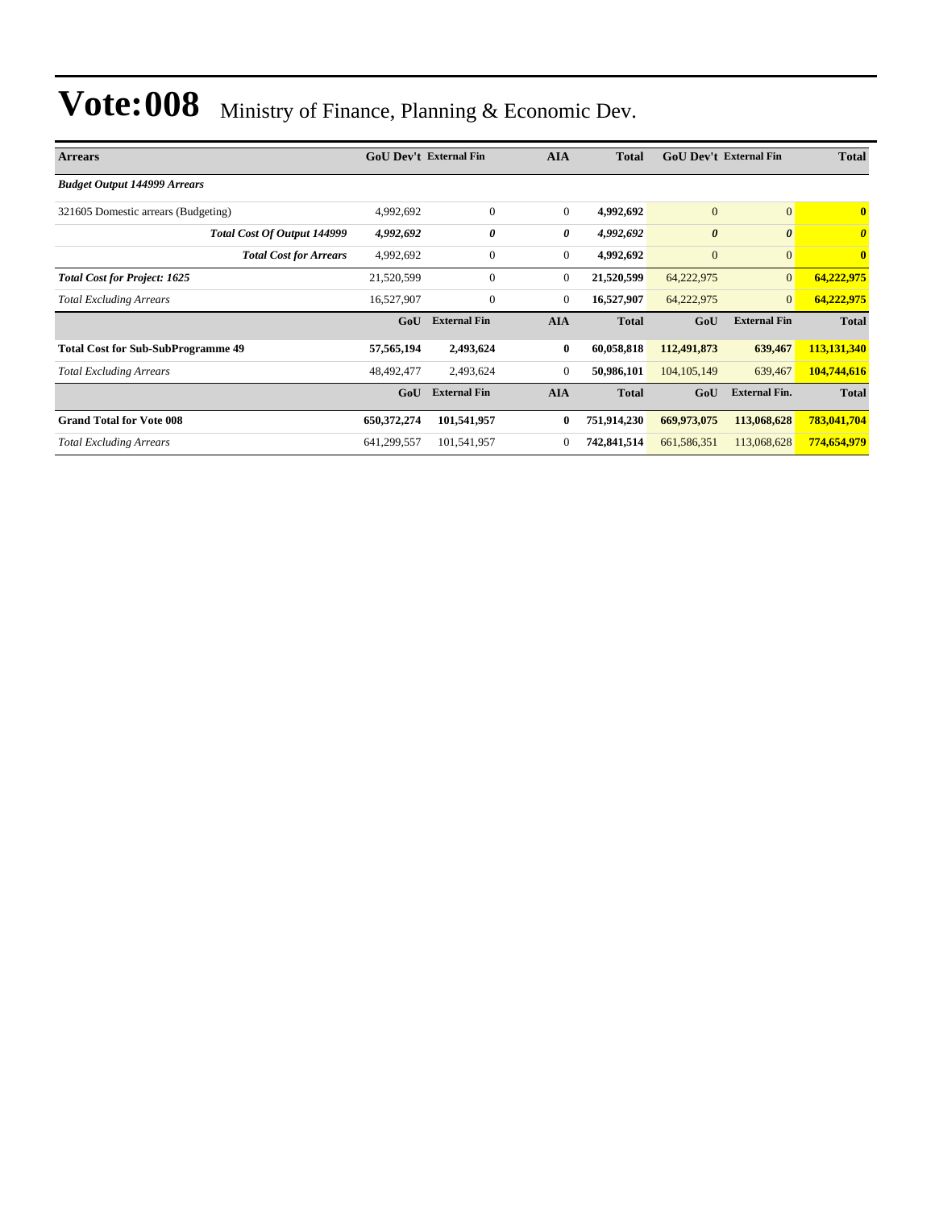# Vote:008 Ministry of Finance, Planning & Economic Dev.

| Arrears | GoU Dev't | External Fin | AIA | Total | GoU Dev't | External Fin | Total |
|---|---|---|---|---|---|---|---|
| ***Budget Output 144999 Arrears*** | | | | | | | |
| 321605 Domestic arrears (Budgeting) | 4,992,692 | 0 | 0 | **4,992,692** | 0 | 0 | **0** |
| ***Total Cost Of Output 144999*** | ***4,992,692*** | ***0*** | ***0*** | ***4,992,692*** | ***0*** | ***0*** | ***0*** |
| ***Total Cost for Arrears*** | 4,992,692 | 0 | 0 | **4,992,692** | 0 | 0 | **0** |
| ***Total Cost for Project: 1625*** | 21,520,599 | 0 | 0 | **21,520,599** | 64,222,975 | 0 | **64,222,975** |
| *Total Excluding Arrears* | 16,527,907 | 0 | 0 | **16,527,907** | 64,222,975 | 0 | **64,222,975** |
| | **GoU** | **External Fin** | **AIA** | **Total** | **GoU** | **External Fin** | **Total** |
| **Total Cost for Sub-SubProgramme 49** | **57,565,194** | **2,493,624** | **0** | **60,058,818** | **112,491,873** | **639,467** | **113,131,340** |
| *Total Excluding Arrears* | 48,492,477 | 2,493,624 | 0 | **50,986,101** | 104,105,149 | 639,467 | **104,744,616** |
| | **GoU** | **External Fin** | **AIA** | **Total** | **GoU** | **External Fin.** | **Total** |
| **Grand Total for Vote 008** | **650,372,274** | **101,541,957** | **0** | **751,914,230** | **669,973,075** | **113,068,628** | **783,041,704** |
| *Total Excluding Arrears* | 641,299,557 | 101,541,957 | 0 | **742,841,514** | 661,586,351 | 113,068,628 | **774,654,979** |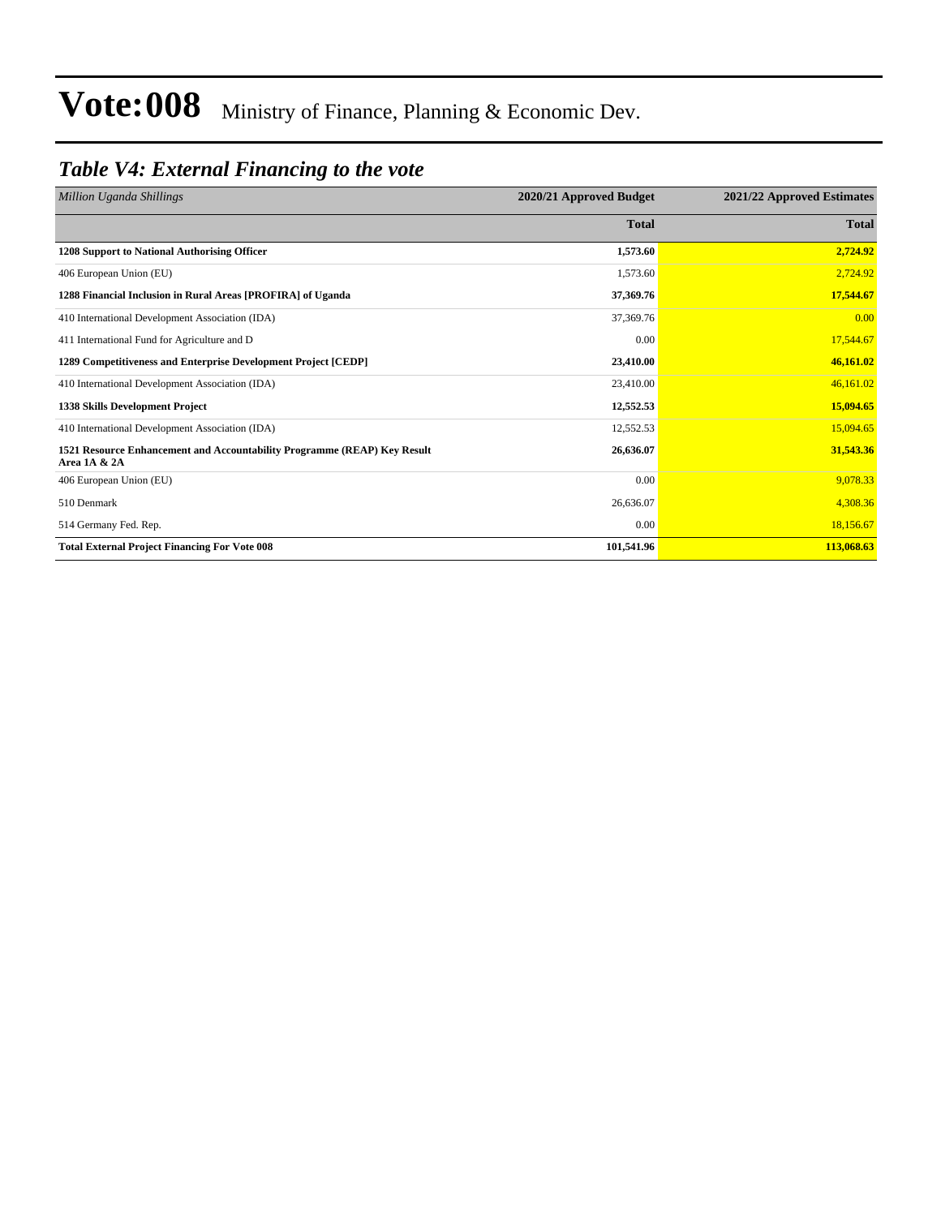# Vote:008 Ministry of Finance, Planning & Economic Dev.

## *Table V4: External Financing to the vote*

| *Million Uganda Shillings* | 2020/21 Approved Budget | 2021/22 Approved Estimates |
|---|---|---|
| | **Total** | **Total** |
| **1208 Support to National Authorising Officer** | **1,573.60** | **2,724.92** |
| 406 European Union (EU) | 1,573.60 | 2,724.92 |
| **1288 Financial Inclusion in Rural Areas [PROFIRA] of Uganda** | **37,369.76** | **17,544.67** |
| 410 International Development Association (IDA) | 37,369.76 | 0.00 |
| 411 International Fund for Agriculture and D | 0.00 | 17,544.67 |
| **1289 Competitiveness and Enterprise Development Project [CEDP]** | **23,410.00** | **46,161.02** |
| 410 International Development Association (IDA) | 23,410.00 | 46,161.02 |
| **1338 Skills Development Project** | **12,552.53** | **15,094.65** |
| 410 International Development Association (IDA) | 12,552.53 | 15,094.65 |
| **1521 Resource Enhancement and Accountability Programme (REAP) Key Result Area 1A & 2A** | **26,636.07** | **31,543.36** |
| 406 European Union (EU) | 0.00 | 9,078.33 |
| 510 Denmark | 26,636.07 | 4,308.36 |
| 514 Germany Fed. Rep. | 0.00 | 18,156.67 |
| **Total External Project Financing For Vote 008** | **101,541.96** | **113,068.63** |